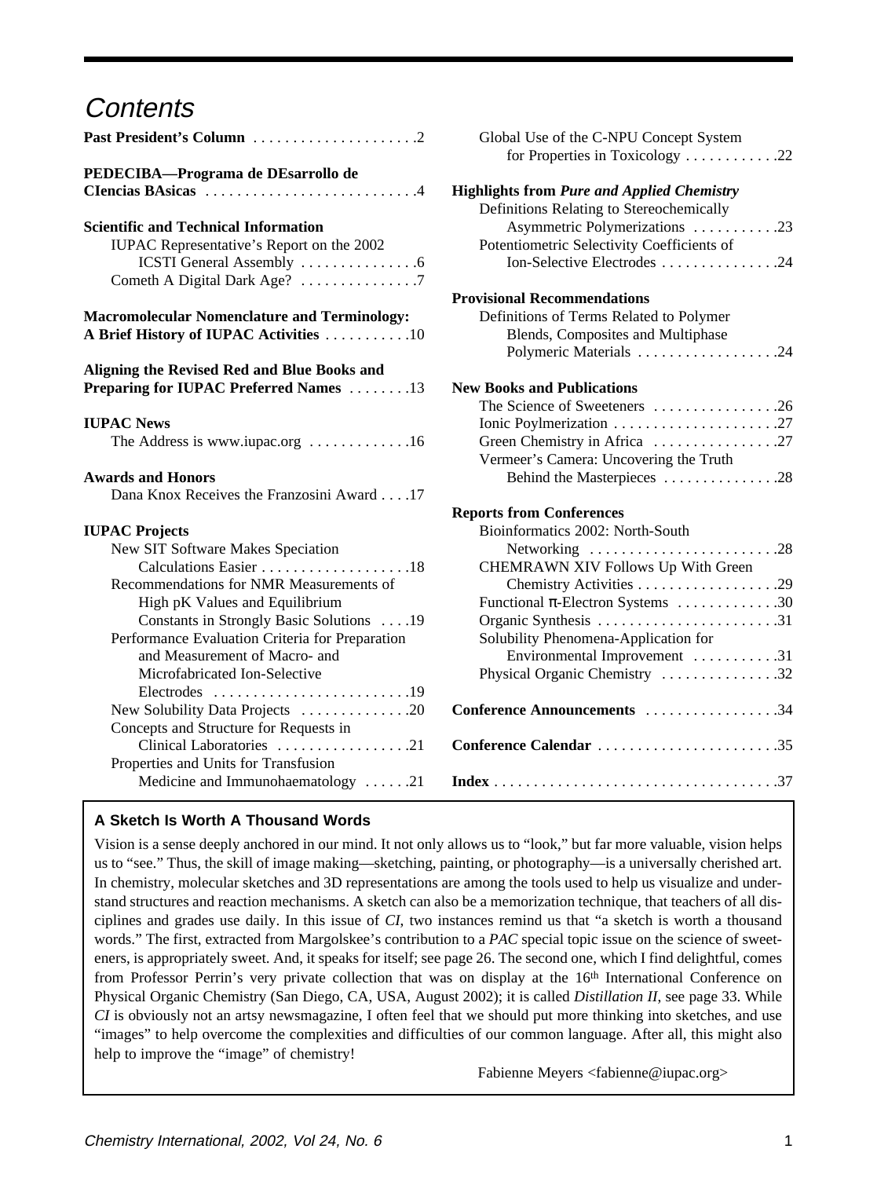# Contents

**Past President's Column** . . . . . . . . . . . . . . . . . . . . .2

**PEDECIBA—Programa de DEsarrollo de CIencias BAsicas** . . . . . . . . . . . . . . . . . . . . . . . . . . .4

**Scientific and Technical Information**
- IUPAC Representative's Report on the 2002 ICSTI General Assembly . . . . . . . . . . . . . . .6
- Cometh A Digital Dark Age? . . . . . . . . . . . . . . .7

**Macromolecular Nomenclature and Terminology: A Brief History of IUPAC Activities** . . . . . . . . . . .10

**Aligning the Revised Red and Blue Books and Preparing for IUPAC Preferred Names** . . . . . . . .13

**IUPAC News**
- The Address is www.iupac.org . . . . . . . . . . . . .16

**Awards and Honors**
- Dana Knox Receives the Franzosini Award . . . .17

**IUPAC Projects**
- New SIT Software Makes Speciation Calculations Easier . . . . . . . . . . . . . . . . . . .18
- Recommendations for NMR Measurements of High pK Values and Equilibrium Constants in Strongly Basic Solutions . . . .19
- Performance Evaluation Criteria for Preparation and Measurement of Macro- and Microfabricated Ion-Selective Electrodes . . . . . . . . . . . . . . . . . . . . . . . . .19
- New Solubility Data Projects . . . . . . . . . . . . . .20
- Concepts and Structure for Requests in Clinical Laboratories . . . . . . . . . . . . . . . . .21
- Properties and Units for Transfusion Medicine and Immunohaematology . . . . . .21
- Global Use of the C-NPU Concept System for Properties in Toxicology . . . . . . . . . . . .22

**Highlights from *Pure and Applied Chemistry***
- Definitions Relating to Stereochemically Asymmetric Polymerizations . . . . . . . . . . .23
- Potentiometric Selectivity Coefficients of Ion-Selective Electrodes . . . . . . . . . . . . . . .24

**Provisional Recommendations**
- Definitions of Terms Related to Polymer Blends, Composites and Multiphase Polymeric Materials . . . . . . . . . . . . . . . . . .24

**New Books and Publications**
- The Science of Sweeteners . . . . . . . . . . . . . . . .26
- Ionic Poylmerization . . . . . . . . . . . . . . . . . . . . .27
- Green Chemistry in Africa . . . . . . . . . . . . . . . .27
- Vermeer's Camera: Uncovering the Truth Behind the Masterpieces . . . . . . . . . . . . . . .28

**Reports from Conferences**
- Bioinformatics 2002: North-South Networking . . . . . . . . . . . . . . . . . . . . . . . .28
- CHEMRAWN XIV Follows Up With Green Chemistry Activities . . . . . . . . . . . . . . . . . .29
- Functional π-Electron Systems . . . . . . . . . . . . .30
- Organic Synthesis . . . . . . . . . . . . . . . . . . . . . . .31
- Solubility Phenomena-Application for Environmental Improvement . . . . . . . . . . .31
- Physical Organic Chemistry . . . . . . . . . . . . . . .32

**Conference Announcements** . . . . . . . . . . . . . . . . .34

**Conference Calendar** . . . . . . . . . . . . . . . . . . . . . . .35

**Index** . . . . . . . . . . . . . . . . . . . . . . . . . . . . . . . . . . . .37

---

**A Sketch Is Worth A Thousand Words**

Vision is a sense deeply anchored in our mind. It not only allows us to "look," but far more valuable, vision helps us to "see." Thus, the skill of image making—sketching, painting, or photography—is a universally cherished art. In chemistry, molecular sketches and 3D representations are among the tools used to help us visualize and understand structures and reaction mechanisms. A sketch can also be a memorization technique, that teachers of all disciplines and grades use daily. In this issue of *CI*, two instances remind us that "a sketch is worth a thousand words." The first, extracted from Margolskee's contribution to a *PAC* special topic issue on the science of sweeteners, is appropriately sweet. And, it speaks for itself; see page 26. The second one, which I find delightful, comes from Professor Perrin's very private collection that was on display at the 16th International Conference on Physical Organic Chemistry (San Diego, CA, USA, August 2002); it is called *Distillation II*, see page 33. While *CI* is obviously not an artsy newsmagazine, I often feel that we should put more thinking into sketches, and use "images" to help overcome the complexities and difficulties of our common language. After all, this might also help to improve the "image" of chemistry!

Fabienne Meyers <fabienne@iupac.org>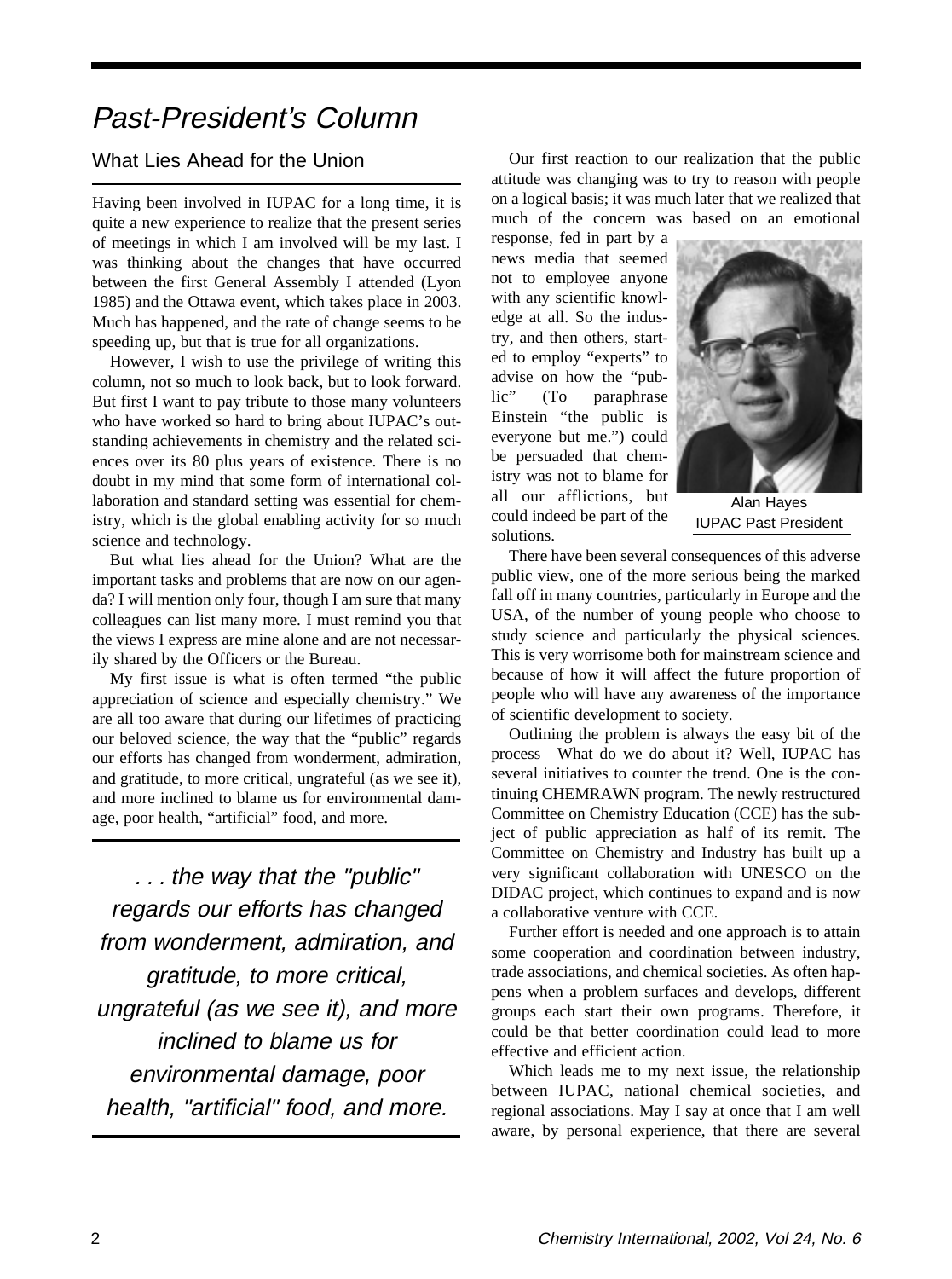# Past-President's Column

## What Lies Ahead for the Union

Having been involved in IUPAC for a long time, it is quite a new experience to realize that the present series of meetings in which I am involved will be my last. I was thinking about the changes that have occurred between the first General Assembly I attended (Lyon 1985) and the Ottawa event, which takes place in 2003. Much has happened, and the rate of change seems to be speeding up, but that is true for all organizations.

However, I wish to use the privilege of writing this column, not so much to look back, but to look forward. But first I want to pay tribute to those many volunteers who have worked so hard to bring about IUPAC's outstanding achievements in chemistry and the related sciences over its 80 plus years of existence. There is no doubt in my mind that some form of international collaboration and standard setting was essential for chemistry, which is the global enabling activity for so much science and technology.

But what lies ahead for the Union? What are the important tasks and problems that are now on our agenda? I will mention only four, though I am sure that many colleagues can list many more. I must remind you that the views I express are mine alone and are not necessarily shared by the Officers or the Bureau.

My first issue is what is often termed "the public appreciation of science and especially chemistry." We are all too aware that during our lifetimes of practicing our beloved science, the way that the "public" regards our efforts has changed from wonderment, admiration, and gratitude, to more critical, ungrateful (as we see it), and more inclined to blame us for environmental damage, poor health, "artificial" food, and more.

*. . . the way that the "public" regards our efforts has changed from wonderment, admiration, and gratitude, to more critical, ungrateful (as we see it), and more inclined to blame us for environmental damage, poor health, "artificial" food, and more.*

Our first reaction to our realization that the public attitude was changing was to try to reason with people on a logical basis; it was much later that we realized that much of the concern was based on an emotional response, fed in part by a news media that seemed not to employee anyone with any scientific knowledge at all. So the industry, and then others, started to employ "experts" to advise on how the "public" (To paraphrase Einstein "the public is everyone but me.") could be persuaded that chemistry was not to blame for all our afflictions, but could indeed be part of the solutions.

Alan Hayes
IUPAC Past President

There have been several consequences of this adverse public view, one of the more serious being the marked fall off in many countries, particularly in Europe and the USA, of the number of young people who choose to study science and particularly the physical sciences. This is very worrisome both for mainstream science and because of how it will affect the future proportion of people who will have any awareness of the importance of scientific development to society.

Outlining the problem is always the easy bit of the process—What do we do about it? Well, IUPAC has several initiatives to counter the trend. One is the continuing CHEMRAWN program. The newly restructured Committee on Chemistry Education (CCE) has the subject of public appreciation as half of its remit. The Committee on Chemistry and Industry has built up a very significant collaboration with UNESCO on the DIDAC project, which continues to expand and is now a collaborative venture with CCE.

Further effort is needed and one approach is to attain some cooperation and coordination between industry, trade associations, and chemical societies. As often happens when a problem surfaces and develops, different groups each start their own programs. Therefore, it could be that better coordination could lead to more effective and efficient action.

Which leads me to my next issue, the relationship between IUPAC, national chemical societies, and regional associations. May I say at once that I am well aware, by personal experience, that there are several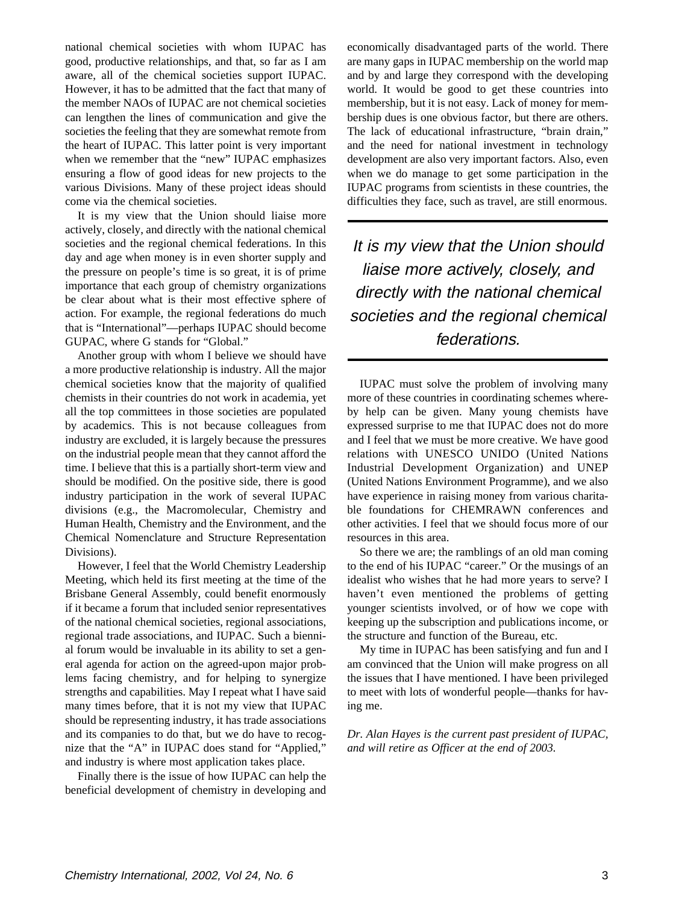national chemical societies with whom IUPAC has good, productive relationships, and that, so far as I am aware, all of the chemical societies support IUPAC. However, it has to be admitted that the fact that many of the member NAOs of IUPAC are not chemical societies can lengthen the lines of communication and give the societies the feeling that they are somewhat remote from the heart of IUPAC. This latter point is very important when we remember that the "new" IUPAC emphasizes ensuring a flow of good ideas for new projects to the various Divisions. Many of these project ideas should come via the chemical societies.

It is my view that the Union should liaise more actively, closely, and directly with the national chemical societies and the regional chemical federations. In this day and age when money is in even shorter supply and the pressure on people's time is so great, it is of prime importance that each group of chemistry organizations be clear about what is their most effective sphere of action. For example, the regional federations do much that is "International"—perhaps IUPAC should become GUPAC, where G stands for "Global."

Another group with whom I believe we should have a more productive relationship is industry. All the major chemical societies know that the majority of qualified chemists in their countries do not work in academia, yet all the top committees in those societies are populated by academics. This is not because colleagues from industry are excluded, it is largely because the pressures on the industrial people mean that they cannot afford the time. I believe that this is a partially short-term view and should be modified. On the positive side, there is good industry participation in the work of several IUPAC divisions (e.g., the Macromolecular, Chemistry and Human Health, Chemistry and the Environment, and the Chemical Nomenclature and Structure Representation Divisions).

However, I feel that the World Chemistry Leadership Meeting, which held its first meeting at the time of the Brisbane General Assembly, could benefit enormously if it became a forum that included senior representatives of the national chemical societies, regional associations, regional trade associations, and IUPAC. Such a biennial forum would be invaluable in its ability to set a general agenda for action on the agreed-upon major problems facing chemistry, and for helping to synergize strengths and capabilities. May I repeat what I have said many times before, that it is not my view that IUPAC should be representing industry, it has trade associations and its companies to do that, but we do have to recognize that the "A" in IUPAC does stand for "Applied," and industry is where most application takes place.

Finally there is the issue of how IUPAC can help the beneficial development of chemistry in developing and economically disadvantaged parts of the world. There are many gaps in IUPAC membership on the world map and by and large they correspond with the developing world. It would be good to get these countries into membership, but it is not easy. Lack of money for membership dues is one obvious factor, but there are others. The lack of educational infrastructure, "brain drain," and the need for national investment in technology development are also very important factors. Also, even when we do manage to get some participation in the IUPAC programs from scientists in these countries, the difficulties they face, such as travel, are still enormous.

*It is my view that the Union should liaise more actively, closely, and directly with the national chemical societies and the regional chemical federations.*

IUPAC must solve the problem of involving many more of these countries in coordinating schemes whereby help can be given. Many young chemists have expressed surprise to me that IUPAC does not do more and I feel that we must be more creative. We have good relations with UNESCO UNIDO (United Nations Industrial Development Organization) and UNEP (United Nations Environment Programme), and we also have experience in raising money from various charitable foundations for CHEMRAWN conferences and other activities. I feel that we should focus more of our resources in this area.

So there we are; the ramblings of an old man coming to the end of his IUPAC "career." Or the musings of an idealist who wishes that he had more years to serve? I haven't even mentioned the problems of getting younger scientists involved, or of how we cope with keeping up the subscription and publications income, or the structure and function of the Bureau, etc.

My time in IUPAC has been satisfying and fun and I am convinced that the Union will make progress on all the issues that I have mentioned. I have been privileged to meet with lots of wonderful people—thanks for having me.

*Dr. Alan Hayes is the current past president of IUPAC, and will retire as Officer at the end of 2003.*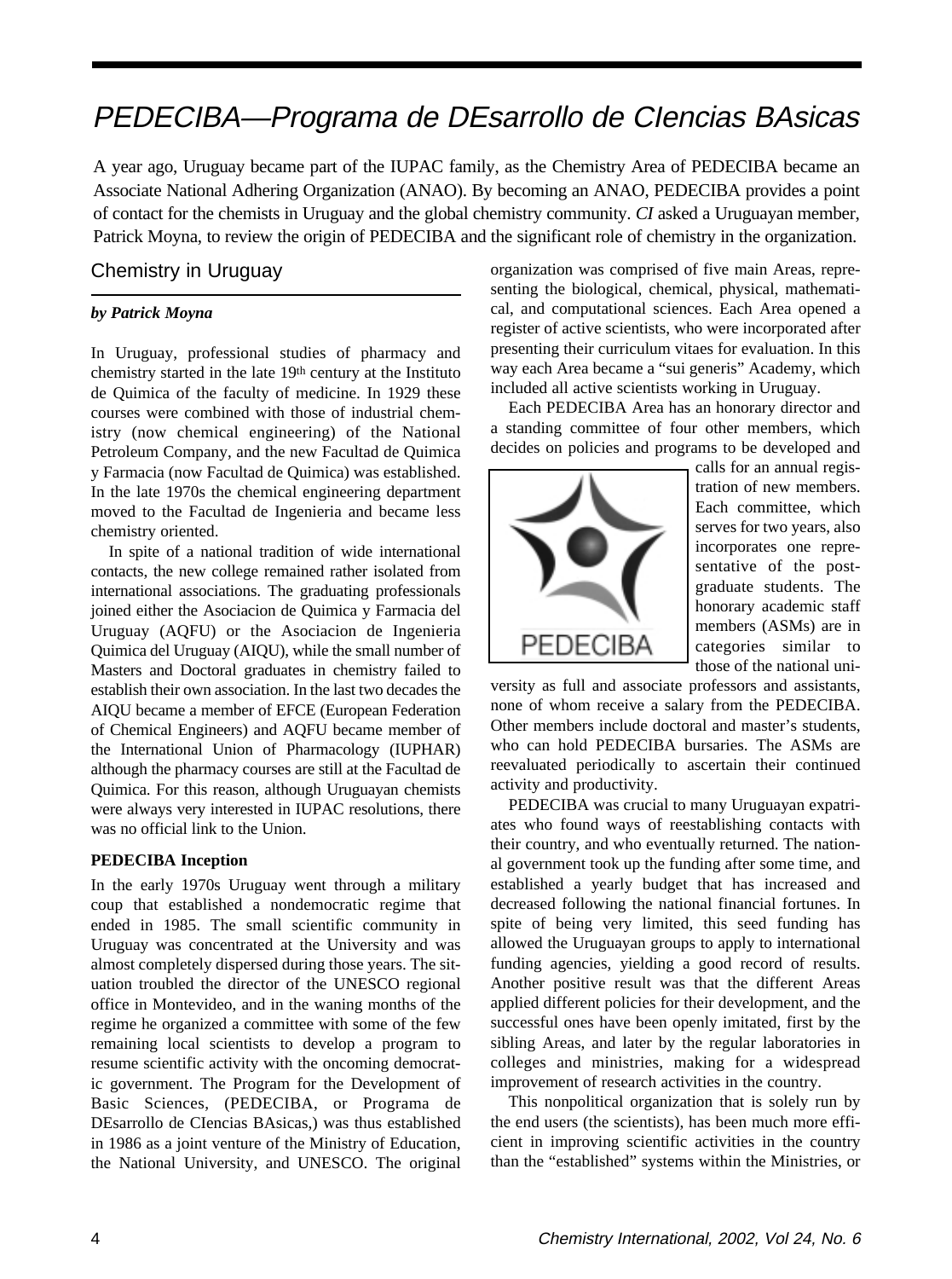# PEDECIBA—Programa de DEsarrollo de CIencias BAsicas

A year ago, Uruguay became part of the IUPAC family, as the Chemistry Area of PEDECIBA became an Associate National Adhering Organization (ANAO). By becoming an ANAO, PEDECIBA provides a point of contact for the chemists in Uruguay and the global chemistry community. *CI* asked a Uruguayan member, Patrick Moyna, to review the origin of PEDECIBA and the significant role of chemistry in the organization.

## Chemistry in Uruguay

***by Patrick Moyna***

In Uruguay, professional studies of pharmacy and chemistry started in the late 19th century at the Instituto de Quimica of the faculty of medicine. In 1929 these courses were combined with those of industrial chemistry (now chemical engineering) of the National Petroleum Company, and the new Facultad de Quimica y Farmacia (now Facultad de Quimica) was established. In the late 1970s the chemical engineering department moved to the Facultad de Ingenieria and became less chemistry oriented.

In spite of a national tradition of wide international contacts, the new college remained rather isolated from international associations. The graduating professionals joined either the Asociacion de Quimica y Farmacia del Uruguay (AQFU) or the Asociacion de Ingenieria Quimica del Uruguay (AIQU), while the small number of Masters and Doctoral graduates in chemistry failed to establish their own association. In the last two decades the AIQU became a member of EFCE (European Federation of Chemical Engineers) and AQFU became member of the International Union of Pharmacology (IUPHAR) although the pharmacy courses are still at the Facultad de Quimica. For this reason, although Uruguayan chemists were always very interested in IUPAC resolutions, there was no official link to the Union.

### PEDECIBA Inception

In the early 1970s Uruguay went through a military coup that established a nondemocratic regime that ended in 1985. The small scientific community in Uruguay was concentrated at the University and was almost completely dispersed during those years. The situation troubled the director of the UNESCO regional office in Montevideo, and in the waning months of the regime he organized a committee with some of the few remaining local scientists to develop a program to resume scientific activity with the oncoming democratic government. The Program for the Development of Basic Sciences, (PEDECIBA, or Programa de DEsarrollo de CIencias BAsicas,) was thus established in 1986 as a joint venture of the Ministry of Education, the National University, and UNESCO. The original organization was comprised of five main Areas, representing the biological, chemical, physical, mathematical, and computational sciences. Each Area opened a register of active scientists, who were incorporated after presenting their curriculum vitaes for evaluation. In this way each Area became a "sui generis" Academy, which included all active scientists working in Uruguay.

Each PEDECIBA Area has an honorary director and a standing committee of four other members, which decides on policies and programs to be developed and calls for an annual registration of new members. Each committee, which serves for two years, also incorporates one representative of the postgraduate students. The honorary academic staff members (ASMs) are in categories similar to those of the national university as full and associate professors and assistants, none of whom receive a salary from the PEDECIBA. Other members include doctoral and master's students, who can hold PEDECIBA bursaries. The ASMs are reevaluated periodically to ascertain their continued activity and productivity.

PEDECIBA was crucial to many Uruguayan expatriates who found ways of reestablishing contacts with their country, and who eventually returned. The national government took up the funding after some time, and established a yearly budget that has increased and decreased following the national financial fortunes. In spite of being very limited, this seed funding has allowed the Uruguayan groups to apply to international funding agencies, yielding a good record of results. Another positive result was that the different Areas applied different policies for their development, and the successful ones have been openly imitated, first by the sibling Areas, and later by the regular laboratories in colleges and ministries, making for a widespread improvement of research activities in the country.

This nonpolitical organization that is solely run by the end users (the scientists), has been much more efficient in improving scientific activities in the country than the "established" systems within the Ministries, or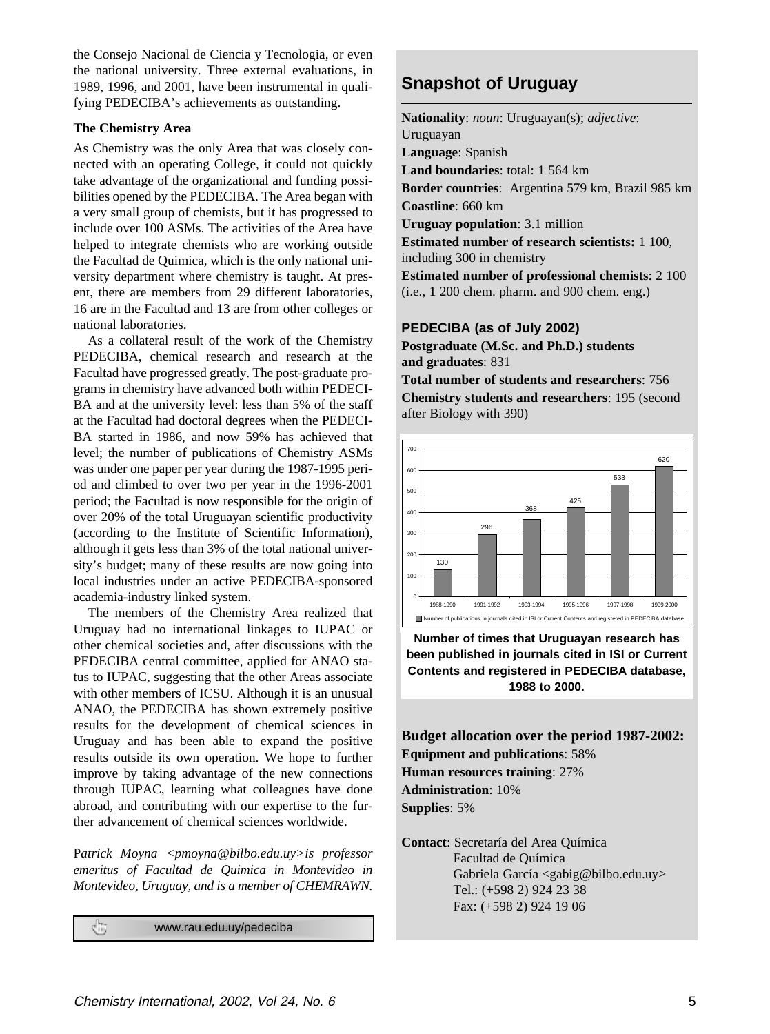the Consejo Nacional de Ciencia y Tecnologia, or even the national university. Three external evaluations, in 1989, 1996, and 2001, have been instrumental in qualifying PEDECIBA's achievements as outstanding.

### The Chemistry Area

As Chemistry was the only Area that was closely connected with an operating College, it could not quickly take advantage of the organizational and funding possibilities opened by the PEDECIBA. The Area began with a very small group of chemists, but it has progressed to include over 100 ASMs. The activities of the Area have helped to integrate chemists who are working outside the Facultad de Quimica, which is the only national university department where chemistry is taught. At present, there are members from 29 different laboratories, 16 are in the Facultad and 13 are from other colleges or national laboratories.

As a collateral result of the work of the Chemistry PEDECIBA, chemical research and research at the Facultad have progressed greatly. The post-graduate programs in chemistry have advanced both within PEDECIBA and at the university level: less than 5% of the staff at the Facultad had doctoral degrees when the PEDECIBA started in 1986, and now 59% has achieved that level; the number of publications of Chemistry ASMs was under one paper per year during the 1987-1995 period and climbed to over two per year in the 1996-2001 period; the Facultad is now responsible for the origin of over 20% of the total Uruguayan scientific productivity (according to the Institute of Scientific Information), although it gets less than 3% of the total national university's budget; many of these results are now going into local industries under an active PEDECIBA-sponsored academia-industry linked system.

The members of the Chemistry Area realized that Uruguay had no international linkages to IUPAC or other chemical societies and, after discussions with the PEDECIBA central committee, applied for ANAO status to IUPAC, suggesting that the other Areas associate with other members of ICSU. Although it is an unusual ANAO, the PEDECIBA has shown extremely positive results for the development of chemical sciences in Uruguay and has been able to expand the positive results outside its own operation. We hope to further improve by taking advantage of the new connections through IUPAC, learning what colleagues have done abroad, and contributing with our expertise to the further advancement of chemical sciences worldwide.

P*atrick Moyna <pmoyna@bilbo.edu.uy> is professor emeritus of Facultad de Quimica in Montevideo in Montevideo, Uruguay, and is a member of CHEMRAWN.*

www.rau.edu.uy/pedeciba

## Snapshot of Uruguay

**Nationality**: *noun*: Uruguayan(s); *adjective*: Uruguayan
**Language**: Spanish
**Land boundaries**: total: 1 564 km
**Border countries**: Argentina 579 km, Brazil 985 km
**Coastline**: 660 km
**Uruguay population**: 3.1 million
**Estimated number of research scientists:** 1 100, including 300 in chemistry
**Estimated number of professional chemists**: 2 100 (i.e., 1 200 chem. pharm. and 900 chem. eng.)

### PEDECIBA (as of July 2002)

**Postgraduate (M.Sc. and Ph.D.) students and graduates**: 831
**Total number of students and researchers**: 756
**Chemistry students and researchers**: 195 (second after Biology with 390)

| Period | Number of publications in journals cited in ISI or Current Contents and registered in PEDECIBA database |
|---|---|
| 1988-1990 | 130 |
| 1991-1992 | 296 |
| 1993-1994 | 368 |
| 1995-1996 | 425 |
| 1997-1998 | 533 |
| 1999-2000 | 620 |

**Number of times that Uruguayan research has been published in journals cited in ISI or Current Contents and registered in PEDECIBA database, 1988 to 2000.**

**Budget allocation over the period 1987-2002:**
**Equipment and publications**: 58%
**Human resources training**: 27%
**Administration**: 10%
**Supplies**: 5%

**Contact**: Secretaría del Area Química
Facultad de Química
Gabriela García <gabig@bilbo.edu.uy>
Tel.: (+598 2) 924 23 38
Fax: (+598 2) 924 19 06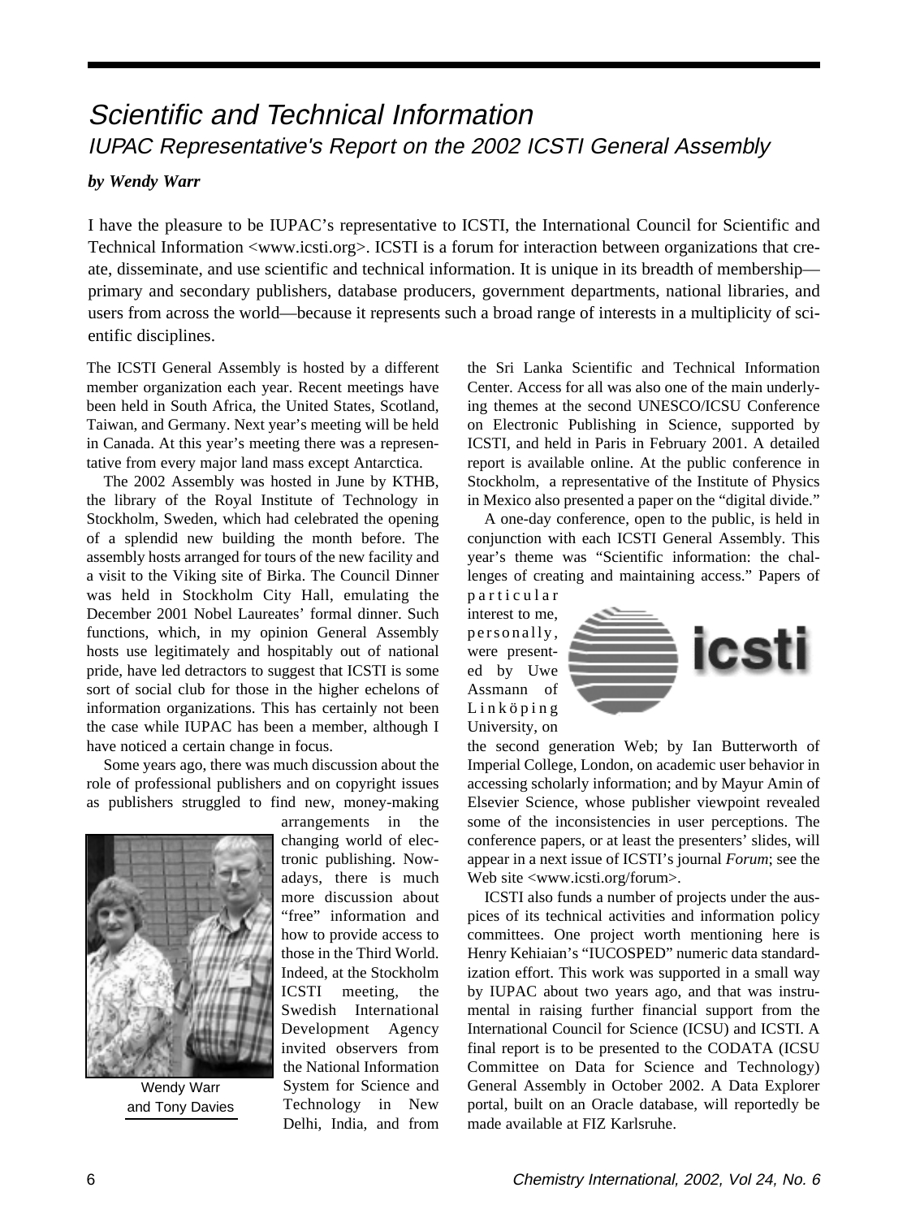# Scientific and Technical Information

## IUPAC Representative's Report on the 2002 ICSTI General Assembly

***by Wendy Warr***

I have the pleasure to be IUPAC's representative to ICSTI, the International Council for Scientific and Technical Information <www.icsti.org>. ICSTI is a forum for interaction between organizations that create, disseminate, and use scientific and technical information. It is unique in its breadth of membership—primary and secondary publishers, database producers, government departments, national libraries, and users from across the world—because it represents such a broad range of interests in a multiplicity of scientific disciplines.

The ICSTI General Assembly is hosted by a different member organization each year. Recent meetings have been held in South Africa, the United States, Scotland, Taiwan, and Germany. Next year's meeting will be held in Canada. At this year's meeting there was a representative from every major land mass except Antarctica.

The 2002 Assembly was hosted in June by KTHB, the library of the Royal Institute of Technology in Stockholm, Sweden, which had celebrated the opening of a splendid new building the month before. The assembly hosts arranged for tours of the new facility and a visit to the Viking site of Birka. The Council Dinner was held in Stockholm City Hall, emulating the December 2001 Nobel Laureates' formal dinner. Such functions, which, in my opinion General Assembly hosts use legitimately and hospitably out of national pride, have led detractors to suggest that ICSTI is some sort of social club for those in the higher echelons of information organizations. This has certainly not been the case while IUPAC has been a member, although I have noticed a certain change in focus.

Some years ago, there was much discussion about the role of professional publishers and on copyright issues as publishers struggled to find new, money-making arrangements in the changing world of electronic publishing. Nowadays, there is much more discussion about "free" information and how to provide access to those in the Third World. Indeed, at the Stockholm ICSTI meeting, the Swedish International Development Agency invited observers from the National Information System for Science and Technology in New Delhi, India, and from the Sri Lanka Scientific and Technical Information Center. Access for all was also one of the main underlying themes at the second UNESCO/ICSU Conference on Electronic Publishing in Science, supported by ICSTI, and held in Paris in February 2001. A detailed report is available online. At the public conference in Stockholm, a representative of the Institute of Physics in Mexico also presented a paper on the "digital divide."

Wendy Warr and Tony Davies

A one-day conference, open to the public, is held in conjunction with each ICSTI General Assembly. This year's theme was "Scientific information: the challenges of creating and maintaining access." Papers of particular interest to me, personally, were presented by Uwe Assmann of Linköping University, on the second generation Web; by Ian Butterworth of Imperial College, London, on academic user behavior in accessing scholarly information; and by Mayur Amin of Elsevier Science, whose publisher viewpoint revealed some of the inconsistencies in user perceptions. The conference papers, or at least the presenters' slides, will appear in a next issue of ICSTI's journal *Forum*; see the Web site <www.icsti.org/forum>.

ICSTI also funds a number of projects under the auspices of its technical activities and information policy committees. One project worth mentioning here is Henry Kehiaian's "IUCOSPED" numeric data standardization effort. This work was supported in a small way by IUPAC about two years ago, and that was instrumental in raising further financial support from the International Council for Science (ICSU) and ICSTI. A final report is to be presented to the CODATA (ICSU Committee on Data for Science and Technology) General Assembly in October 2002. A Data Explorer portal, built on an Oracle database, will reportedly be made available at FIZ Karlsruhe.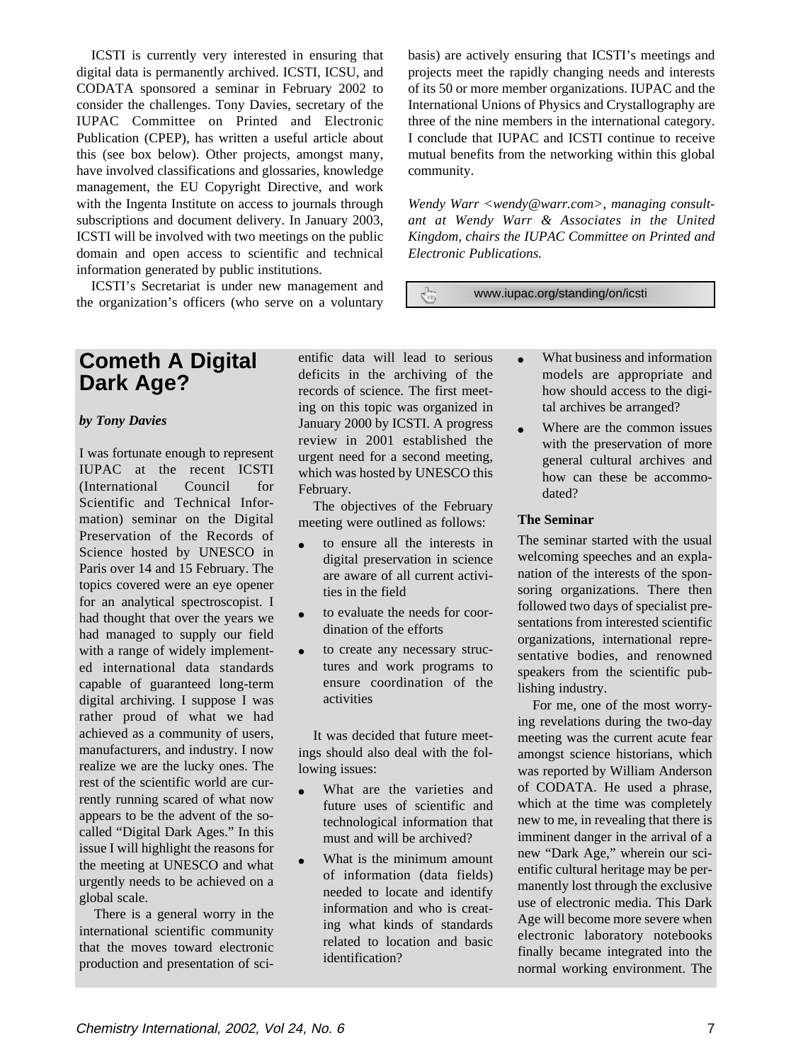ICSTI is currently very interested in ensuring that digital data is permanently archived. ICSTI, ICSU, and CODATA sponsored a seminar in February 2002 to consider the challenges. Tony Davies, secretary of the IUPAC Committee on Printed and Electronic Publication (CPEP), has written a useful article about this (see box below). Other projects, amongst many, have involved classifications and glossaries, knowledge management, the EU Copyright Directive, and work with the Ingenta Institute on access to journals through subscriptions and document delivery. In January 2003, ICSTI will be involved with two meetings on the public domain and open access to scientific and technical information generated by public institutions.

ICSTI's Secretariat is under new management and the organization's officers (who serve on a voluntary basis) are actively ensuring that ICSTI's meetings and projects meet the rapidly changing needs and interests of its 50 or more member organizations. IUPAC and the International Unions of Physics and Crystallography are three of the nine members in the international category. I conclude that IUPAC and ICSTI continue to receive mutual benefits from the networking within this global community.

*Wendy Warr <wendy@warr.com>, managing consultant at Wendy Warr & Associates in the United Kingdom, chairs the IUPAC Committee on Printed and Electronic Publications.*

www.iupac.org/standing/on/icsti

## Cometh A Digital Dark Age?

***by Tony Davies***

I was fortunate enough to represent IUPAC at the recent ICSTI (International Council for Scientific and Technical Information) seminar on the Digital Preservation of the Records of Science hosted by UNESCO in Paris over 14 and 15 February. The topics covered were an eye opener for an analytical spectroscopist. I had thought that over the years we had managed to supply our field with a range of widely implemented international data standards capable of guaranteed long-term digital archiving. I suppose I was rather proud of what we had achieved as a community of users, manufacturers, and industry. I now realize we are the lucky ones. The rest of the scientific world are currently running scared of what now appears to be the advent of the so-called "Digital Dark Ages." In this issue I will highlight the reasons for the meeting at UNESCO and what urgently needs to be achieved on a global scale.

There is a general worry in the international scientific community that the moves toward electronic production and presentation of scientific data will lead to serious deficits in the archiving of the records of science. The first meeting on this topic was organized in January 2000 by ICSTI. A progress review in 2001 established the urgent need for a second meeting, which was hosted by UNESCO this February.

The objectives of the February meeting were outlined as follows:

- to ensure all the interests in digital preservation in science are aware of all current activities in the field
- to evaluate the needs for coordination of the efforts
- to create any necessary structures and work programs to ensure coordination of the activities

It was decided that future meetings should also deal with the following issues:

- What are the varieties and future uses of scientific and technological information that must and will be archived?
- What is the minimum amount of information (data fields) needed to locate and identify information and who is creating what kinds of standards related to location and basic identification?
- What business and information models are appropriate and how should access to the digital archives be arranged?
- Where are the common issues with the preservation of more general cultural archives and how can these be accommodated?

**The Seminar**

The seminar started with the usual welcoming speeches and an explanation of the interests of the sponsoring organizations. There then followed two days of specialist presentations from interested scientific organizations, international representative bodies, and renowned speakers from the scientific publishing industry.

For me, one of the most worrying revelations during the two-day meeting was the current acute fear amongst science historians, which was reported by William Anderson of CODATA. He used a phrase, which at the time was completely new to me, in revealing that there is imminent danger in the arrival of a new "Dark Age," wherein our scientific cultural heritage may be permanently lost through the exclusive use of electronic media. This Dark Age will become more severe when electronic laboratory notebooks finally became integrated into the normal working environment. The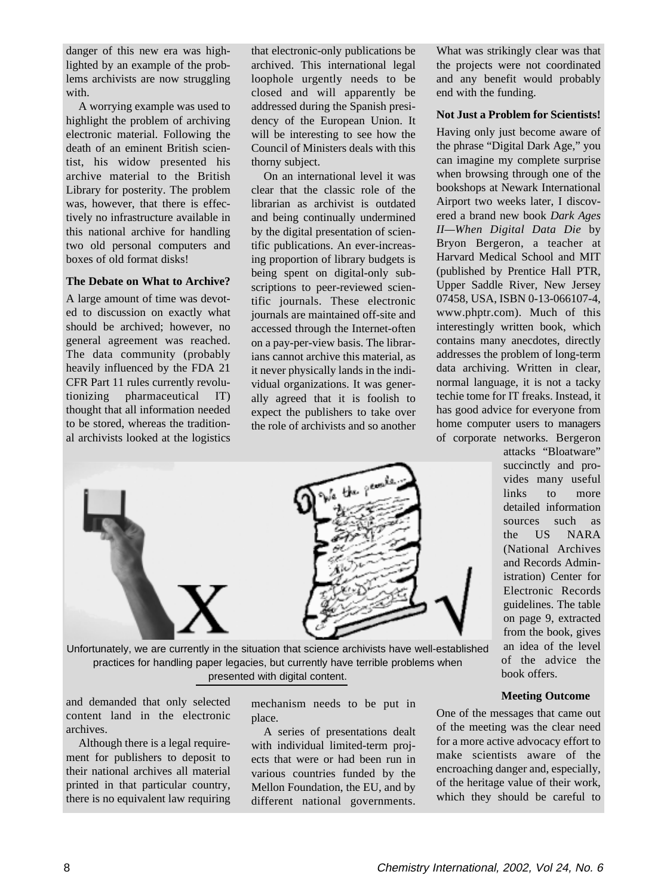danger of this new era was highlighted by an example of the problems archivists are now struggling with.

A worrying example was used to highlight the problem of archiving electronic material. Following the death of an eminent British scientist, his widow presented his archive material to the British Library for posterity. The problem was, however, that there is effectively no infrastructure available in this national archive for handling two old personal computers and boxes of old format disks!

**The Debate on What to Archive?**

A large amount of time was devoted to discussion on exactly what should be archived; however, no general agreement was reached. The data community (probably heavily influenced by the FDA 21 CFR Part 11 rules currently revolutionizing pharmaceutical IT) thought that all information needed to be stored, whereas the traditional archivists looked at the logistics and demanded that only selected content land in the electronic archives.

Although there is a legal requirement for publishers to deposit to their national archives all material printed in that particular country, there is no equivalent law requiring that electronic-only publications be archived. This international legal loophole urgently needs to be closed and will apparently be addressed during the Spanish presidency of the European Union. It will be interesting to see how the Council of Ministers deals with this thorny subject.

On an international level it was clear that the classic role of the librarian as archivist is outdated and being continually undermined by the digital presentation of scientific publications. An ever-increasing proportion of library budgets is being spent on digital-only subscriptions to peer-reviewed scientific journals. These electronic journals are maintained off-site and accessed through the Internet-often on a pay-per-view basis. The librarians cannot archive this material, as it never physically lands in the individual organizations. It was generally agreed that it is foolish to expect the publishers to take over the role of archivists and so another mechanism needs to be put in place.

A series of presentations dealt with individual limited-term projects that were or had been run in various countries funded by the Mellon Foundation, the EU, and by different national governments. What was strikingly clear was that the projects were not coordinated and any benefit would probably end with the funding.

Unfortunately, we are currently in the situation that science archivists have well-established practices for handling paper legacies, but currently have terrible problems when presented with digital content.

**Not Just a Problem for Scientists!**

Having only just become aware of the phrase "Digital Dark Age," you can imagine my complete surprise when browsing through one of the bookshops at Newark International Airport two weeks later, I discovered a brand new book *Dark Ages II—When Digital Data Die* by Bryon Bergeron, a teacher at Harvard Medical School and MIT (published by Prentice Hall PTR, Upper Saddle River, New Jersey 07458, USA, ISBN 0-13-066107-4, www.phptr.com). Much of this interestingly written book, which contains many anecdotes, directly addresses the problem of long-term data archiving. Written in clear, normal language, it is not a tacky techie tome for IT freaks. Instead, it has good advice for everyone from home computer users to managers of corporate networks. Bergeron attacks "Bloatware" succinctly and provides many useful links to more detailed information sources such as the US NARA (National Archives and Records Administration) Center for Electronic Records guidelines. The table on page 9, extracted from the book, gives an idea of the level of the advice the book offers.

**Meeting Outcome**

One of the messages that came out of the meeting was the clear need for a more active advocacy effort to make scientists aware of the encroaching danger and, especially, of the heritage value of their work, which they should be careful to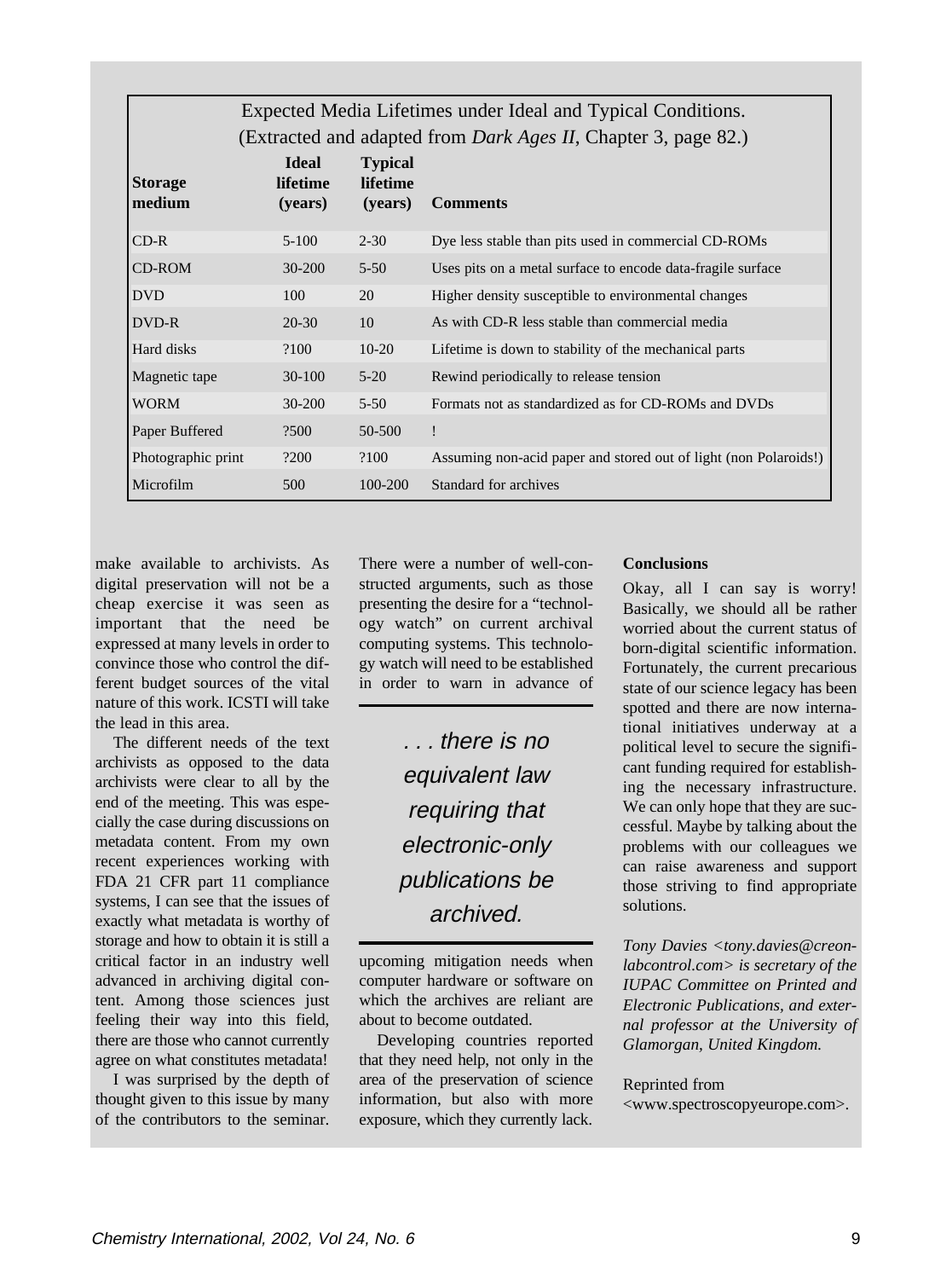Expected Media Lifetimes under Ideal and Typical Conditions.
(Extracted and adapted from *Dark Ages II*, Chapter 3, page 82.)

| Storage medium | Ideal lifetime (years) | Typical lifetime (years) | Comments |
|---|---|---|---|
| CD-R | 5-100 | 2-30 | Dye less stable than pits used in commercial CD-ROMs |
| CD-ROM | 30-200 | 5-50 | Uses pits on a metal surface to encode data-fragile surface |
| DVD | 100 | 20 | Higher density susceptible to environmental changes |
| DVD-R | 20-30 | 10 | As with CD-R less stable than commercial media |
| Hard disks | ?100 | 10-20 | Lifetime is down to stability of the mechanical parts |
| Magnetic tape | 30-100 | 5-20 | Rewind periodically to release tension |
| WORM | 30-200 | 5-50 | Formats not as standardized as for CD-ROMs and DVDs |
| Paper Buffered | ?500 | 50-500 | ! |
| Photographic print | ?200 | ?100 | Assuming non-acid paper and stored out of light (non Polaroids!) |
| Microfilm | 500 | 100-200 | Standard for archives |

make available to archivists. As digital preservation will not be a cheap exercise it was seen as important that the need be expressed at many levels in order to convince those who control the different budget sources of the vital nature of this work. ICSTI will take the lead in this area.

The different needs of the text archivists as opposed to the data archivists were clear to all by the end of the meeting. This was especially the case during discussions on metadata content. From my own recent experiences working with FDA 21 CFR part 11 compliance systems, I can see that the issues of exactly what metadata is worthy of storage and how to obtain it is still a critical factor in an industry well advanced in archiving digital content. Among those sciences just feeling their way into this field, there are those who cannot currently agree on what constitutes metadata!

I was surprised by the depth of thought given to this issue by many of the contributors to the seminar. There were a number of well-constructed arguments, such as those presenting the desire for a "technology watch" on current archival computing systems. This technology watch will need to be established in order to warn in advance of upcoming mitigation needs when computer hardware or software on which the archives are reliant are about to become outdated.

*. . . there is no equivalent law requiring that electronic-only publications be archived.*

Developing countries reported that they need help, not only in the area of the preservation of science information, but also with more exposure, which they currently lack.

**Conclusions**

Okay, all I can say is worry! Basically, we should all be rather worried about the current status of born-digital scientific information. Fortunately, the current precarious state of our science legacy has been spotted and there are now international initiatives underway at a political level to secure the significant funding required for establishing the necessary infrastructure. We can only hope that they are successful. Maybe by talking about the problems with our colleagues we can raise awareness and support those striving to find appropriate solutions.

*Tony Davies <tony.davies@creon-labcontrol.com> is secretary of the IUPAC Committee on Printed and Electronic Publications, and external professor at the University of Glamorgan, United Kingdom.*

Reprinted from <www.spectroscopyeurope.com>.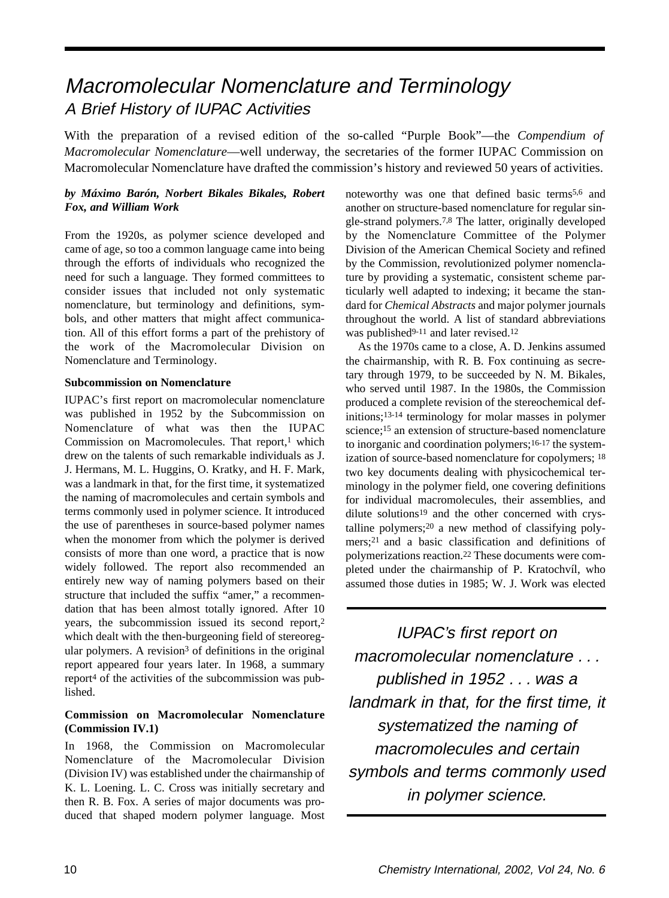# Macromolecular Nomenclature and Terminology

## A Brief History of IUPAC Activities

With the preparation of a revised edition of the so-called "Purple Book"—the *Compendium of Macromolecular Nomenclature*—well underway, the secretaries of the former IUPAC Commission on Macromolecular Nomenclature have drafted the commission's history and reviewed 50 years of activities.

***by Máximo Barón, Norbert Bikales Bikales, Robert Fox, and William Work***

From the 1920s, as polymer science developed and came of age, so too a common language came into being through the efforts of individuals who recognized the need for such a language. They formed committees to consider issues that included not only systematic nomenclature, but terminology and definitions, symbols, and other matters that might affect communication. All of this effort forms a part of the prehistory of the work of the Macromolecular Division on Nomenclature and Terminology.

### Subcommission on Nomenclature

IUPAC's first report on macromolecular nomenclature was published in 1952 by the Subcommission on Nomenclature of what was then the IUPAC Commission on Macromolecules. That report,[1] which drew on the talents of such remarkable individuals as J. J. Hermans, M. L. Huggins, O. Kratky, and H. F. Mark, was a landmark in that, for the first time, it systematized the naming of macromolecules and certain symbols and terms commonly used in polymer science. It introduced the use of parentheses in source-based polymer names when the monomer from which the polymer is derived consists of more than one word, a practice that is now widely followed. The report also recommended an entirely new way of naming polymers based on their structure that included the suffix "amer," a recommendation that has been almost totally ignored. After 10 years, the subcommission issued its second report,[2] which dealt with the then-burgeoning field of stereoregular polymers. A revision[3] of definitions in the original report appeared four years later. In 1968, a summary report[4] of the activities of the subcommission was published.

### Commission on Macromolecular Nomenclature (Commission IV.1)

In 1968, the Commission on Macromolecular Nomenclature of the Macromolecular Division (Division IV) was established under the chairmanship of K. L. Loening. L. C. Cross was initially secretary and then R. B. Fox. A series of major documents was produced that shaped modern polymer language. Most noteworthy was one that defined basic terms[5,6] and another on structure-based nomenclature for regular single-strand polymers.[7,8] The latter, originally developed by the Nomenclature Committee of the Polymer Division of the American Chemical Society and refined by the Commission, revolutionized polymer nomenclature by providing a systematic, consistent scheme particularly well adapted to indexing; it became the standard for *Chemical Abstracts* and major polymer journals throughout the world. A list of standard abbreviations was published[9-11] and later revised.[12]

As the 1970s came to a close, A. D. Jenkins assumed the chairmanship, with R. B. Fox continuing as secretary through 1979, to be succeeded by N. M. Bikales, who served until 1987. In the 1980s, the Commission produced a complete revision of the stereochemical definitions;[13-14] terminology for molar masses in polymer science;[15] an extension of structure-based nomenclature to inorganic and coordination polymers;[16-17] the systemization of source-based nomenclature for copolymers; [18] two key documents dealing with physicochemical terminology in the polymer field, one covering definitions for individual macromolecules, their assemblies, and dilute solutions[19] and the other concerned with crystalline polymers;[20] a new method of classifying polymers;[21] and a basic classification and definitions of polymerizations reaction.[22] These documents were completed under the chairmanship of P. Kratochvíl, who assumed those duties in 1985; W. J. Work was elected

*IUPAC's first report on macromolecular nomenclature . . . published in 1952 . . . was a landmark in that, for the first time, it systematized the naming of macromolecules and certain symbols and terms commonly used in polymer science.*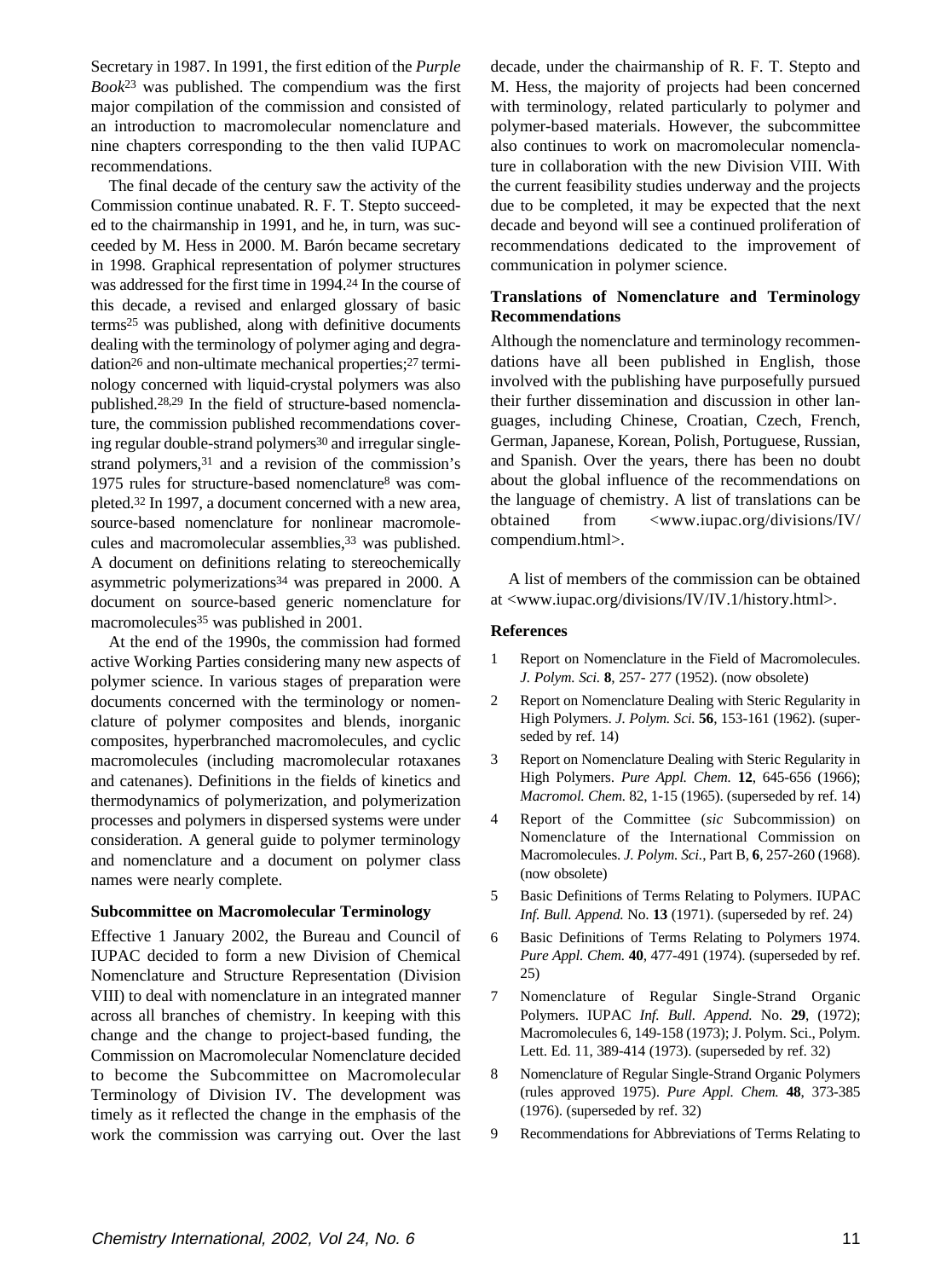Secretary in 1987. In 1991, the first edition of the *Purple Book*[23] was published. The compendium was the first major compilation of the commission and consisted of an introduction to macromolecular nomenclature and nine chapters corresponding to the then valid IUPAC recommendations.

The final decade of the century saw the activity of the Commission continue unabated. R. F. T. Stepto succeeded to the chairmanship in 1991, and he, in turn, was succeeded by M. Hess in 2000. M. Barón became secretary in 1998. Graphical representation of polymer structures was addressed for the first time in 1994.[24] In the course of this decade, a revised and enlarged glossary of basic terms[25] was published, along with definitive documents dealing with the terminology of polymer aging and degradation[26] and non-ultimate mechanical properties;[27] terminology concerned with liquid-crystal polymers was also published.[28,29] In the field of structure-based nomenclature, the commission published recommendations covering regular double-strand polymers[30] and irregular single-strand polymers,[31] and a revision of the commission's 1975 rules for structure-based nomenclature[8] was completed.[32] In 1997, a document concerned with a new area, source-based nomenclature for nonlinear macromolecules and macromolecular assemblies,[33] was published. A document on definitions relating to stereochemically asymmetric polymerizations[34] was prepared in 2000. A document on source-based generic nomenclature for macromolecules[35] was published in 2001.

At the end of the 1990s, the commission had formed active Working Parties considering many new aspects of polymer science. In various stages of preparation were documents concerned with the terminology or nomenclature of polymer composites and blends, inorganic composites, hyperbranched macromolecules, and cyclic macromolecules (including macromolecular rotaxanes and catenanes). Definitions in the fields of kinetics and thermodynamics of polymerization, and polymerization processes and polymers in dispersed systems were under consideration. A general guide to polymer terminology and nomenclature and a document on polymer class names were nearly complete.

### Subcommittee on Macromolecular Terminology

Effective 1 January 2002, the Bureau and Council of IUPAC decided to form a new Division of Chemical Nomenclature and Structure Representation (Division VIII) to deal with nomenclature in an integrated manner across all branches of chemistry. In keeping with this change and the change to project-based funding, the Commission on Macromolecular Nomenclature decided to become the Subcommittee on Macromolecular Terminology of Division IV. The development was timely as it reflected the change in the emphasis of the work the commission was carrying out. Over the last decade, under the chairmanship of R. F. T. Stepto and M. Hess, the majority of projects had been concerned with terminology, related particularly to polymer and polymer-based materials. However, the subcommittee also continues to work on macromolecular nomenclature in collaboration with the new Division VIII. With the current feasibility studies underway and the projects due to be completed, it may be expected that the next decade and beyond will see a continued proliferation of recommendations dedicated to the improvement of communication in polymer science.

### Translations of Nomenclature and Terminology Recommendations

Although the nomenclature and terminology recommendations have all been published in English, those involved with the publishing have purposefully pursued their further dissemination and discussion in other languages, including Chinese, Croatian, Czech, French, German, Japanese, Korean, Polish, Portuguese, Russian, and Spanish. Over the years, there has been no doubt about the global influence of the recommendations on the language of chemistry. A list of translations can be obtained from <www.iupac.org/divisions/IV/compendium.html>.

A list of members of the commission can be obtained at <www.iupac.org/divisions/IV/IV.1/history.html>.

### References

1. Report on Nomenclature in the Field of Macromolecules. *J. Polym. Sci.* **8**, 257- 277 (1952). (now obsolete)
2. Report on Nomenclature Dealing with Steric Regularity in High Polymers. *J. Polym. Sci.* **56**, 153-161 (1962). (superseded by ref. 14)
3. Report on Nomenclature Dealing with Steric Regularity in High Polymers. *Pure Appl. Chem.* **12**, 645-656 (1966); *Macromol. Chem.* 82, 1-15 (1965). (superseded by ref. 14)
4. Report of the Committee (*sic* Subcommission) on Nomenclature of the International Commission on Macromolecules. *J. Polym. Sci.*, Part B, **6**, 257-260 (1968). (now obsolete)
5. Basic Definitions of Terms Relating to Polymers. IUPAC *Inf. Bull. Append.* No. **13** (1971). (superseded by ref. 24)
6. Basic Definitions of Terms Relating to Polymers 1974. *Pure Appl. Chem.* **40**, 477-491 (1974). (superseded by ref. 25)
7. Nomenclature of Regular Single-Strand Organic Polymers. IUPAC *Inf. Bull. Append.* No. **29**, (1972); Macromolecules 6, 149-158 (1973); J. Polym. Sci., Polym. Lett. Ed. 11, 389-414 (1973). (superseded by ref. 32)
8. Nomenclature of Regular Single-Strand Organic Polymers (rules approved 1975). *Pure Appl. Chem.* **48**, 373-385 (1976). (superseded by ref. 32)
9. Recommendations for Abbreviations of Terms Relating to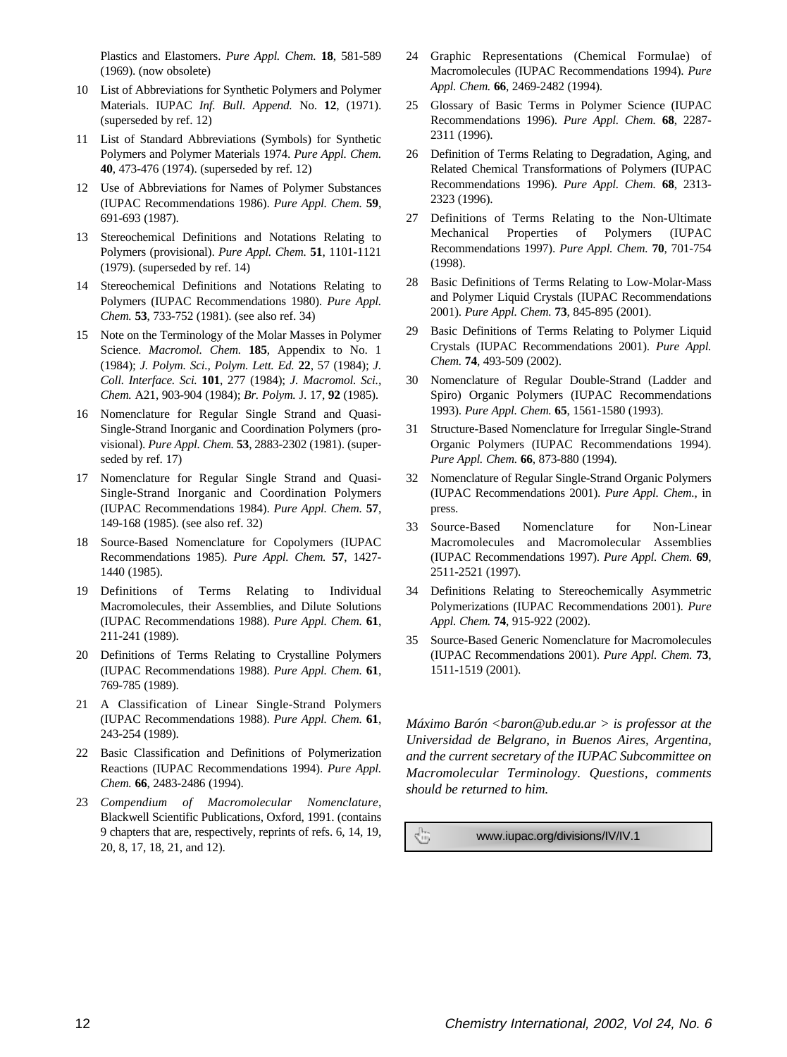Plastics and Elastomers. *Pure Appl. Chem.* **18**, 581-589 (1969). (now obsolete)

10 List of Abbreviations for Synthetic Polymers and Polymer Materials. IUPAC *Inf. Bull. Append.* No. **12**, (1971). (superseded by ref. 12)

11 List of Standard Abbreviations (Symbols) for Synthetic Polymers and Polymer Materials 1974. *Pure Appl. Chem.* **40**, 473-476 (1974). (superseded by ref. 12)

12 Use of Abbreviations for Names of Polymer Substances (IUPAC Recommendations 1986). *Pure Appl. Chem.* **59**, 691-693 (1987).

13 Stereochemical Definitions and Notations Relating to Polymers (provisional). *Pure Appl. Chem.* **51**, 1101-1121 (1979). (superseded by ref. 14)

14 Stereochemical Definitions and Notations Relating to Polymers (IUPAC Recommendations 1980). *Pure Appl. Chem.* **53**, 733-752 (1981). (see also ref. 34)

15 Note on the Terminology of the Molar Masses in Polymer Science. *Macromol. Chem.* **185**, Appendix to No. 1 (1984); *J. Polym. Sci., Polym. Lett. Ed.* **22**, 57 (1984); *J. Coll. Interface. Sci.* **101**, 277 (1984); *J. Macromol. Sci., Chem.* A21, 903-904 (1984); *Br. Polym.* J. 17, **92** (1985).

16 Nomenclature for Regular Single Strand and Quasi-Single-Strand Inorganic and Coordination Polymers (provisional). *Pure Appl. Chem.* **53**, 2883-2302 (1981). (superseded by ref. 17)

17 Nomenclature for Regular Single Strand and Quasi-Single-Strand Inorganic and Coordination Polymers (IUPAC Recommendations 1984). *Pure Appl. Chem.* **57**, 149-168 (1985). (see also ref. 32)

18 Source-Based Nomenclature for Copolymers (IUPAC Recommendations 1985). *Pure Appl. Chem.* **57**, 1427-1440 (1985).

19 Definitions of Terms Relating to Individual Macromolecules, their Assemblies, and Dilute Solutions (IUPAC Recommendations 1988). *Pure Appl. Chem.* **61**, 211-241 (1989).

20 Definitions of Terms Relating to Crystalline Polymers (IUPAC Recommendations 1988). *Pure Appl. Chem.* **61**, 769-785 (1989).

21 A Classification of Linear Single-Strand Polymers (IUPAC Recommendations 1988). *Pure Appl. Chem.* **61**, 243-254 (1989).

22 Basic Classification and Definitions of Polymerization Reactions (IUPAC Recommendations 1994). *Pure Appl. Chem.* **66**, 2483-2486 (1994).

23 *Compendium of Macromolecular Nomenclature*, Blackwell Scientific Publications, Oxford, 1991. (contains 9 chapters that are, respectively, reprints of refs. 6, 14, 19, 20, 8, 17, 18, 21, and 12).

24 Graphic Representations (Chemical Formulae) of Macromolecules (IUPAC Recommendations 1994). *Pure Appl. Chem.* **66**, 2469-2482 (1994).

25 Glossary of Basic Terms in Polymer Science (IUPAC Recommendations 1996). *Pure Appl. Chem.* **68**, 2287-2311 (1996).

26 Definition of Terms Relating to Degradation, Aging, and Related Chemical Transformations of Polymers (IUPAC Recommendations 1996). *Pure Appl. Chem.* **68**, 2313-2323 (1996).

27 Definitions of Terms Relating to the Non-Ultimate Mechanical Properties of Polymers (IUPAC Recommendations 1997). *Pure Appl. Chem.* **70**, 701-754 (1998).

28 Basic Definitions of Terms Relating to Low-Molar-Mass and Polymer Liquid Crystals (IUPAC Recommendations 2001). *Pure Appl. Chem.* **73**, 845-895 (2001).

29 Basic Definitions of Terms Relating to Polymer Liquid Crystals (IUPAC Recommendations 2001). *Pure Appl. Chem.* **74**, 493-509 (2002).

30 Nomenclature of Regular Double-Strand (Ladder and Spiro) Organic Polymers (IUPAC Recommendations 1993). *Pure Appl. Chem.* **65**, 1561-1580 (1993).

31 Structure-Based Nomenclature for Irregular Single-Strand Organic Polymers (IUPAC Recommendations 1994). *Pure Appl. Chem.* **66**, 873-880 (1994).

32 Nomenclature of Regular Single-Strand Organic Polymers (IUPAC Recommendations 2001). *Pure Appl. Chem.*, in press.

33 Source-Based Nomenclature for Non-Linear Macromolecules and Macromolecular Assemblies (IUPAC Recommendations 1997). *Pure Appl. Chem.* **69**, 2511-2521 (1997).

34 Definitions Relating to Stereochemically Asymmetric Polymerizations (IUPAC Recommendations 2001). *Pure Appl. Chem.* **74**, 915-922 (2002).

35 Source-Based Generic Nomenclature for Macromolecules (IUPAC Recommendations 2001). *Pure Appl. Chem.* **73**, 1511-1519 (2001).

*Máximo Barón <baron@ub.edu.ar > is professor at the Universidad de Belgrano, in Buenos Aires, Argentina, and the current secretary of the IUPAC Subcommittee on Macromolecular Terminology. Questions, comments should be returned to him.*

www.iupac.org/divisions/IV/IV.1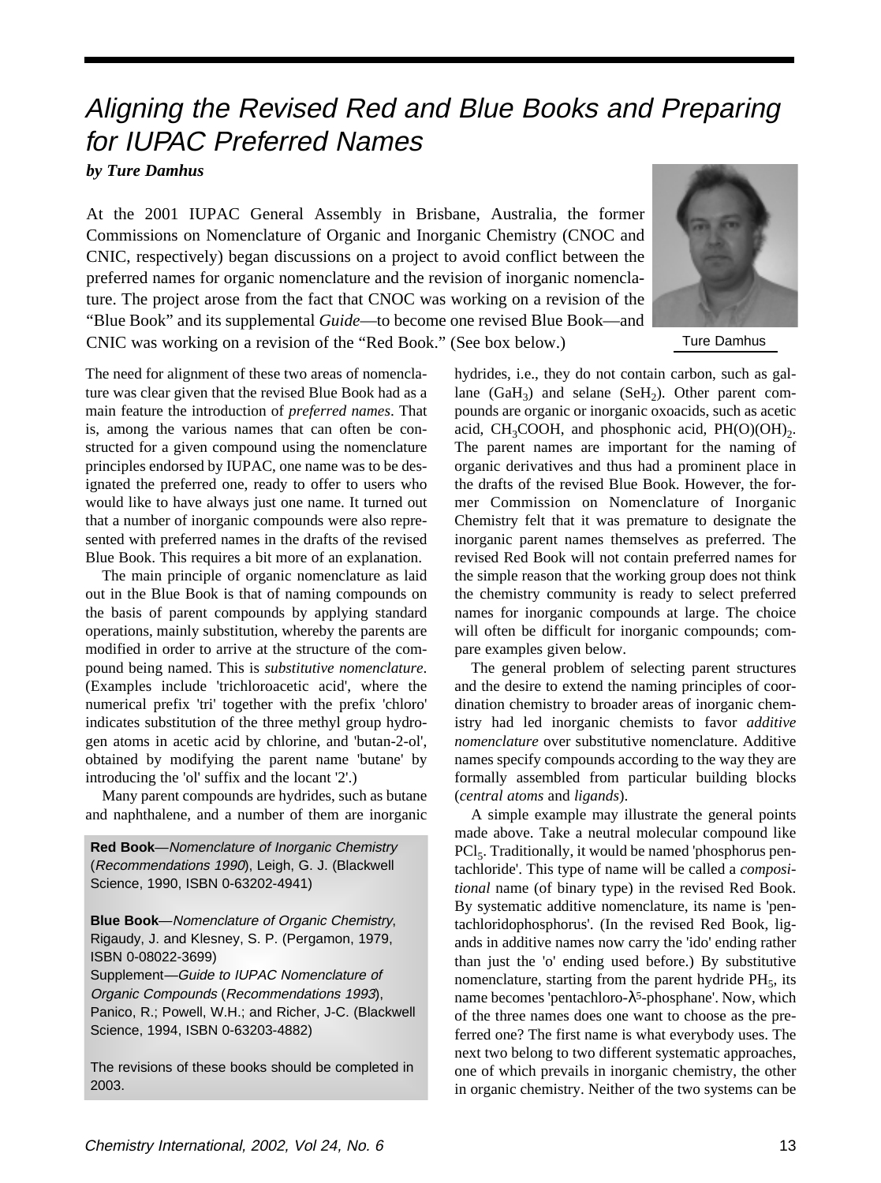# Aligning the Revised Red and Blue Books and Preparing for IUPAC Preferred Names

***by Ture Damhus***

At the 2001 IUPAC General Assembly in Brisbane, Australia, the former Commissions on Nomenclature of Organic and Inorganic Chemistry (CNOC and CNIC, respectively) began discussions on a project to avoid conflict between the preferred names for organic nomenclature and the revision of inorganic nomenclature. The project arose from the fact that CNOC was working on a revision of the "Blue Book" and its supplemental *Guide*—to become one revised Blue Book—and CNIC was working on a revision of the "Red Book." (See box below.)

Ture Damhus

The need for alignment of these two areas of nomenclature was clear given that the revised Blue Book had as a main feature the introduction of *preferred names*. That is, among the various names that can often be constructed for a given compound using the nomenclature principles endorsed by IUPAC, one name was to be designated the preferred one, ready to offer to users who would like to have always just one name. It turned out that a number of inorganic compounds were also represented with preferred names in the drafts of the revised Blue Book. This requires a bit more of an explanation.

The main principle of organic nomenclature as laid out in the Blue Book is that of naming compounds on the basis of parent compounds by applying standard operations, mainly substitution, whereby the parents are modified in order to arrive at the structure of the compound being named. This is *substitutive nomenclature*. (Examples include 'trichloroacetic acid', where the numerical prefix 'tri' together with the prefix 'chloro' indicates substitution of the three methyl group hydrogen atoms in acetic acid by chlorine, and 'butan-2-ol', obtained by modifying the parent name 'butane' by introducing the 'ol' suffix and the locant '2'.)

Many parent compounds are hydrides, such as butane and naphthalene, and a number of them are inorganic hydrides, i.e., they do not contain carbon, such as gallane ($GaH_3$) and selane ($SeH_2$). Other parent compounds are organic or inorganic oxoacids, such as acetic acid, $CH_3COOH$, and phosphonic acid, $PH(O)(OH)_2$. The parent names are important for the naming of organic derivatives and thus had a prominent place in the drafts of the revised Blue Book. However, the former Commission on Nomenclature of Inorganic Chemistry felt that it was premature to designate the inorganic parent names themselves as preferred. The revised Red Book will not contain preferred names for the simple reason that the working group does not think the chemistry community is ready to select preferred names for inorganic compounds at large. The choice will often be difficult for inorganic compounds; compare examples given below.

The general problem of selecting parent structures and the desire to extend the naming principles of coordination chemistry to broader areas of inorganic chemistry had led inorganic chemists to favor *additive nomenclature* over substitutive nomenclature. Additive names specify compounds according to the way they are formally assembled from particular building blocks (*central atoms* and *ligands*).

A simple example may illustrate the general points made above. Take a neutral molecular compound like $PCl_5$. Traditionally, it would be named 'phosphorus pentachloride'. This type of name will be called a *compositional* name (of binary type) in the revised Red Book. By systematic additive nomenclature, its name is 'pentachloridophosphorus'. (In the revised Red Book, ligands in additive names now carry the 'ido' ending rather than just the 'o' ending used before.) By substitutive nomenclature, starting from the parent hydride $PH_5$, its name becomes 'pentachloro-$\lambda^5$-phosphane'. Now, which of the three names does one want to choose as the preferred one? The first name is what everybody uses. The next two belong to two different systematic approaches, one of which prevails in inorganic chemistry, the other in organic chemistry. Neither of the two systems can be

**Red Book**—*Nomenclature of Inorganic Chemistry* (*Recommendations 1990*), Leigh, G. J. (Blackwell Science, 1990, ISBN 0-63202-4941)

**Blue Book**—*Nomenclature of Organic Chemistry*, Rigaudy, J. and Klesney, S. P. (Pergamon, 1979, ISBN 0-08022-3699)
Supplement—*Guide to IUPAC Nomenclature of Organic Compounds* (*Recommendations 1993*), Panico, R.; Powell, W.H.; and Richer, J-C. (Blackwell Science, 1994, ISBN 0-63203-4882)

The revisions of these books should be completed in 2003.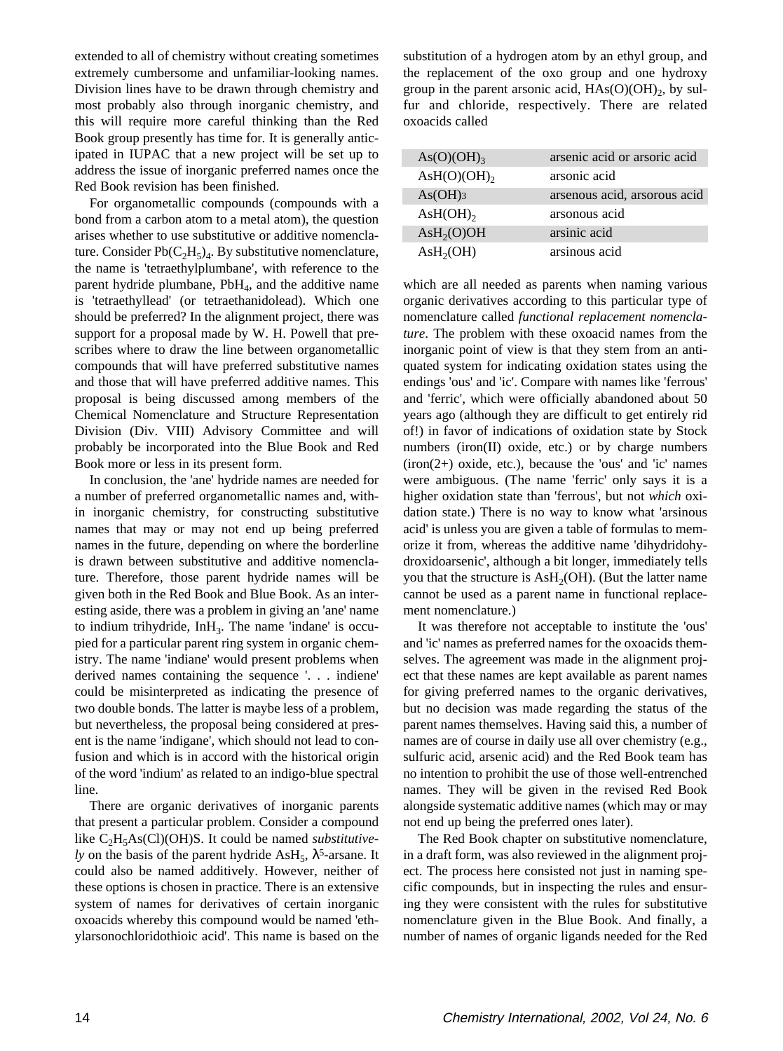extended to all of chemistry without creating sometimes extremely cumbersome and unfamiliar-looking names. Division lines have to be drawn through chemistry and most probably also through inorganic chemistry, and this will require more careful thinking than the Red Book group presently has time for. It is generally anticipated in IUPAC that a new project will be set up to address the issue of inorganic preferred names once the Red Book revision has been finished.

For organometallic compounds (compounds with a bond from a carbon atom to a metal atom), the question arises whether to use substitutive or additive nomenclature. Consider $Pb(C_2H_5)_4$. By substitutive nomenclature, the name is 'tetraethylplumbane', with reference to the parent hydride plumbane, $PbH_4$, and the additive name is 'tetraethyllead' (or tetraethanidolead). Which one should be preferred? In the alignment project, there was support for a proposal made by W. H. Powell that prescribes where to draw the line between organometallic compounds that will have preferred substitutive names and those that will have preferred additive names. This proposal is being discussed among members of the Chemical Nomenclature and Structure Representation Division (Div. VIII) Advisory Committee and will probably be incorporated into the Blue Book and Red Book more or less in its present form.

In conclusion, the 'ane' hydride names are needed for a number of preferred organometallic names and, within inorganic chemistry, for constructing substitutive names that may or may not end up being preferred names in the future, depending on where the borderline is drawn between substitutive and additive nomenclature. Therefore, those parent hydride names will be given both in the Red Book and Blue Book. As an interesting aside, there was a problem in giving an 'ane' name to indium trihydride, $InH_3$. The name 'indane' is occupied for a particular parent ring system in organic chemistry. The name 'indiane' would present problems when derived names containing the sequence '. . . indiene' could be misinterpreted as indicating the presence of two double bonds. The latter is maybe less of a problem, but nevertheless, the proposal being considered at present is the name 'indigane', which should not lead to confusion and which is in accord with the historical origin of the word 'indium' as related to an indigo-blue spectral line.

There are organic derivatives of inorganic parents that present a particular problem. Consider a compound like $C_2H_5As(Cl)(OH)S$. It could be named *substitutively* on the basis of the parent hydride $AsH_5$, $\lambda^5$-arsane. It could also be named additively. However, neither of these options is chosen in practice. There is an extensive system of names for derivatives of certain inorganic oxoacids whereby this compound would be named 'ethylarsonochloridothioic acid'. This name is based on the substitution of a hydrogen atom by an ethyl group, and the replacement of the oxo group and one hydroxy group in the parent arsonic acid, $HAs(O)(OH)_2$, by sulfur and chloride, respectively. There are related oxoacids called

| | |
|---|---|
| $As(O)(OH)_3$ | arsenic acid or arsoric acid |
| $AsH(O)(OH)_2$ | arsonic acid |
| $As(OH)_3$ | arsenous acid, arsorous acid |
| $AsH(OH)_2$ | arsonous acid |
| $AsH_2(O)OH$ | arsinic acid |
| $AsH_2(OH)$ | arsinous acid |

which are all needed as parents when naming various organic derivatives according to this particular type of nomenclature called *functional replacement nomenclature*. The problem with these oxoacid names from the inorganic point of view is that they stem from an antiquated system for indicating oxidation states using the endings 'ous' and 'ic'. Compare with names like 'ferrous' and 'ferric', which were officially abandoned about 50 years ago (although they are difficult to get entirely rid of!) in favor of indications of oxidation state by Stock numbers (iron(II) oxide, etc.) or by charge numbers (iron(2+) oxide, etc.), because the 'ous' and 'ic' names were ambiguous. (The name 'ferric' only says it is a higher oxidation state than 'ferrous', but not *which* oxidation state.) There is no way to know what 'arsinous acid' is unless you are given a table of formulas to memorize it from, whereas the additive name 'dihydridohydroxidoarsenic', although a bit longer, immediately tells you that the structure is $AsH_2(OH)$. (But the latter name cannot be used as a parent name in functional replacement nomenclature.)

It was therefore not acceptable to institute the 'ous' and 'ic' names as preferred names for the oxoacids themselves. The agreement was made in the alignment project that these names are kept available as parent names for giving preferred names to the organic derivatives, but no decision was made regarding the status of the parent names themselves. Having said this, a number of names are of course in daily use all over chemistry (e.g., sulfuric acid, arsenic acid) and the Red Book team has no intention to prohibit the use of those well-entrenched names. They will be given in the revised Red Book alongside systematic additive names (which may or may not end up being the preferred ones later).

The Red Book chapter on substitutive nomenclature, in a draft form, was also reviewed in the alignment project. The process here consisted not just in naming specific compounds, but in inspecting the rules and ensuring they were consistent with the rules for substitutive nomenclature given in the Blue Book. And finally, a number of names of organic ligands needed for the Red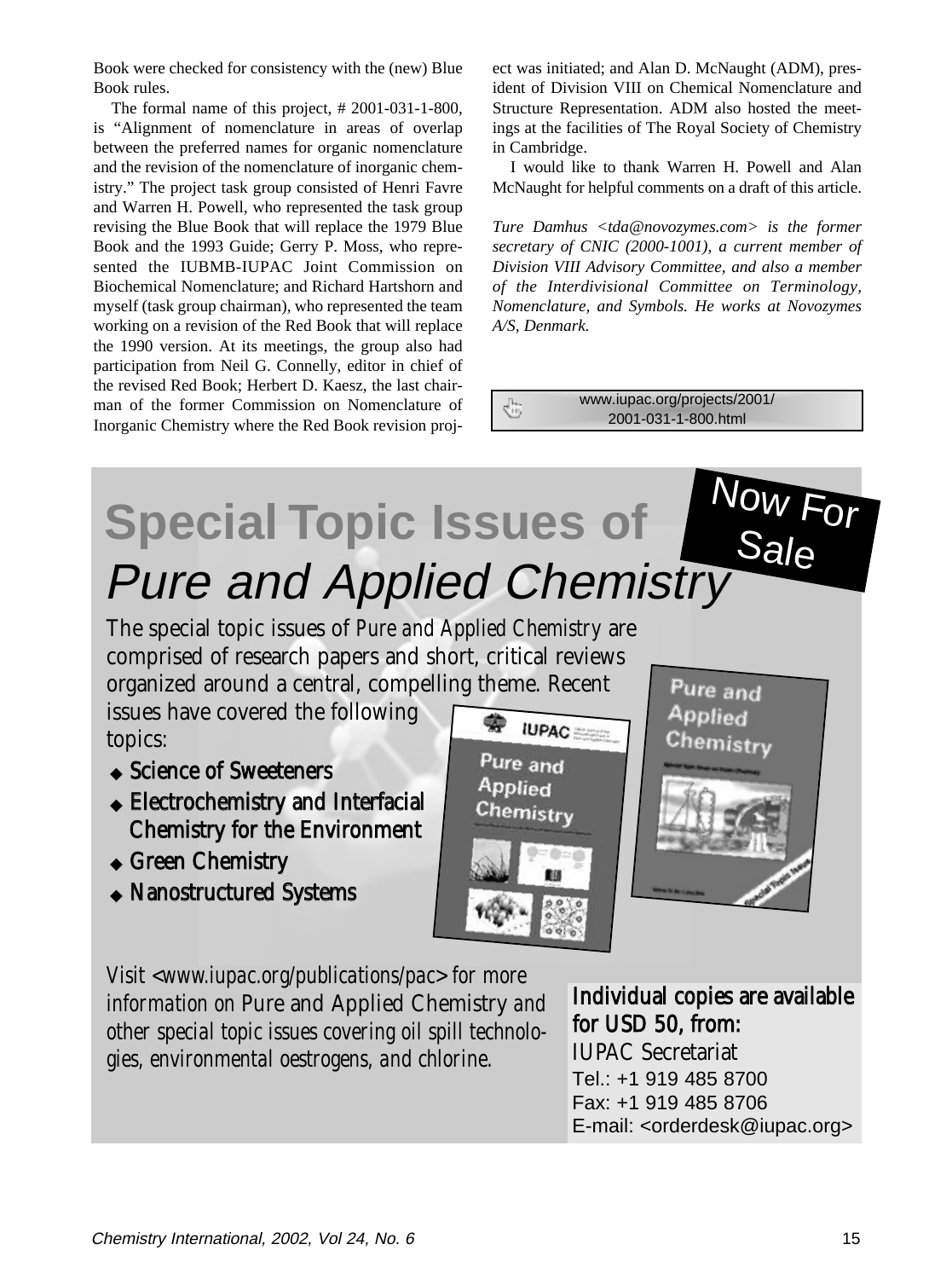Book were checked for consistency with the (new) Blue Book rules.

The formal name of this project, # 2001-031-1-800, is "Alignment of nomenclature in areas of overlap between the preferred names for organic nomenclature and the revision of the nomenclature of inorganic chemistry." The project task group consisted of Henri Favre and Warren H. Powell, who represented the task group revising the Blue Book that will replace the 1979 Blue Book and the 1993 Guide; Gerry P. Moss, who represented the IUBMB-IUPAC Joint Commission on Biochemical Nomenclature; and Richard Hartshorn and myself (task group chairman), who represented the team working on a revision of the Red Book that will replace the 1990 version. At its meetings, the group also had participation from Neil G. Connelly, editor in chief of the revised Red Book; Herbert D. Kaesz, the last chairman of the former Commission on Nomenclature of Inorganic Chemistry where the Red Book revision project was initiated; and Alan D. McNaught (ADM), president of Division VIII on Chemical Nomenclature and Structure Representation. ADM also hosted the meetings at the facilities of The Royal Society of Chemistry in Cambridge.

I would like to thank Warren H. Powell and Alan McNaught for helpful comments on a draft of this article.

*Ture Damhus <tda@novozymes.com> is the former secretary of CNIC (2000-1001), a current member of Division VIII Advisory Committee, and also a member of the Interdivisional Committee on Terminology, Nomenclature, and Symbols. He works at Novozymes A/S, Denmark.*

www.iupac.org/projects/2001/2001-031-1-800.html

# Special Topic Issues of *Pure and Applied Chemistry*

**Now For Sale**

The special topic issues of *Pure and Applied Chemistry* are comprised of research papers and short, critical reviews organized around a central, compelling theme. Recent issues have covered the following topics:

- **Science of Sweeteners**
- **Electrochemistry and Interfacial Chemistry for the Environment**
- **Green Chemistry**
- **Nanostructured Systems**

*Visit <www.iupac.org/publications/pac> for more information on* Pure and Applied Chemistry *and other special topic issues covering oil spill technologies, environmental oestrogens, and chlorine.*

**Individual copies are available for USD 50, from:**
IUPAC Secretariat
Tel.: +1 919 485 8700
Fax: +1 919 485 8706
E-mail: <orderdesk@iupac.org>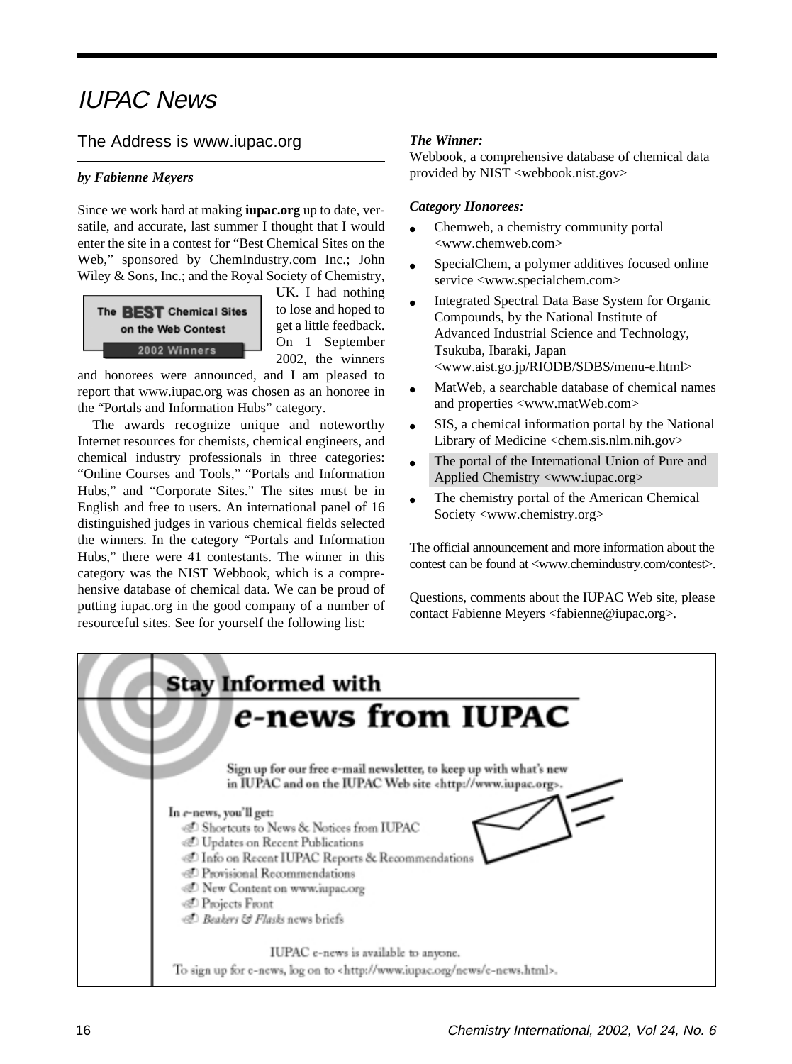# IUPAC News

## The Address is www.iupac.org

***by Fabienne Meyers***

Since we work hard at making **iupac.org** up to date, versatile, and accurate, last summer I thought that I would enter the site in a contest for "Best Chemical Sites on the Web," sponsored by ChemIndustry.com Inc.; John Wiley & Sons, Inc.; and the Royal Society of Chemistry, UK. I had nothing to lose and hoped to get a little feedback. On 1 September 2002, the winners and honorees were announced, and I am pleased to report that www.iupac.org was chosen as an honoree in the "Portals and Information Hubs" category.

The Best Chemical Sites on the Web Contest — 2002 Winners

The awards recognize unique and noteworthy Internet resources for chemists, chemical engineers, and chemical industry professionals in three categories: "Online Courses and Tools," "Portals and Information Hubs," and "Corporate Sites." The sites must be in English and free to users. An international panel of 16 distinguished judges in various chemical fields selected the winners. In the category "Portals and Information Hubs," there were 41 contestants. The winner in this category was the NIST Webbook, which is a comprehensive database of chemical data. We can be proud of putting iupac.org in the good company of a number of resourceful sites. See for yourself the following list:

***The Winner:***
Webbook, a comprehensive database of chemical data provided by NIST <webbook.nist.gov>

***Category Honorees:***

- Chemweb, a chemistry community portal <www.chemweb.com>
- SpecialChem, a polymer additives focused online service <www.specialchem.com>
- Integrated Spectral Data Base System for Organic Compounds, by the National Institute of Advanced Industrial Science and Technology, Tsukuba, Ibaraki, Japan <www.aist.go.jp/RIODB/SDBS/menu-e.html>
- MatWeb, a searchable database of chemical names and properties <www.matWeb.com>
- SIS, a chemical information portal by the National Library of Medicine <chem.sis.nlm.nih.gov>
- The portal of the International Union of Pure and Applied Chemistry <www.iupac.org>
- The chemistry portal of the American Chemical Society <www.chemistry.org>

The official announcement and more information about the contest can be found at <www.chemindustry.com/contest>.

Questions, comments about the IUPAC Web site, please contact Fabienne Meyers <fabienne@iupac.org>.

---

## Stay Informed with *e*-news from IUPAC

Sign up for our free e-mail newsletter, to keep up with what's new in IUPAC and on the IUPAC Web site <http://www.iupac.org>.

In *e*-news, you'll get:

- Shortcuts to News & Notices from IUPAC
- Updates on Recent Publications
- Info on Recent IUPAC Reports & Recommendations
- Provisional Recommendations
- New Content on www.iupac.org
- Projects Front
- *Beakers & Flasks* news briefs

IUPAC e-news is available to anyone.
To sign up for e-news, log on to <http://www.iupac.org/news/e-news.html>.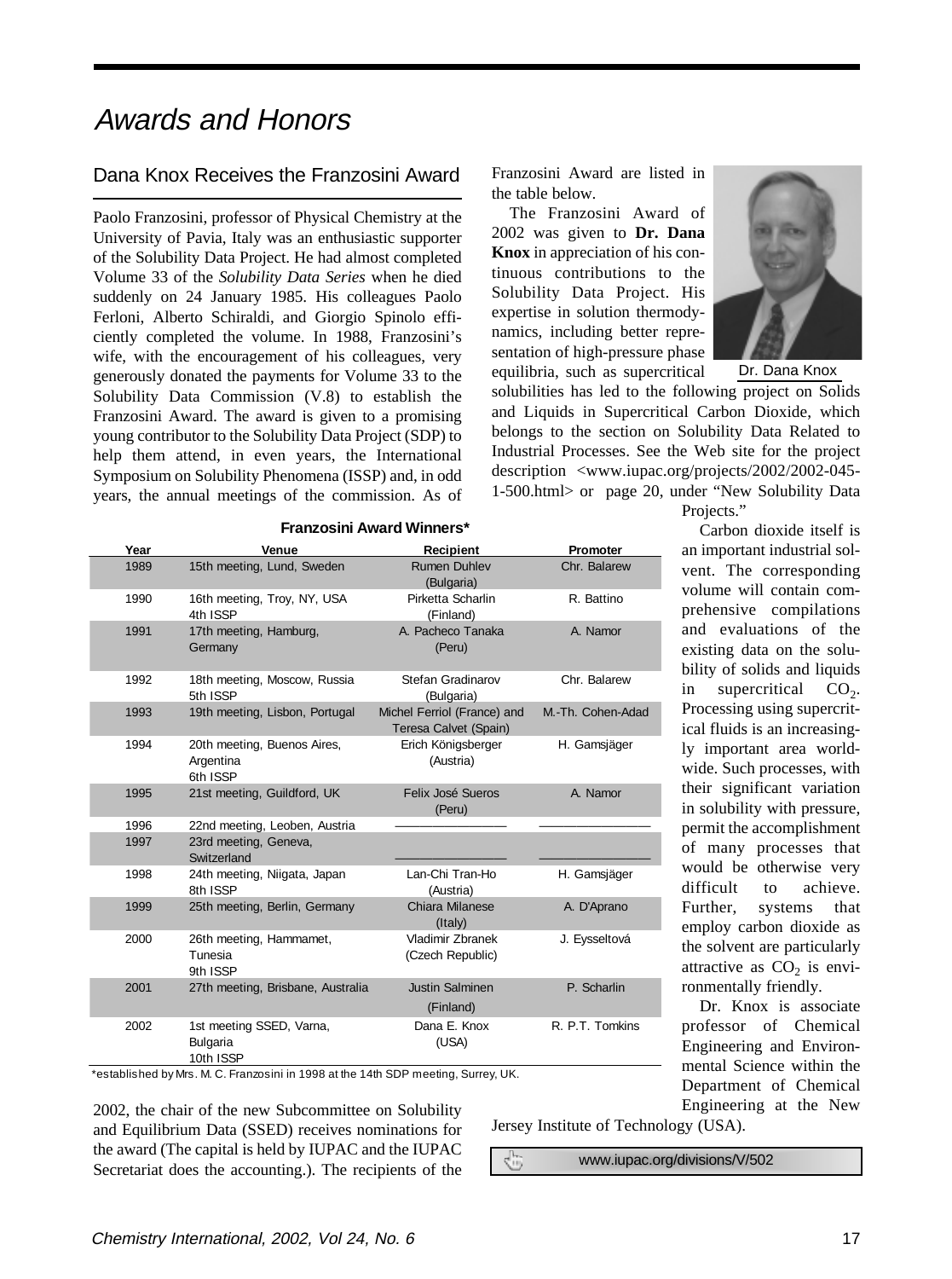# Awards and Honors

## Dana Knox Receives the Franzosini Award

Paolo Franzosini, professor of Physical Chemistry at the University of Pavia, Italy was an enthusiastic supporter of the Solubility Data Project. He had almost completed Volume 33 of the *Solubility Data Series* when he died suddenly on 24 January 1985. His colleagues Paolo Ferloni, Alberto Schiraldi, and Giorgio Spinolo efficiently completed the volume. In 1988, Franzosini's wife, with the encouragement of his colleagues, very generously donated the payments for Volume 33 to the Solubility Data Commission (V.8) to establish the Franzosini Award. The award is given to a promising young contributor to the Solubility Data Project (SDP) to help them attend, in even years, the International Symposium on Solubility Phenomena (ISSP) and, in odd years, the annual meetings of the commission. As of 2002, the chair of the new Subcommittee on Solubility and Equilibrium Data (SSED) receives nominations for the award (The capital is held by IUPAC and the IUPAC Secretariat does the accounting.). The recipients of the Franzosini Award are listed in the table below.

**Franzosini Award Winners***

| Year | Venue | Recipient | Promoter |
|---|---|---|---|
| 1989 | 15th meeting, Lund, Sweden | Rumen Duhlev (Bulgaria) | Chr. Balarew |
| 1990 | 16th meeting, Troy, NY, USA 4th ISSP | Pirketta Scharlin (Finland) | R. Battino |
| 1991 | 17th meeting, Hamburg, Germany | A. Pacheco Tanaka (Peru) | A. Namor |
| 1992 | 18th meeting, Moscow, Russia 5th ISSP | Stefan Gradinarov (Bulgaria) | Chr. Balarew |
| 1993 | 19th meeting, Lisbon, Portugal | Michel Ferriol (France) and Teresa Calvet (Spain) | M.-Th. Cohen-Adad |
| 1994 | 20th meeting, Buenos Aires, Argentina 6th ISSP | Erich Königsberger (Austria) | H. Gamsjäger |
| 1995 | 21st meeting, Guildford, UK | Felix José Sueros (Peru) | A. Namor |
| 1996 | 22nd meeting, Leoben, Austria | ——— | ——— |
| 1997 | 23rd meeting, Geneva, Switzerland | ——— | ——— |
| 1998 | 24th meeting, Niigata, Japan 8th ISSP | Lan-Chi Tran-Ho (Austria) | H. Gamsjäger |
| 1999 | 25th meeting, Berlin, Germany | Chiara Milanese (Italy) | A. D'Aprano |
| 2000 | 26th meeting, Hammamet, Tunesia 9th ISSP | Vladimir Zbranek (Czech Republic) | J. Eysseltová |
| 2001 | 27th meeting, Brisbane, Australia | Justin Salminen (Finland) | P. Scharlin |
| 2002 | 1st meeting SSED, Varna, Bulgaria 10th ISSP | Dana E. Knox (USA) | R. P.T. Tomkins |

*established by Mrs. M. C. Franzosini in 1998 at the 14th SDP meeting, Surrey, UK.

The Franzosini Award of 2002 was given to **Dr. Dana Knox** in appreciation of his continuous contributions to the Solubility Data Project. His expertise in solution thermodynamics, including better representation of high-pressure phase equilibria, such as supercritical solubilities has led to the following project on Solids and Liquids in Supercritical Carbon Dioxide, which belongs to the section on Solubility Data Related to Industrial Processes. See the Web site for the project description <www.iupac.org/projects/2002/2002-045-1-500.html> or page 20, under "New Solubility Data Projects."

Dr. Dana Knox

Carbon dioxide itself is an important industrial solvent. The corresponding volume will contain comprehensive compilations and evaluations of the existing data on the solubility of solids and liquids in supercritical $CO_2$. Processing using supercritical fluids is an increasingly important area worldwide. Such processes, with their significant variation in solubility with pressure, permit the accomplishment of many processes that would be otherwise very difficult to achieve. Further, systems that employ carbon dioxide as the solvent are particularly attractive as $CO_2$ is environmentally friendly.

Dr. Knox is associate professor of Chemical Engineering and Environmental Science within the Department of Chemical Engineering at the New Jersey Institute of Technology (USA).

www.iupac.org/divisions/V/502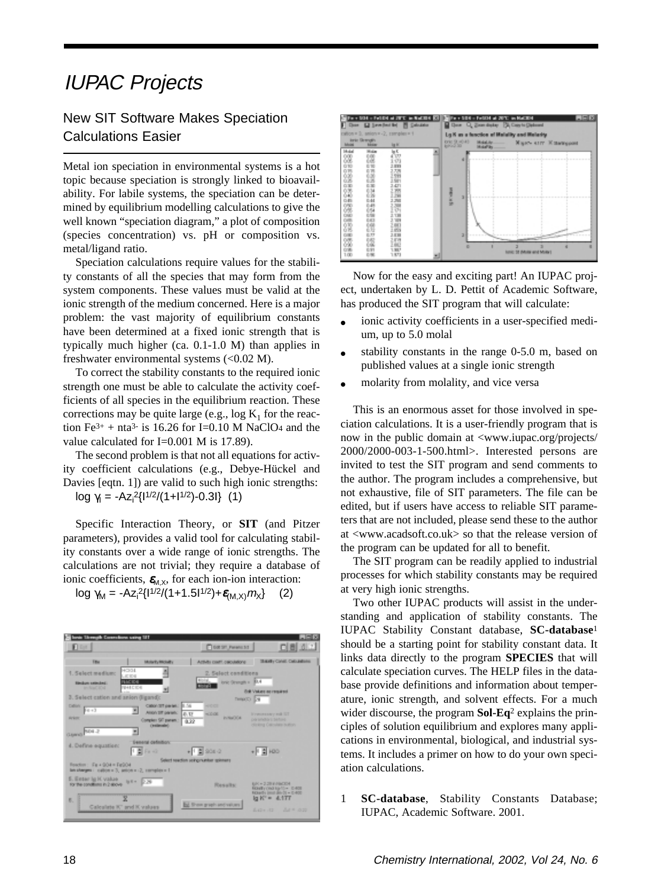# IUPAC Projects

## New SIT Software Makes Speciation Calculations Easier

Metal ion speciation in environmental systems is a hot topic because speciation is strongly linked to bioavailability. For labile systems, the speciation can be determined by equilibrium modelling calculations to give the well known "speciation diagram," a plot of composition (species concentration) vs. pH or composition vs. metal/ligand ratio.

Speciation calculations require values for the stability constants of all the species that may form from the system components. These values must be valid at the ionic strength of the medium concerned. Here is a major problem: the vast majority of equilibrium constants have been determined at a fixed ionic strength that is typically much higher (ca. 0.1-1.0 M) than applies in freshwater environmental systems (<0.02 M).

To correct the stability constants to the required ionic strength one must be able to calculate the activity coefficients of all species in the equilibrium reaction. These corrections may be quite large (e.g., log $K_1$ for the reaction $Fe^{3+}$ + $nta^{3-}$ is 16.26 for I=0.10 M $NaClO_4$ and the value calculated for I=0.001 M is 17.89).

The second problem is that not all equations for activity coefficient calculations (e.g., Debye-Hückel and Davies [eqtn. 1]) are valid to such high ionic strengths:

$$\log \gamma_i = -Az_i^2\{I^{1/2}/(1+I^{1/2})-0.3I\} \quad (1)$$

Specific Interaction Theory, or **SIT** (and Pitzer parameters), provides a valid tool for calculating stability constants over a wide range of ionic strengths. The calculations are not trivial; they require a database of ionic coefficients, $\varepsilon_{M,X}$, for each ion-ion interaction:

$$\log \gamma_M = -Az_i^2\{I^{1/2}/(1+1.5I^{1/2})+\varepsilon_{(M,X)}m_X\} \quad (2)$$

Now for the easy and exciting part! An IUPAC project, undertaken by L. D. Pettit of Academic Software, has produced the SIT program that will calculate:

- ionic activity coefficients in a user-specified medium, up to 5.0 molal
- stability constants in the range 0-5.0 m, based on published values at a single ionic strength
- molarity from molality, and vice versa

This is an enormous asset for those involved in speciation calculations. It is a user-friendly program that is now in the public domain at <www.iupac.org/projects/2000/2000-003-1-500.html>. Interested persons are invited to test the SIT program and send comments to the author. The program includes a comprehensive, but not exhaustive, file of SIT parameters. The file can be edited, but if users have access to reliable SIT parameters that are not included, please send these to the author at <www.acadsoft.co.uk> so that the release version of the program can be updated for all to benefit.

The SIT program can be readily applied to industrial processes for which stability constants may be required at very high ionic strengths.

Two other IUPAC products will assist in the understanding and application of stability constants. The IUPAC Stability Constant database, **SC-database**[1] should be a starting point for stability constant data. It links data directly to the program **SPECIES** that will calculate speciation curves. The HELP files in the database provide definitions and information about temperature, ionic strength, and solvent effects. For a much wider discourse, the program **Sol-Eq**[2] explains the principles of solution equilibrium and explores many applications in environmental, biological, and industrial systems. It includes a primer on how to do your own speciation calculations.

1. **SC-database**, Stability Constants Database; IUPAC, Academic Software. 2001.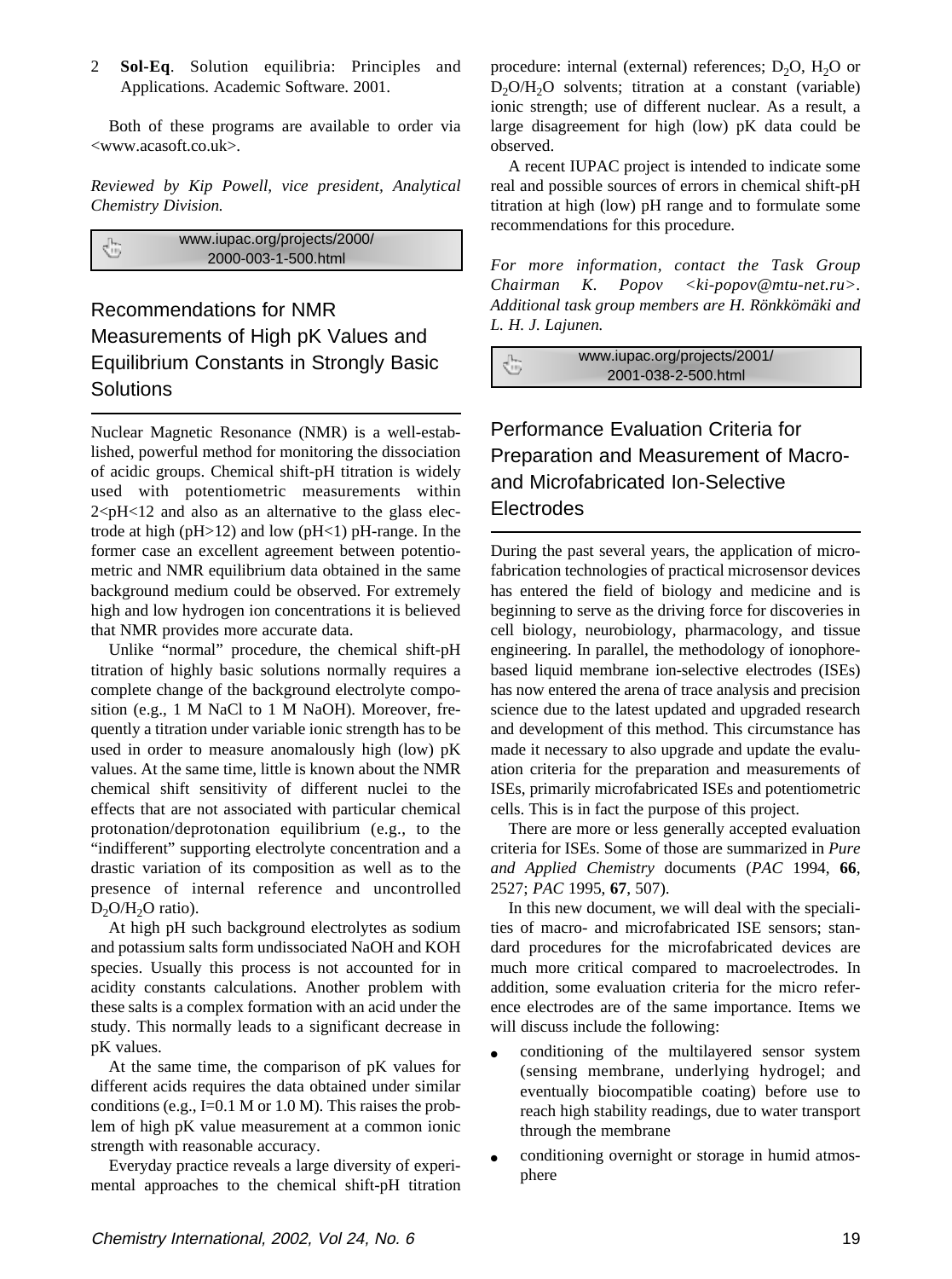2 **Sol-Eq**. Solution equilibria: Principles and Applications. Academic Software. 2001.

Both of these programs are available to order via <www.acasoft.co.uk>.

*Reviewed by Kip Powell, vice president, Analytical Chemistry Division.*

www.iupac.org/projects/2000/2000-003-1-500.html

## Recommendations for NMR Measurements of High pK Values and Equilibrium Constants in Strongly Basic Solutions

Nuclear Magnetic Resonance (NMR) is a well-established, powerful method for monitoring the dissociation of acidic groups. Chemical shift-pH titration is widely used with potentiometric measurements within 2<pH<12 and also as an alternative to the glass electrode at high (pH>12) and low (pH<1) pH-range. In the former case an excellent agreement between potentiometric and NMR equilibrium data obtained in the same background medium could be observed. For extremely high and low hydrogen ion concentrations it is believed that NMR provides more accurate data.

Unlike "normal" procedure, the chemical shift-pH titration of highly basic solutions normally requires a complete change of the background electrolyte composition (e.g., 1 M NaCl to 1 M NaOH). Moreover, frequently a titration under variable ionic strength has to be used in order to measure anomalously high (low) pK values. At the same time, little is known about the NMR chemical shift sensitivity of different nuclei to the effects that are not associated with particular chemical protonation/deprotonation equilibrium (e.g., to the "indifferent" supporting electrolyte concentration and a drastic variation of its composition as well as to the presence of internal reference and uncontrolled $D_2O/H_2O$ ratio).

At high pH such background electrolytes as sodium and potassium salts form undissociated NaOH and KOH species. Usually this process is not accounted for in acidity constants calculations. Another problem with these salts is a complex formation with an acid under the study. This normally leads to a significant decrease in pK values.

At the same time, the comparison of pK values for different acids requires the data obtained under similar conditions (e.g., I=0.1 M or 1.0 M). This raises the problem of high pK value measurement at a common ionic strength with reasonable accuracy.

Everyday practice reveals a large diversity of experimental approaches to the chemical shift-pH titration procedure: internal (external) references; $D_2O$, $H_2O$ or $D_2O/H_2O$ solvents; titration at a constant (variable) ionic strength; use of different nuclear. As a result, a large disagreement for high (low) pK data could be observed.

A recent IUPAC project is intended to indicate some real and possible sources of errors in chemical shift-pH titration at high (low) pH range and to formulate some recommendations for this procedure.

*For more information, contact the Task Group Chairman K. Popov <ki-popov@mtu-net.ru>. Additional task group members are H. Rönkkömäki and L. H. J. Lajunen.*

www.iupac.org/projects/2001/2001-038-2-500.html

## Performance Evaluation Criteria for Preparation and Measurement of Macro- and Microfabricated Ion-Selective Electrodes

During the past several years, the application of microfabrication technologies of practical microsensor devices has entered the field of biology and medicine and is beginning to serve as the driving force for discoveries in cell biology, neurobiology, pharmacology, and tissue engineering. In parallel, the methodology of ionophore-based liquid membrane ion-selective electrodes (ISEs) has now entered the arena of trace analysis and precision science due to the latest updated and upgraded research and development of this method. This circumstance has made it necessary to also upgrade and update the evaluation criteria for the preparation and measurements of ISEs, primarily microfabricated ISEs and potentiometric cells. This is in fact the purpose of this project.

There are more or less generally accepted evaluation criteria for ISEs. Some of those are summarized in *Pure and Applied Chemistry* documents (*PAC* 1994, **66**, 2527; *PAC* 1995, **67**, 507).

In this new document, we will deal with the specialities of macro- and microfabricated ISE sensors; standard procedures for the microfabricated devices are much more critical compared to macroelectrodes. In addition, some evaluation criteria for the micro reference electrodes are of the same importance. Items we will discuss include the following:

- conditioning of the multilayered sensor system (sensing membrane, underlying hydrogel; and eventually biocompatible coating) before use to reach high stability readings, due to water transport through the membrane
- conditioning overnight or storage in humid atmosphere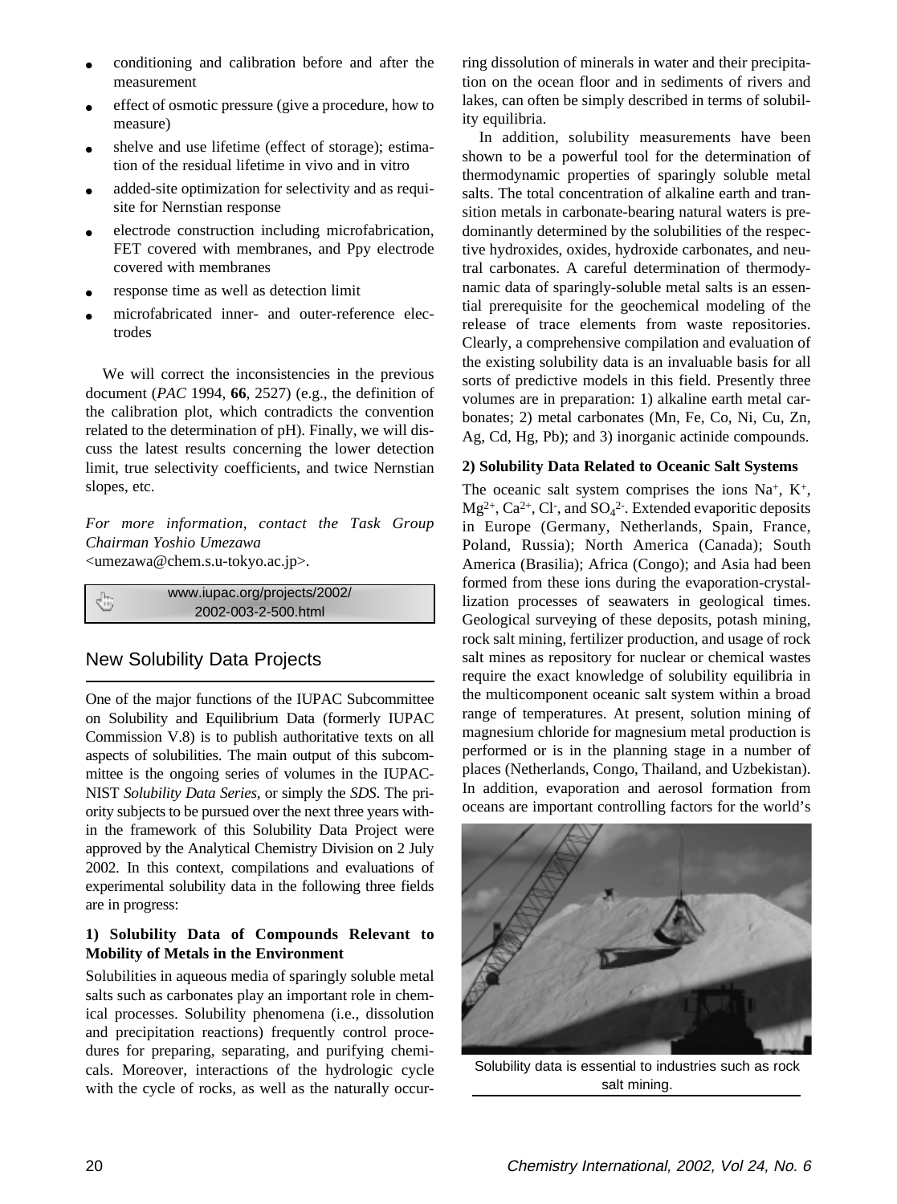- conditioning and calibration before and after the measurement
- effect of osmotic pressure (give a procedure, how to measure)
- shelve and use lifetime (effect of storage); estimation of the residual lifetime in vivo and in vitro
- added-site optimization for selectivity and as requisite for Nernstian response
- electrode construction including microfabrication, FET covered with membranes, and Ppy electrode covered with membranes
- response time as well as detection limit
- microfabricated inner- and outer-reference electrodes

We will correct the inconsistencies in the previous document (*PAC* 1994, **66**, 2527) (e.g., the definition of the calibration plot, which contradicts the convention related to the determination of pH). Finally, we will discuss the latest results concerning the lower detection limit, true selectivity coefficients, and twice Nernstian slopes, etc.

*For more information, contact the Task Group Chairman Yoshio Umezawa* <umezawa@chem.s.u-tokyo.ac.jp>.

www.iupac.org/projects/2002/2002-003-2-500.html

## New Solubility Data Projects

One of the major functions of the IUPAC Subcommittee on Solubility and Equilibrium Data (formerly IUPAC Commission V.8) is to publish authoritative texts on all aspects of solubilities. The main output of this subcommittee is the ongoing series of volumes in the IUPAC-NIST *Solubility Data Series*, or simply the *SDS*. The priority subjects to be pursued over the next three years within the framework of this Solubility Data Project were approved by the Analytical Chemistry Division on 2 July 2002. In this context, compilations and evaluations of experimental solubility data in the following three fields are in progress:

### 1) Solubility Data of Compounds Relevant to Mobility of Metals in the Environment

Solubilities in aqueous media of sparingly soluble metal salts such as carbonates play an important role in chemical processes. Solubility phenomena (i.e., dissolution and precipitation reactions) frequently control procedures for preparing, separating, and purifying chemicals. Moreover, interactions of the hydrologic cycle with the cycle of rocks, as well as the naturally occurring dissolution of minerals in water and their precipitation on the ocean floor and in sediments of rivers and lakes, can often be simply described in terms of solubility equilibria.

In addition, solubility measurements have been shown to be a powerful tool for the determination of thermodynamic properties of sparingly soluble metal salts. The total concentration of alkaline earth and transition metals in carbonate-bearing natural waters is predominantly determined by the solubilities of the respective hydroxides, oxides, hydroxide carbonates, and neutral carbonates. A careful determination of thermodynamic data of sparingly-soluble metal salts is an essential prerequisite for the geochemical modeling of the release of trace elements from waste repositories. Clearly, a comprehensive compilation and evaluation of the existing solubility data is an invaluable basis for all sorts of predictive models in this field. Presently three volumes are in preparation: 1) alkaline earth metal carbonates; 2) metal carbonates (Mn, Fe, Co, Ni, Cu, Zn, Ag, Cd, Hg, Pb); and 3) inorganic actinide compounds.

### 2) Solubility Data Related to Oceanic Salt Systems

The oceanic salt system comprises the ions $Na^+$, $K^+$, $Mg^{2+}$, $Ca^{2+}$, $Cl^-$, and $SO_4^{2-}$. Extended evaporitic deposits in Europe (Germany, Netherlands, Spain, France, Poland, Russia); North America (Canada); South America (Brasilia); Africa (Congo); and Asia had been formed from these ions during the evaporation-crystallization processes of seawaters in geological times. Geological surveying of these deposits, potash mining, rock salt mining, fertilizer production, and usage of rock salt mines as repository for nuclear or chemical wastes require the exact knowledge of solubility equilibria in the multicomponent oceanic salt system within a broad range of temperatures. At present, solution mining of magnesium chloride for magnesium metal production is performed or is in the planning stage in a number of places (Netherlands, Congo, Thailand, and Uzbekistan). In addition, evaporation and aerosol formation from oceans are important controlling factors for the world's

Solubility data is essential to industries such as rock salt mining.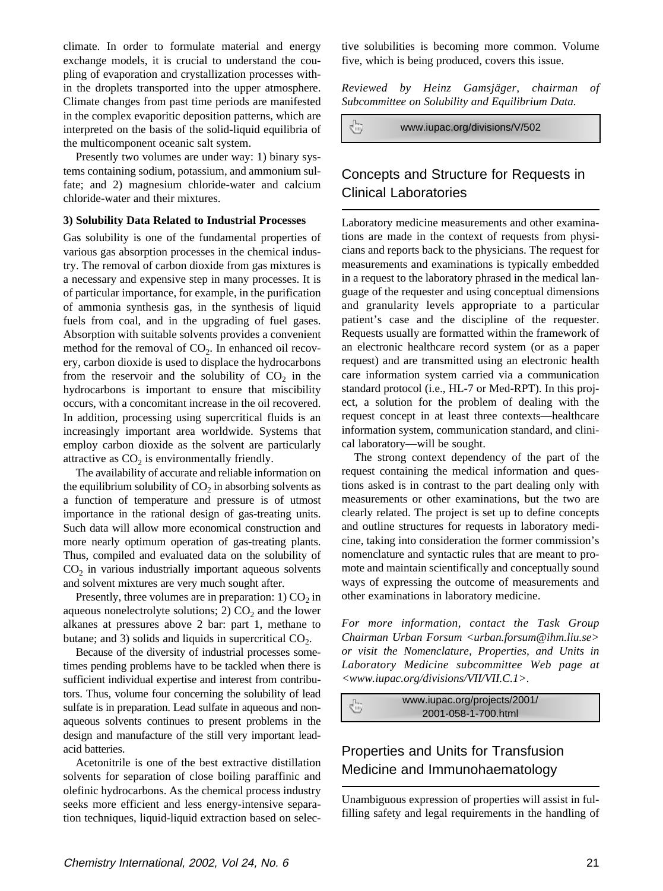climate. In order to formulate material and energy exchange models, it is crucial to understand the coupling of evaporation and crystallization processes within the droplets transported into the upper atmosphere. Climate changes from past time periods are manifested in the complex evaporitic deposition patterns, which are interpreted on the basis of the solid-liquid equilibria of the multicomponent oceanic salt system.

Presently two volumes are under way: 1) binary systems containing sodium, potassium, and ammonium sulfate; and 2) magnesium chloride-water and calcium chloride-water and their mixtures.

**3) Solubility Data Related to Industrial Processes**

Gas solubility is one of the fundamental properties of various gas absorption processes in the chemical industry. The removal of carbon dioxide from gas mixtures is a necessary and expensive step in many processes. It is of particular importance, for example, in the purification of ammonia synthesis gas, in the synthesis of liquid fuels from coal, and in the upgrading of fuel gases. Absorption with suitable solvents provides a convenient method for the removal of $CO_2$. In enhanced oil recovery, carbon dioxide is used to displace the hydrocarbons from the reservoir and the solubility of $CO_2$ in the hydrocarbons is important to ensure that miscibility occurs, with a concomitant increase in the oil recovered. In addition, processing using supercritical fluids is an increasingly important area worldwide. Systems that employ carbon dioxide as the solvent are particularly attractive as $CO_2$ is environmentally friendly.

The availability of accurate and reliable information on the equilibrium solubility of $CO_2$ in absorbing solvents as a function of temperature and pressure is of utmost importance in the rational design of gas-treating units. Such data will allow more economical construction and more nearly optimum operation of gas-treating plants. Thus, compiled and evaluated data on the solubility of $CO_2$ in various industrially important aqueous solvents and solvent mixtures are very much sought after.

Presently, three volumes are in preparation: 1) $CO_2$ in aqueous nonelectrolyte solutions; 2) $CO_2$ and the lower alkanes at pressures above 2 bar: part 1, methane to butane; and 3) solids and liquids in supercritical $CO_2$.

Because of the diversity of industrial processes sometimes pending problems have to be tackled when there is sufficient individual expertise and interest from contributors. Thus, volume four concerning the solubility of lead sulfate is in preparation. Lead sulfate in aqueous and nonaqueous solvents continues to present problems in the design and manufacture of the still very important lead-acid batteries.

Acetonitrile is one of the best extractive distillation solvents for separation of close boiling paraffinic and olefinic hydrocarbons. As the chemical process industry seeks more efficient and less energy-intensive separation techniques, liquid-liquid extraction based on selective solubilities is becoming more common. Volume five, which is being produced, covers this issue.

*Reviewed by Heinz Gamsjäger, chairman of Subcommittee on Solubility and Equilibrium Data.*

www.iupac.org/divisions/V/502

## Concepts and Structure for Requests in Clinical Laboratories

Laboratory medicine measurements and other examinations are made in the context of requests from physicians and reports back to the physicians. The request for measurements and examinations is typically embedded in a request to the laboratory phrased in the medical language of the requester and using conceptual dimensions and granularity levels appropriate to a particular patient's case and the discipline of the requester. Requests usually are formatted within the framework of an electronic healthcare record system (or as a paper request) and are transmitted using an electronic health care information system carried via a communication standard protocol (i.e., HL-7 or Med-RPT). In this project, a solution for the problem of dealing with the request concept in at least three contexts—healthcare information system, communication standard, and clinical laboratory—will be sought.

The strong context dependency of the part of the request containing the medical information and questions asked is in contrast to the part dealing only with measurements or other examinations, but the two are clearly related. The project is set up to define concepts and outline structures for requests in laboratory medicine, taking into consideration the former commission's nomenclature and syntactic rules that are meant to promote and maintain scientifically and conceptually sound ways of expressing the outcome of measurements and other examinations in laboratory medicine.

*For more information, contact the Task Group Chairman Urban Forsum <urban.forsum@ihm.liu.se> or visit the Nomenclature, Properties, and Units in Laboratory Medicine subcommittee Web page at <www.iupac.org/divisions/VII/VII.C.1>.*

www.iupac.org/projects/2001/2001-058-1-700.html

## Properties and Units for Transfusion Medicine and Immunohaematology

Unambiguous expression of properties will assist in fulfilling safety and legal requirements in the handling of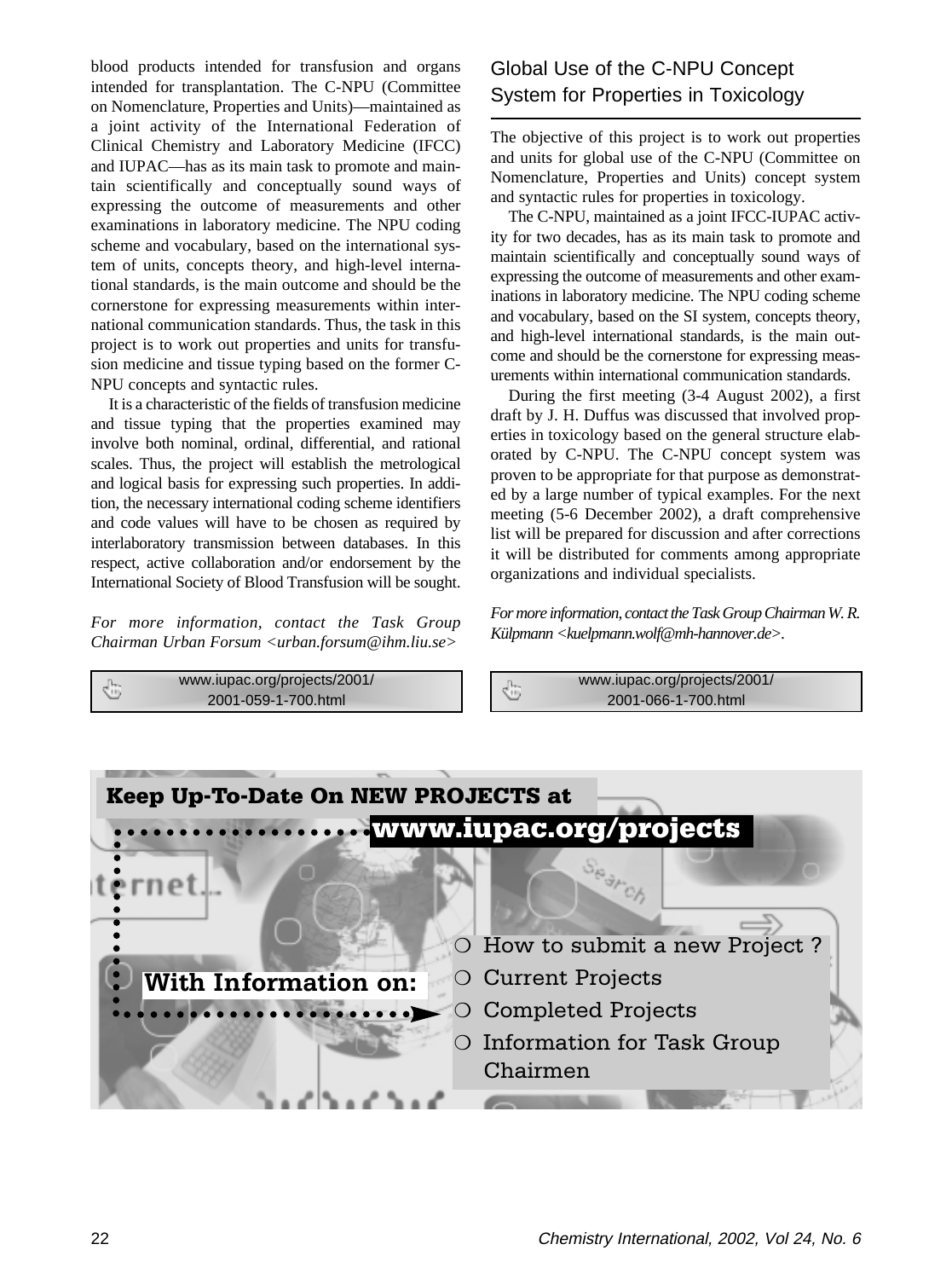blood products intended for transfusion and organs intended for transplantation. The C-NPU (Committee on Nomenclature, Properties and Units)—maintained as a joint activity of the International Federation of Clinical Chemistry and Laboratory Medicine (IFCC) and IUPAC—has as its main task to promote and maintain scientifically and conceptually sound ways of expressing the outcome of measurements and other examinations in laboratory medicine. The NPU coding scheme and vocabulary, based on the international system of units, concepts theory, and high-level international standards, is the main outcome and should be the cornerstone for expressing measurements within international communication standards. Thus, the task in this project is to work out properties and units for transfusion medicine and tissue typing based on the former C-NPU concepts and syntactic rules.

It is a characteristic of the fields of transfusion medicine and tissue typing that the properties examined may involve both nominal, ordinal, differential, and rational scales. Thus, the project will establish the metrological and logical basis for expressing such properties. In addition, the necessary international coding scheme identifiers and code values will have to be chosen as required by interlaboratory transmission between databases. In this respect, active collaboration and/or endorsement by the International Society of Blood Transfusion will be sought.

*For more information, contact the Task Group Chairman Urban Forsum <urban.forsum@ihm.liu.se>*

www.iupac.org/projects/2001/2001-059-1-700.html

## Global Use of the C-NPU Concept System for Properties in Toxicology

The objective of this project is to work out properties and units for global use of the C-NPU (Committee on Nomenclature, Properties and Units) concept system and syntactic rules for properties in toxicology.

The C-NPU, maintained as a joint IFCC-IUPAC activity for two decades, has as its main task to promote and maintain scientifically and conceptually sound ways of expressing the outcome of measurements and other examinations in laboratory medicine. The NPU coding scheme and vocabulary, based on the SI system, concepts theory, and high-level international standards, is the main outcome and should be the cornerstone for expressing measurements within international communication standards.

During the first meeting (3-4 August 2002), a first draft by J. H. Duffus was discussed that involved properties in toxicology based on the general structure elaborated by C-NPU. The C-NPU concept system was proven to be appropriate for that purpose as demonstrated by a large number of typical examples. For the next meeting (5-6 December 2002), a draft comprehensive list will be prepared for discussion and after corrections it will be distributed for comments among appropriate organizations and individual specialists.

*For more information, contact the Task Group Chairman W. R. Külpmann <kuelpmann.wolf@mh-hannover.de>.*

www.iupac.org/projects/2001/2001-066-1-700.html

**Keep Up-To-Date On NEW PROJECTS at www.iupac.org/projects**

**With Information on:**

- How to submit a new Project ?
- Current Projects
- Completed Projects
- Information for Task Group Chairmen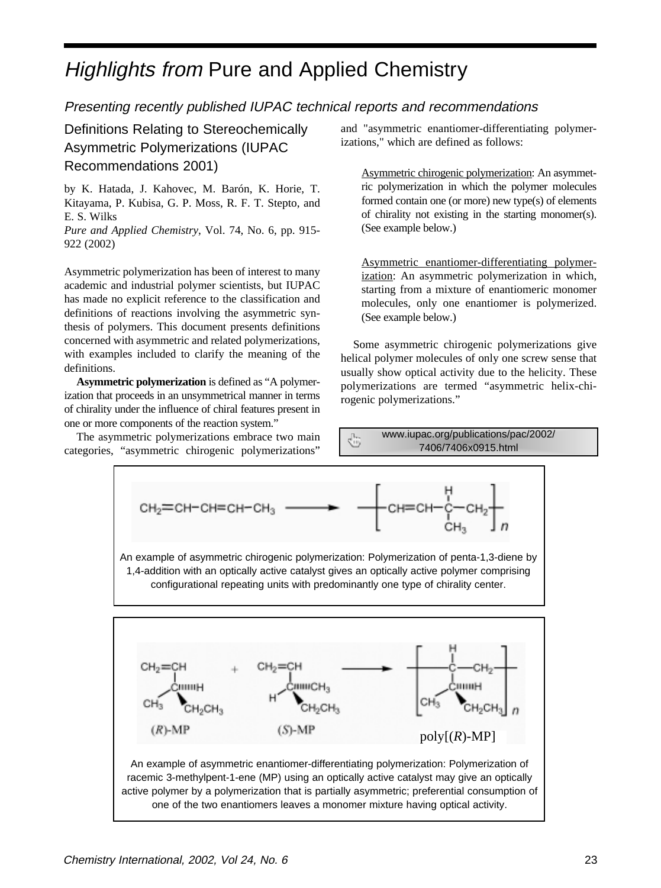# *Highlights from* Pure and Applied Chemistry

*Presenting recently published IUPAC technical reports and recommendations*

## Definitions Relating to Stereochemically Asymmetric Polymerizations (IUPAC Recommendations 2001)

by K. Hatada, J. Kahovec, M. Barón, K. Horie, T. Kitayama, P. Kubisa, G. P. Moss, R. F. T. Stepto, and E. S. Wilks
*Pure and Applied Chemistry*, Vol. 74, No. 6, pp. 915-922 (2002)

Asymmetric polymerization has been of interest to many academic and industrial polymer scientists, but IUPAC has made no explicit reference to the classification and definitions of reactions involving the asymmetric synthesis of polymers. This document presents definitions concerned with asymmetric and related polymerizations, with examples included to clarify the meaning of the definitions.

**Asymmetric polymerization** is defined as "A polymerization that proceeds in an unsymmetrical manner in terms of chirality under the influence of chiral features present in one or more components of the reaction system."

The asymmetric polymerizations embrace two main categories, "asymmetric chirogenic polymerizations" and "asymmetric enantiomer-differentiating polymerizations," which are defined as follows:

> Asymmetric chirogenic polymerization: An asymmetric polymerization in which the polymer molecules formed contain one (or more) new type(s) of elements of chirality not existing in the starting monomer(s). (See example below.)

> Asymmetric enantiomer-differentiating polymerization: An asymmetric polymerization in which, starting from a mixture of enantiomeric monomer molecules, only one enantiomer is polymerized. (See example below.)

Some asymmetric chirogenic polymerizations give helical polymer molecules of only one screw sense that usually show optical activity due to the helicity. These polymerizations are termed "asymmetric helix-chirogenic polymerizations."

www.iupac.org/publications/pac/2002/7406/7406x0915.html

$CH_2{=}CH{-}CH{=}CH{-}CH_3 \longrightarrow \left[ CH{=}CH{-}CH(CH_3){-}CH_2 \right]_n$

An example of asymmetric chirogenic polymerization: Polymerization of penta-1,3-diene by 1,4-addition with an optically active catalyst gives an optically active polymer comprising configurational repeating units with predominantly one type of chirality center.

(*R*)-MP + (*S*)-MP ⟶ poly[(*R*)-MP]

An example of asymmetric enantiomer-differentiating polymerization: Polymerization of racemic 3-methylpent-1-ene (MP) using an optically active catalyst may give an optically active polymer by a polymerization that is partially asymmetric; preferential consumption of one of the two enantiomers leaves a monomer mixture having optical activity.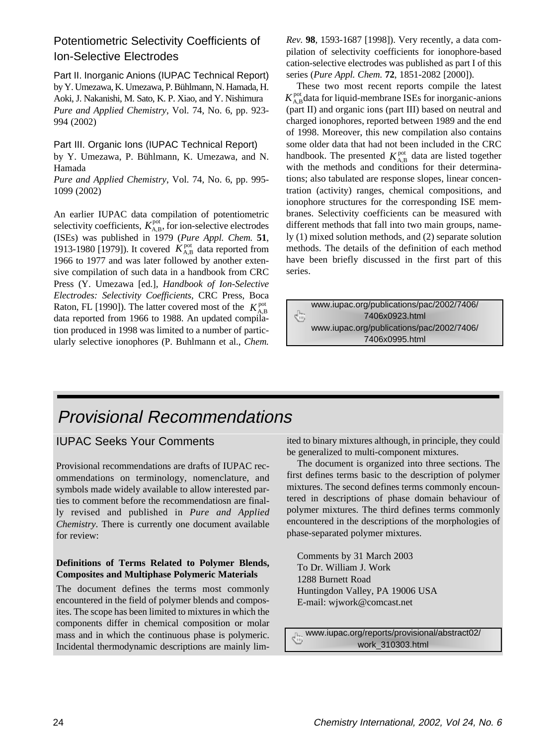## Potentiometric Selectivity Coefficients of Ion-Selective Electrodes

Part II. Inorganic Anions (IUPAC Technical Report)
by Y. Umezawa, K. Umezawa, P. Bühlmann, N. Hamada, H. Aoki, J. Nakanishi, M. Sato, K. P. Xiao, and Y. Nishimura
*Pure and Applied Chemistry*, Vol. 74, No. 6, pp. 923-994 (2002)

Part III. Organic Ions (IUPAC Technical Report)
by Y. Umezawa, P. Bühlmann, K. Umezawa, and N. Hamada
*Pure and Applied Chemistry*, Vol. 74, No. 6, pp. 995-1099 (2002)

An earlier IUPAC data compilation of potentiometric selectivity coefficients, $K^{pot}_{A,B}$, for ion-selective electrodes (ISEs) was published in 1979 (*Pure Appl. Chem.* **51**, 1913-1980 [1979]). It covered $K^{pot}_{A,B}$ data reported from 1966 to 1977 and was later followed by another extensive compilation of such data in a handbook from CRC Press (Y. Umezawa [ed.], *Handbook of Ion-Selective Electrodes: Selectivity Coefficients*, CRC Press, Boca Raton, FL [1990]). The latter covered most of the $K^{pot}_{A,B}$ data reported from 1966 to 1988. An updated compilation produced in 1998 was limited to a number of particularly selective ionophores (P. Buhlmann et al., *Chem. Rev.* **98**, 1593-1687 [1998]). Very recently, a data compilation of selectivity coefficients for ionophore-based cation-selective electrodes was published as part I of this series (*Pure Appl. Chem.* **72**, 1851-2082 [2000]).

These two most recent reports compile the latest $K^{pot}_{A,B}$ data for liquid-membrane ISEs for inorganic-anions (part II) and organic ions (part III) based on neutral and charged ionophores, reported between 1989 and the end of 1998. Moreover, this new compilation also contains some older data that had not been included in the CRC handbook. The presented $K^{pot}_{A,B}$ data are listed together with the methods and conditions for their determinations; also tabulated are response slopes, linear concentration (activity) ranges, chemical compositions, and ionophore structures for the corresponding ISE membranes. Selectivity coefficients can be measured with different methods that fall into two main groups, namely (1) mixed solution methods, and (2) separate solution methods. The details of the definition of each method have been briefly discussed in the first part of this series.

www.iupac.org/publications/pac/2002/7406/7406x0923.html
www.iupac.org/publications/pac/2002/7406/7406x0995.html

# Provisional Recommendations

## IUPAC Seeks Your Comments

Provisional recommendations are drafts of IUPAC recommendations on terminology, nomenclature, and symbols made widely available to allow interested parties to comment before the recommendatiosn are finally revised and published in *Pure and Applied Chemistry*. There is currently one document available for review:

**Definitions of Terms Related to Polymer Blends, Composites and Multiphase Polymeric Materials**

The document defines the terms most commonly encountered in the field of polymer blends and composites. The scope has been limited to mixtures in which the components differ in chemical composition or molar mass and in which the continuous phase is polymeric. Incidental thermodynamic descriptions are mainly limited to binary mixtures although, in principle, they could be generalized to multi-component mixtures.

The document is organized into three sections. The first defines terms basic to the description of polymer mixtures. The second defines terms commonly encountered in descriptions of phase domain behaviour of polymer mixtures. The third defines terms commonly encountered in the descriptions of the morphologies of phase-separated polymer mixtures.

Comments by 31 March 2003
To Dr. William J. Work
1288 Burnett Road
Huntingdon Valley, PA 19006 USA
E-mail: wjwork@comcast.net

www.iupac.org/reports/provisional/abstract02/work_310303.html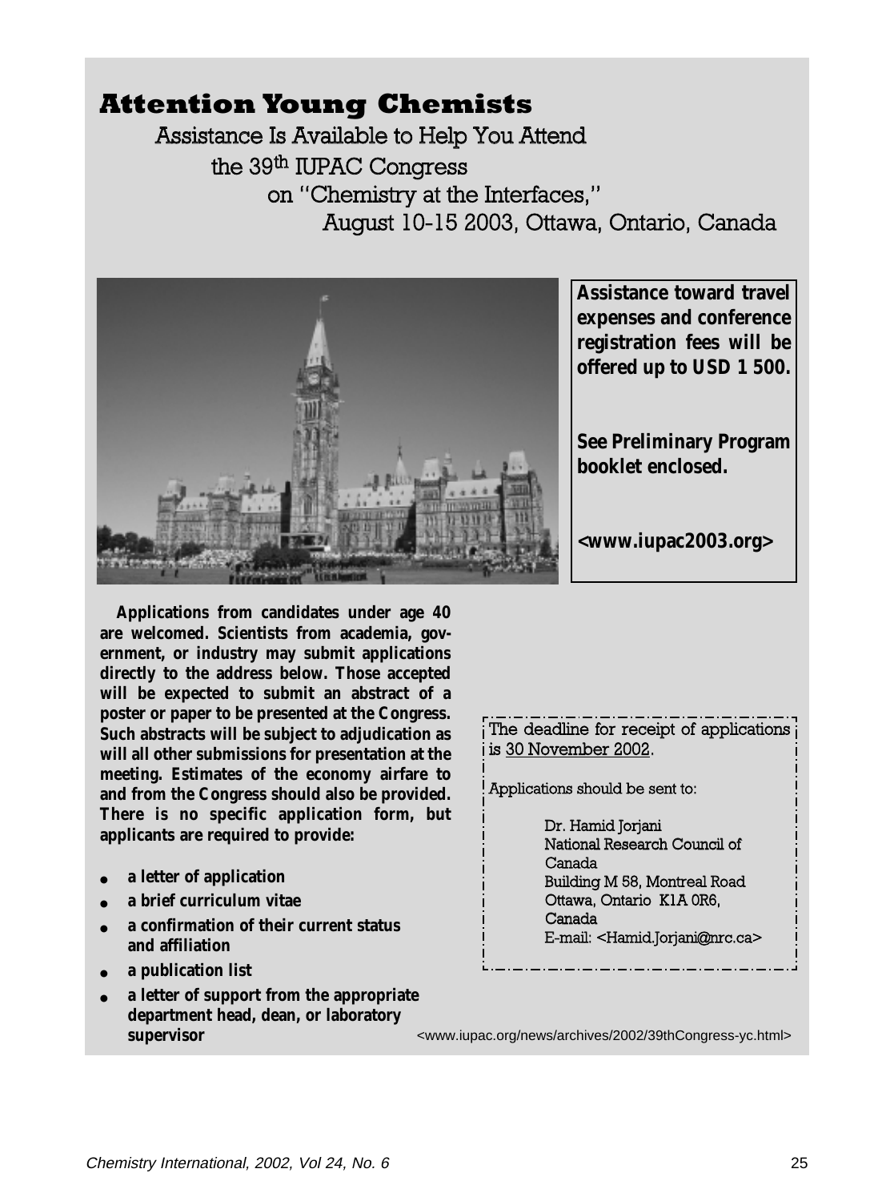# Attention Young Chemists

## Assistance Is Available to Help You Attend the 39th IUPAC Congress on "Chemistry at the Interfaces," August 10-15 2003, Ottawa, Ontario, Canada

**Assistance toward travel expenses and conference registration fees will be offered up to USD 1 500.**

**See Preliminary Program booklet enclosed.**

**<www.iupac2003.org>**

**Applications from candidates under age 40 are welcomed. Scientists from academia, government, or industry may submit applications directly to the address below. Those accepted will be expected to submit an abstract of a poster or paper to be presented at the Congress. Such abstracts will be subject to adjudication as will all other submissions for presentation at the meeting. Estimates of the economy airfare to and from the Congress should also be provided. There is no specific application form, but applicants are required to provide:**

- **a letter of application**
- **a brief curriculum vitae**
- **a confirmation of their current status and affiliation**
- **a publication list**
- **a letter of support from the appropriate department head, dean, or laboratory supervisor**

The deadline for receipt of applications is 30 November 2002.

Applications should be sent to:

Dr. Hamid Jorjani
National Research Council of Canada
Building M 58, Montreal Road
Ottawa, Ontario K1A 0R6,
Canada
E-mail: <Hamid.Jorjani@nrc.ca>

<www.iupac.org/news/archives/2002/39thCongress-yc.html>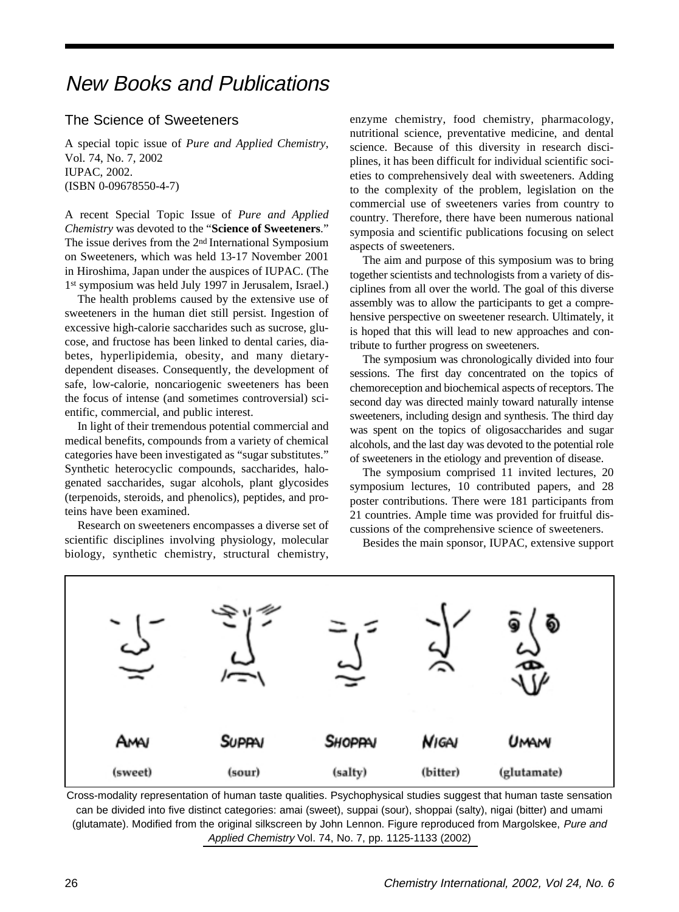# New Books and Publications

## The Science of Sweeteners

A special topic issue of *Pure and Applied Chemistry*, Vol. 74, No. 7, 2002
IUPAC, 2002.
(ISBN 0-09678550-4-7)

A recent Special Topic Issue of *Pure and Applied Chemistry* was devoted to the "**Science of Sweeteners**." The issue derives from the 2nd International Symposium on Sweeteners, which was held 13-17 November 2001 in Hiroshima, Japan under the auspices of IUPAC. (The 1st symposium was held July 1997 in Jerusalem, Israel.)

The health problems caused by the extensive use of sweeteners in the human diet still persist. Ingestion of excessive high-calorie saccharides such as sucrose, glucose, and fructose has been linked to dental caries, diabetes, hyperlipidemia, obesity, and many dietary-dependent diseases. Consequently, the development of safe, low-calorie, noncariogenic sweeteners has been the focus of intense (and sometimes controversial) scientific, commercial, and public interest.

In light of their tremendous potential commercial and medical benefits, compounds from a variety of chemical categories have been investigated as "sugar substitutes." Synthetic heterocyclic compounds, saccharides, halogenated saccharides, sugar alcohols, plant glycosides (terpenoids, steroids, and phenolics), peptides, and proteins have been examined.

Research on sweeteners encompasses a diverse set of scientific disciplines involving physiology, molecular biology, synthetic chemistry, structural chemistry, enzyme chemistry, food chemistry, pharmacology, nutritional science, preventative medicine, and dental science. Because of this diversity in research disciplines, it has been difficult for individual scientific societies to comprehensively deal with sweeteners. Adding to the complexity of the problem, legislation on the commercial use of sweeteners varies from country to country. Therefore, there have been numerous national symposia and scientific publications focusing on select aspects of sweeteners.

The aim and purpose of this symposium was to bring together scientists and technologists from a variety of disciplines from all over the world. The goal of this diverse assembly was to allow the participants to get a comprehensive perspective on sweetener research. Ultimately, it is hoped that this will lead to new approaches and contribute to further progress on sweeteners.

The symposium was chronologically divided into four sessions. The first day concentrated on the topics of chemoreception and biochemical aspects of receptors. The second day was directed mainly toward naturally intense sweeteners, including design and synthesis. The third day was spent on the topics of oligosaccharides and sugar alcohols, and the last day was devoted to the potential role of sweeteners in the etiology and prevention of disease.

The symposium comprised 11 invited lectures, 20 symposium lectures, 10 contributed papers, and 28 poster contributions. There were 181 participants from 21 countries. Ample time was provided for fruitful discussions of the comprehensive science of sweeteners.

Besides the main sponsor, IUPAC, extensive support

AMAI (sweet)
SUPPAI (sour)
SHOPPAI (salty)
NIGAI (bitter)
UMAMI (glutamate)

Cross-modality representation of human taste qualities. Psychophysical studies suggest that human taste sensation can be divided into five distinct categories: amai (sweet), suppai (sour), shoppai (salty), nigai (bitter) and umami (glutamate). Modified from the original silkscreen by John Lennon. Figure reproduced from Margolskee, *Pure and Applied Chemistry* Vol. 74, No. 7, pp. 1125-1133 (2002)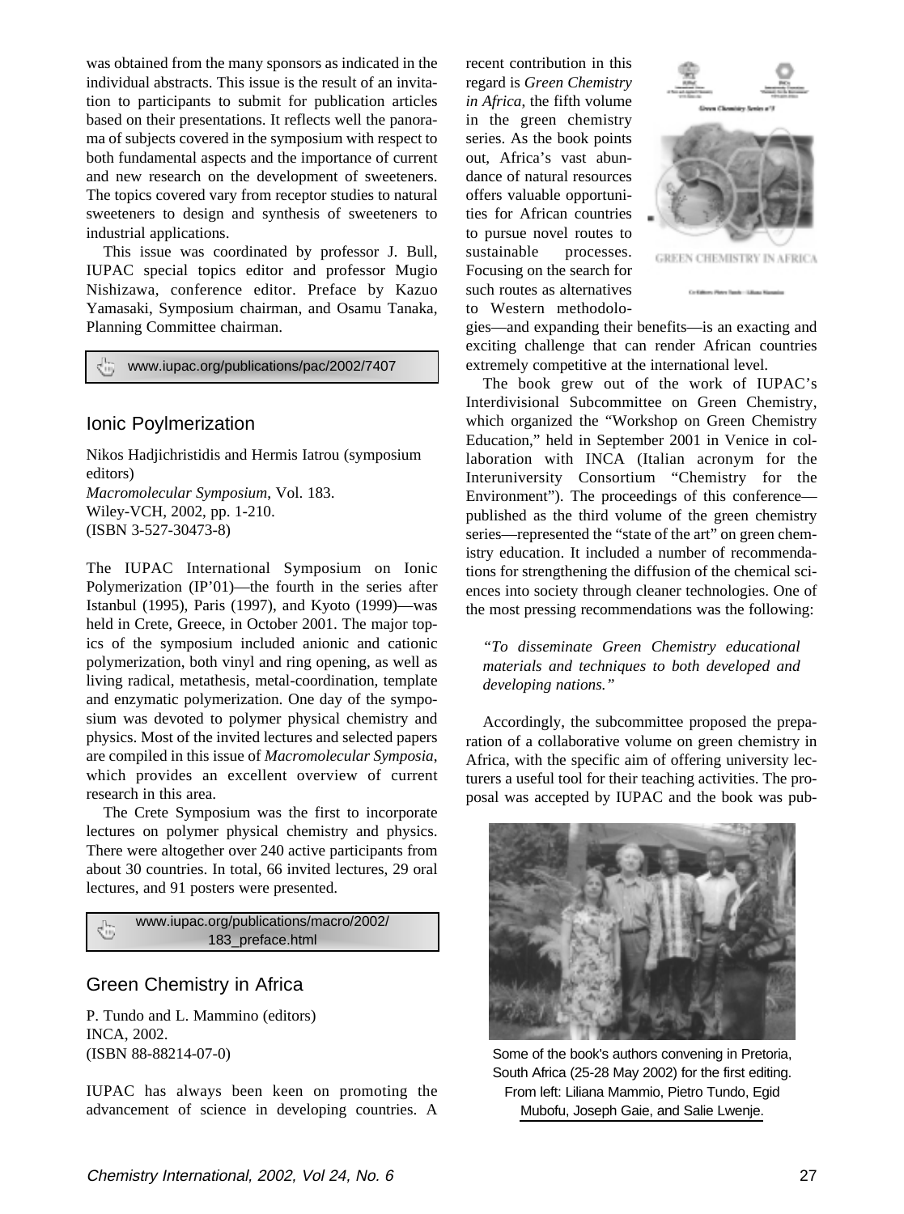was obtained from the many sponsors as indicated in the individual abstracts. This issue is the result of an invitation to participants to submit for publication articles based on their presentations. It reflects well the panorama of subjects covered in the symposium with respect to both fundamental aspects and the importance of current and new research on the development of sweeteners. The topics covered vary from receptor studies to natural sweeteners to design and synthesis of sweeteners to industrial applications.

This issue was coordinated by professor J. Bull, IUPAC special topics editor and professor Mugio Nishizawa, conference editor. Preface by Kazuo Yamasaki, Symposium chairman, and Osamu Tanaka, Planning Committee chairman.

www.iupac.org/publications/pac/2002/7407

## Ionic Poylmerization

Nikos Hadjichristidis and Hermis Iatrou (symposium editors)
*Macromolecular Symposium*, Vol. 183.
Wiley-VCH, 2002, pp. 1-210.
(ISBN 3-527-30473-8)

The IUPAC International Symposium on Ionic Polymerization (IP'01)—the fourth in the series after Istanbul (1995), Paris (1997), and Kyoto (1999)—was held in Crete, Greece, in October 2001. The major topics of the symposium included anionic and cationic polymerization, both vinyl and ring opening, as well as living radical, metathesis, metal-coordination, template and enzymatic polymerization. One day of the symposium was devoted to polymer physical chemistry and physics. Most of the invited lectures and selected papers are compiled in this issue of *Macromolecular Symposia*, which provides an excellent overview of current research in this area.

The Crete Symposium was the first to incorporate lectures on polymer physical chemistry and physics. There were altogether over 240 active participants from about 30 countries. In total, 66 invited lectures, 29 oral lectures, and 91 posters were presented.

www.iupac.org/publications/macro/2002/183_preface.html

## Green Chemistry in Africa

P. Tundo and L. Mammino (editors)
INCA, 2002.
(ISBN 88-88214-07-0)

IUPAC has always been keen on promoting the advancement of science in developing countries. A recent contribution in this regard is *Green Chemistry in Africa*, the fifth volume in the green chemistry series. As the book points out, Africa's vast abundance of natural resources offers valuable opportunities for African countries to pursue novel routes to sustainable processes. Focusing on the search for such routes as alternatives to Western methodologies—and expanding their benefits—is an exacting and exciting challenge that can render African countries extremely competitive at the international level.

The book grew out of the work of IUPAC's Interdivisional Subcommittee on Green Chemistry, which organized the "Workshop on Green Chemistry Education," held in September 2001 in Venice in collaboration with INCA (Italian acronym for the Interuniversity Consortium "Chemistry for the Environment"). The proceedings of this conference—published as the third volume of the green chemistry series—represented the "state of the art" on green chemistry education. It included a number of recommendations for strengthening the diffusion of the chemical sciences into society through cleaner technologies. One of the most pressing recommendations was the following:

> *"To disseminate Green Chemistry educational materials and techniques to both developed and developing nations."*

Accordingly, the subcommittee proposed the preparation of a collaborative volume on green chemistry in Africa, with the specific aim of offering university lecturers a useful tool for their teaching activities. The proposal was accepted by IUPAC and the book was pub-

Some of the book's authors convening in Pretoria, South Africa (25-28 May 2002) for the first editing. From left: Liliana Mammio, Pietro Tundo, Egid Mubofu, Joseph Gaie, and Salie Lwenje.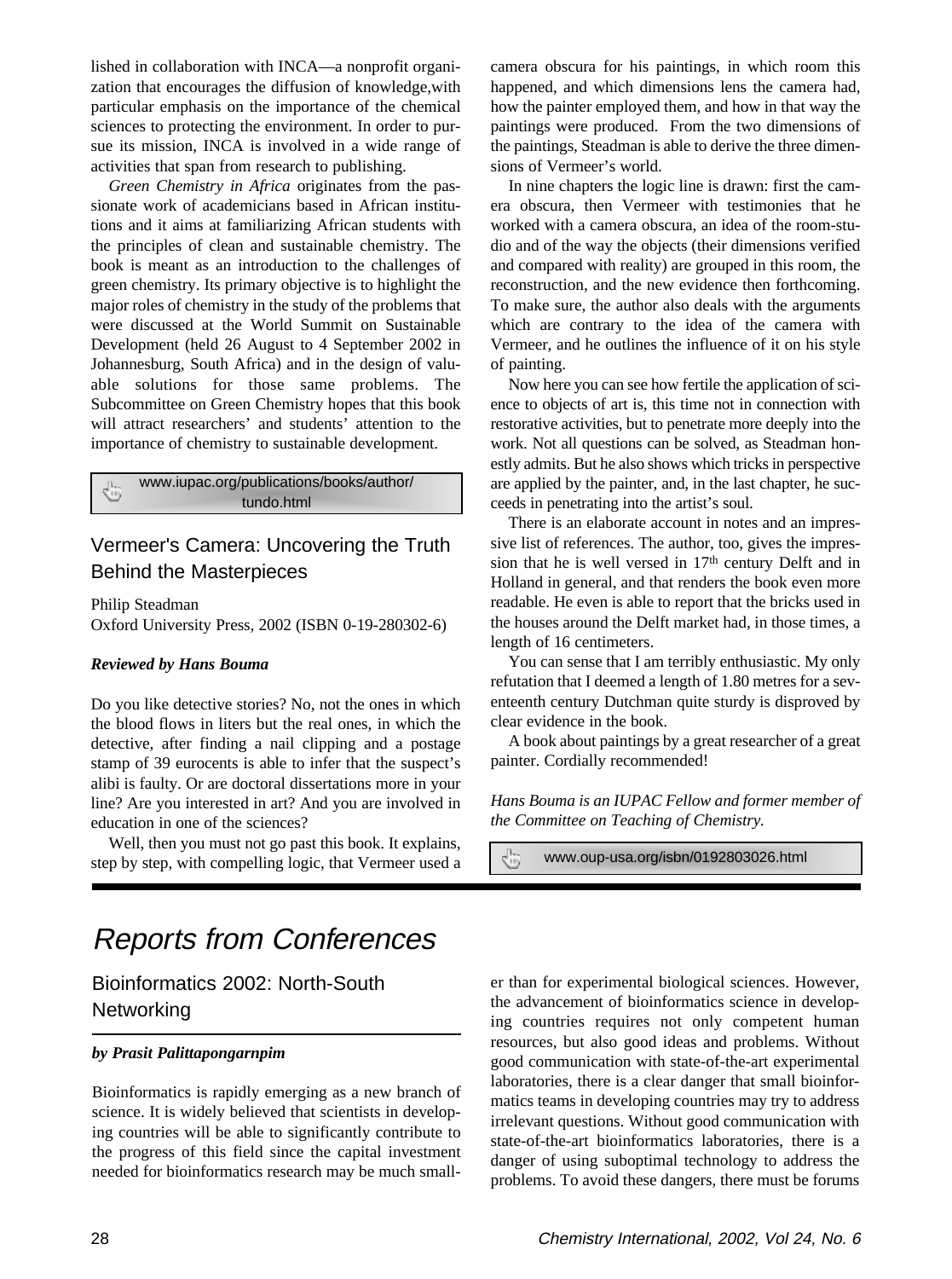lished in collaboration with INCA—a nonprofit organization that encourages the diffusion of knowledge,with particular emphasis on the importance of the chemical sciences to protecting the environment. In order to pursue its mission, INCA is involved in a wide range of activities that span from research to publishing.

*Green Chemistry in Africa* originates from the passionate work of academicians based in African institutions and it aims at familiarizing African students with the principles of clean and sustainable chemistry. The book is meant as an introduction to the challenges of green chemistry. Its primary objective is to highlight the major roles of chemistry in the study of the problems that were discussed at the World Summit on Sustainable Development (held 26 August to 4 September 2002 in Johannesburg, South Africa) and in the design of valuable solutions for those same problems. The Subcommittee on Green Chemistry hopes that this book will attract researchers' and students' attention to the importance of chemistry to sustainable development.

www.iupac.org/publications/books/author/tundo.html

## Vermeer's Camera: Uncovering the Truth Behind the Masterpieces

Philip Steadman
Oxford University Press, 2002 (ISBN 0-19-280302-6)

***Reviewed by Hans Bouma***

Do you like detective stories? No, not the ones in which the blood flows in liters but the real ones, in which the detective, after finding a nail clipping and a postage stamp of 39 eurocents is able to infer that the suspect's alibi is faulty. Or are doctoral dissertations more in your line? Are you interested in art? And you are involved in education in one of the sciences?

Well, then you must not go past this book. It explains, step by step, with compelling logic, that Vermeer used a camera obscura for his paintings, in which room this happened, and which dimensions lens the camera had, how the painter employed them, and how in that way the paintings were produced. From the two dimensions of the paintings, Steadman is able to derive the three dimensions of Vermeer's world.

In nine chapters the logic line is drawn: first the camera obscura, then Vermeer with testimonies that he worked with a camera obscura, an idea of the room-studio and of the way the objects (their dimensions verified and compared with reality) are grouped in this room, the reconstruction, and the new evidence then forthcoming. To make sure, the author also deals with the arguments which are contrary to the idea of the camera with Vermeer, and he outlines the influence of it on his style of painting.

Now here you can see how fertile the application of science to objects of art is, this time not in connection with restorative activities, but to penetrate more deeply into the work. Not all questions can be solved, as Steadman honestly admits. But he also shows which tricks in perspective are applied by the painter, and, in the last chapter, he succeeds in penetrating into the artist's soul.

There is an elaborate account in notes and an impressive list of references. The author, too, gives the impression that he is well versed in 17th century Delft and in Holland in general, and that renders the book even more readable. He even is able to report that the bricks used in the houses around the Delft market had, in those times, a length of 16 centimeters.

You can sense that I am terribly enthusiastic. My only refutation that I deemed a length of 1.80 metres for a seventeenth century Dutchman quite sturdy is disproved by clear evidence in the book.

A book about paintings by a great researcher of a great painter. Cordially recommended!

*Hans Bouma is an IUPAC Fellow and former member of the Committee on Teaching of Chemistry.*

www.oup-usa.org/isbn/0192803026.html

# Reports from Conferences

## Bioinformatics 2002: North-South Networking

***by Prasit Palittapongarnpim***

Bioinformatics is rapidly emerging as a new branch of science. It is widely believed that scientists in developing countries will be able to significantly contribute to the progress of this field since the capital investment needed for bioinformatics research may be much smaller than for experimental biological sciences. However, the advancement of bioinformatics science in developing countries requires not only competent human resources, but also good ideas and problems. Without good communication with state-of-the-art experimental laboratories, there is a clear danger that small bioinformatics teams in developing countries may try to address irrelevant questions. Without good communication with state-of-the-art bioinformatics laboratories, there is a danger of using suboptimal technology to address the problems. To avoid these dangers, there must be forums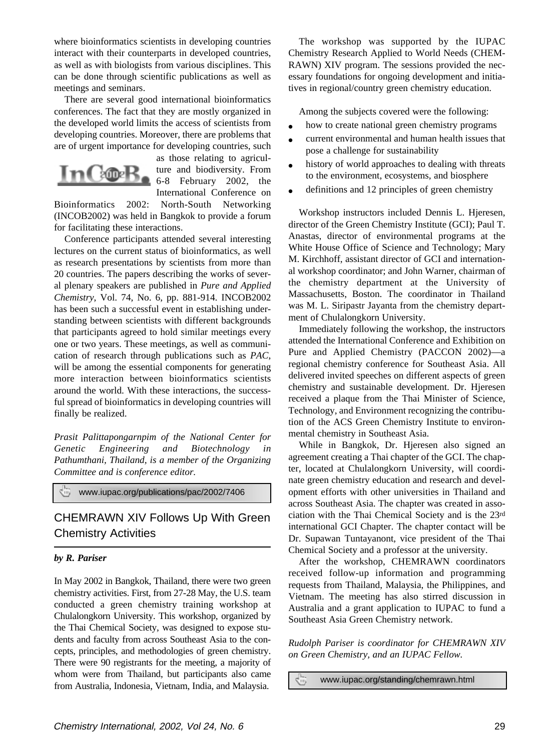where bioinformatics scientists in developing countries interact with their counterparts in developed countries, as well as with biologists from various disciplines. This can be done through scientific publications as well as meetings and seminars.

There are several good international bioinformatics conferences. The fact that they are mostly organized in the developed world limits the access of scientists from developing countries. Moreover, there are problems that are of urgent importance for developing countries, such as those relating to agriculture and biodiversity. From 6-8 February 2002, the International Conference on Bioinformatics 2002: North-South Networking (INCOB2002) was held in Bangkok to provide a forum for facilitating these interactions.

Conference participants attended several interesting lectures on the current status of bioinformatics, as well as research presentations by scientists from more than 20 countries. The papers describing the works of several plenary speakers are published in *Pure and Applied Chemistry*, Vol. 74, No. 6, pp. 881-914. INCOB2002 has been such a successful event in establishing understanding between scientists with different backgrounds that participants agreed to hold similar meetings every one or two years. These meetings, as well as communication of research through publications such as *PAC*, will be among the essential components for generating more interaction between bioinformatics scientists around the world. With these interactions, the successful spread of bioinformatics in developing countries will finally be realized.

*Prasit Palittapongarnpim of the National Center for Genetic Engineering and Biotechnology in Pathumthani, Thailand, is a member of the Organizing Committee and is conference editor.*

www.iupac.org/publications/pac/2002/7406

## CHEMRAWN XIV Follows Up With Green Chemistry Activities

***by R. Pariser***

In May 2002 in Bangkok, Thailand, there were two green chemistry activities. First, from 27-28 May, the U.S. team conducted a green chemistry training workshop at Chulalongkorn University. This workshop, organized by the Thai Chemical Society, was designed to expose students and faculty from across Southeast Asia to the concepts, principles, and methodologies of green chemistry. There were 90 registrants for the meeting, a majority of whom were from Thailand, but participants also came from Australia, Indonesia, Vietnam, India, and Malaysia.

The workshop was supported by the IUPAC Chemistry Research Applied to World Needs (CHEMRAWN) XIV program. The sessions provided the necessary foundations for ongoing development and initiatives in regional/country green chemistry education.

Among the subjects covered were the following:

- how to create national green chemistry programs
- current environmental and human health issues that pose a challenge for sustainability
- history of world approaches to dealing with threats to the environment, ecosystems, and biosphere
- definitions and 12 principles of green chemistry

Workshop instructors included Dennis L. Hjeresen, director of the Green Chemistry Institute (GCI); Paul T. Anastas, director of environmental programs at the White House Office of Science and Technology; Mary M. Kirchhoff, assistant director of GCI and international workshop coordinator; and John Warner, chairman of the chemistry department at the University of Massachusetts, Boston. The coordinator in Thailand was M. L. Siripastr Jayanta from the chemistry department of Chulalongkorn University.

Immediately following the workshop, the instructors attended the International Conference and Exhibition on Pure and Applied Chemistry (PACCON 2002)—a regional chemistry conference for Southeast Asia. All delivered invited speeches on different aspects of green chemistry and sustainable development. Dr. Hjeresen received a plaque from the Thai Minister of Science, Technology, and Environment recognizing the contribution of the ACS Green Chemistry Institute to environmental chemistry in Southeast Asia.

While in Bangkok, Dr. Hjeresen also signed an agreement creating a Thai chapter of the GCI. The chapter, located at Chulalongkorn University, will coordinate green chemistry education and research and development efforts with other universities in Thailand and across Southeast Asia. The chapter was created in association with the Thai Chemical Society and is the 23rd international GCI Chapter. The chapter contact will be Dr. Supawan Tuntayanont, vice president of the Thai Chemical Society and a professor at the university.

After the workshop, CHEMRAWN coordinators received follow-up information and programming requests from Thailand, Malaysia, the Philippines, and Vietnam. The meeting has also stirred discussion in Australia and a grant application to IUPAC to fund a Southeast Asia Green Chemistry network.

*Rudolph Pariser is coordinator for CHEMRAWN XIV on Green Chemistry, and an IUPAC Fellow.*

www.iupac.org/standing/chemrawn.html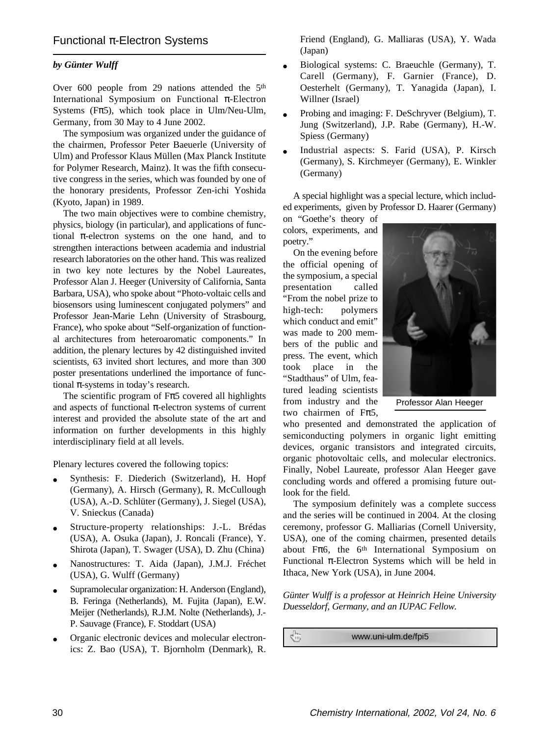## Functional π-Electron Systems

***by Günter Wulff***

Over 600 people from 29 nations attended the 5th International Symposium on Functional π-Electron Systems (Fπ5), which took place in Ulm/Neu-Ulm, Germany, from 30 May to 4 June 2002.

The symposium was organized under the guidance of the chairmen, Professor Peter Baeuerle (University of Ulm) and Professor Klaus Müllen (Max Planck Institute for Polymer Research, Mainz). It was the fifth consecutive congress in the series, which was founded by one of the honorary presidents, Professor Zen-ichi Yoshida (Kyoto, Japan) in 1989.

The two main objectives were to combine chemistry, physics, biology (in particular), and applications of functional π-electron systems on the one hand, and to strengthen interactions between academia and industrial research laboratories on the other hand. This was realized in two key note lectures by the Nobel Laureates, Professor Alan J. Heeger (University of California, Santa Barbara, USA), who spoke about "Photo-voltaic cells and biosensors using luminescent conjugated polymers" and Professor Jean-Marie Lehn (University of Strasbourg, France), who spoke about "Self-organization of functional architectures from heteroaromatic components." In addition, the plenary lectures by 42 distinguished invited scientists, 63 invited short lectures, and more than 300 poster presentations underlined the importance of functional π-systems in today's research.

The scientific program of Fπ5 covered all highlights and aspects of functional π-electron systems of current interest and provided the absolute state of the art and information on further developments in this highly interdisciplinary field at all levels.

Plenary lectures covered the following topics:

- Synthesis: F. Diederich (Switzerland), H. Hopf (Germany), A. Hirsch (Germany), R. McCullough (USA), A.-D. Schlüter (Germany), J. Siegel (USA), V. Snieckus (Canada)
- Structure-property relationships: J.-L. Brédas (USA), A. Osuka (Japan), J. Roncali (France), Y. Shirota (Japan), T. Swager (USA), D. Zhu (China)
- Nanostructures: T. Aida (Japan), J.M.J. Fréchet (USA), G. Wulff (Germany)
- Supramolecular organization: H. Anderson (England), B. Feringa (Netherlands), M. Fujita (Japan), E.W. Meijer (Netherlands), R.J.M. Nolte (Netherlands), J.-P. Sauvage (France), F. Stoddart (USA)
- Organic electronic devices and molecular electronics: Z. Bao (USA), T. Bjornholm (Denmark), R. Friend (England), G. Malliaras (USA), Y. Wada (Japan)
- Biological systems: C. Braeuchle (Germany), T. Carell (Germany), F. Garnier (France), D. Oesterhelt (Germany), T. Yanagida (Japan), I. Willner (Israel)
- Probing and imaging: F. DeSchryver (Belgium), T. Jung (Switzerland), J.P. Rabe (Germany), H.-W. Spiess (Germany)
- Industrial aspects: S. Farid (USA), P. Kirsch (Germany), S. Kirchmeyer (Germany), E. Winkler (Germany)

A special highlight was a special lecture, which included experiments, given by Professor D. Haarer (Germany) on "Goethe's theory of colors, experiments, and poetry."

On the evening before the official opening of the symposium, a special presentation called "From the nobel prize to high-tech: polymers which conduct and emit" was made to 200 members of the public and press. The event, which took place in the "Stadthaus" of Ulm, featured leading scientists from industry and the two chairmen of Fπ5, who presented and demonstrated the application of semiconducting polymers in organic light emitting devices, organic transistors and integrated circuits, organic photovoltaic cells, and molecular electronics. Finally, Nobel Laureate, professor Alan Heeger gave concluding words and offered a promising future outlook for the field.

Professor Alan Heeger

The symposium definitely was a complete success and the series will be continued in 2004. At the closing ceremony, professor G. Malliarias (Cornell University, USA), one of the coming chairmen, presented details about Fπ6, the 6th International Symposium on Functional π-Electron Systems which will be held in Ithaca, New York (USA), in June 2004.

*Günter Wulff is a professor at Heinrich Heine University Duesseldorf, Germany, and an IUPAC Fellow.*

www.uni-ulm.de/fpi5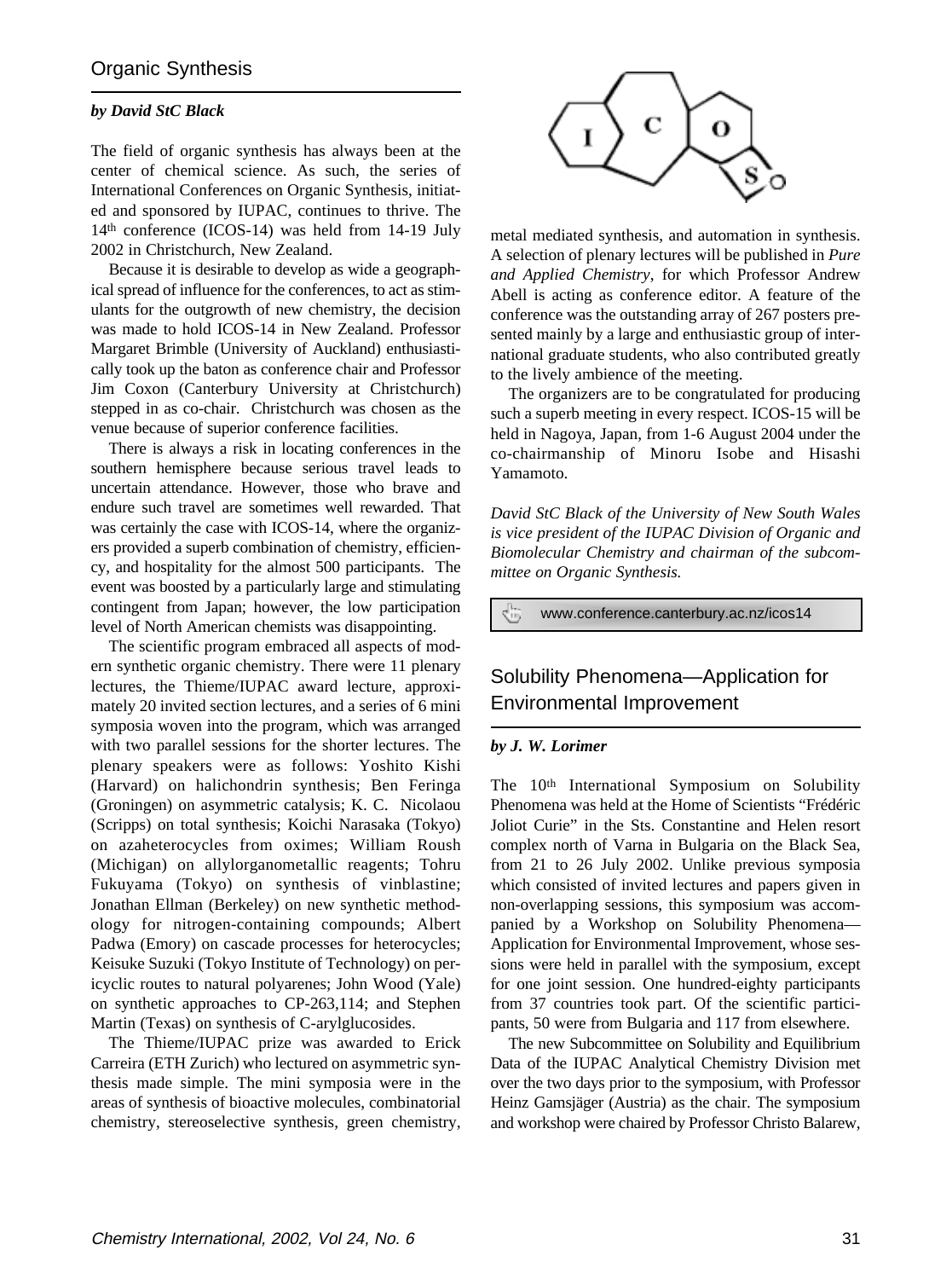## Organic Synthesis

***by David StC Black***

The field of organic synthesis has always been at the center of chemical science. As such, the series of International Conferences on Organic Synthesis, initiated and sponsored by IUPAC, continues to thrive. The 14th conference (ICOS-14) was held from 14-19 July 2002 in Christchurch, New Zealand.

Because it is desirable to develop as wide a geographical spread of influence for the conferences, to act as stimulants for the outgrowth of new chemistry, the decision was made to hold ICOS-14 in New Zealand. Professor Margaret Brimble (University of Auckland) enthusiastically took up the baton as conference chair and Professor Jim Coxon (Canterbury University at Christchurch) stepped in as co-chair. Christchurch was chosen as the venue because of superior conference facilities.

There is always a risk in locating conferences in the southern hemisphere because serious travel leads to uncertain attendance. However, those who brave and endure such travel are sometimes well rewarded. That was certainly the case with ICOS-14, where the organizers provided a superb combination of chemistry, efficiency, and hospitality for the almost 500 participants. The event was boosted by a particularly large and stimulating contingent from Japan; however, the low participation level of North American chemists was disappointing.

The scientific program embraced all aspects of modern synthetic organic chemistry. There were 11 plenary lectures, the Thieme/IUPAC award lecture, approximately 20 invited section lectures, and a series of 6 mini symposia woven into the program, which was arranged with two parallel sessions for the shorter lectures. The plenary speakers were as follows: Yoshito Kishi (Harvard) on halichondrin synthesis; Ben Feringa (Groningen) on asymmetric catalysis; K. C. Nicolaou (Scripps) on total synthesis; Koichi Narasaka (Tokyo) on azaheterocycles from oximes; William Roush (Michigan) on allylorganometallic reagents; Tohru Fukuyama (Tokyo) on synthesis of vinblastine; Jonathan Ellman (Berkeley) on new synthetic methodology for nitrogen-containing compounds; Albert Padwa (Emory) on cascade processes for heterocycles; Keisuke Suzuki (Tokyo Institute of Technology) on pericyclic routes to natural polyarenes; John Wood (Yale) on synthetic approaches to CP-263,114; and Stephen Martin (Texas) on synthesis of C-arylglucosides.

The Thieme/IUPAC prize was awarded to Erick Carreira (ETH Zurich) who lectured on asymmetric synthesis made simple. The mini symposia were in the areas of synthesis of bioactive molecules, combinatorial chemistry, stereoselective synthesis, green chemistry, metal mediated synthesis, and automation in synthesis. A selection of plenary lectures will be published in *Pure and Applied Chemistry*, for which Professor Andrew Abell is acting as conference editor. A feature of the conference was the outstanding array of 267 posters presented mainly by a large and enthusiastic group of international graduate students, who also contributed greatly to the lively ambience of the meeting.

The organizers are to be congratulated for producing such a superb meeting in every respect. ICOS-15 will be held in Nagoya, Japan, from 1-6 August 2004 under the co-chairmanship of Minoru Isobe and Hisashi Yamamoto.

*David StC Black of the University of New South Wales is vice president of the IUPAC Division of Organic and Biomolecular Chemistry and chairman of the subcommittee on Organic Synthesis.*

www.conference.canterbury.ac.nz/icos14

## Solubility Phenomena—Application for Environmental Improvement

***by J. W. Lorimer***

The 10th International Symposium on Solubility Phenomena was held at the Home of Scientists "Frédéric Joliot Curie" in the Sts. Constantine and Helen resort complex north of Varna in Bulgaria on the Black Sea, from 21 to 26 July 2002. Unlike previous symposia which consisted of invited lectures and papers given in non-overlapping sessions, this symposium was accompanied by a Workshop on Solubility Phenomena—Application for Environmental Improvement, whose sessions were held in parallel with the symposium, except for one joint session. One hundred-eighty participants from 37 countries took part. Of the scientific participants, 50 were from Bulgaria and 117 from elsewhere.

The new Subcommittee on Solubility and Equilibrium Data of the IUPAC Analytical Chemistry Division met over the two days prior to the symposium, with Professor Heinz Gamsjäger (Austria) as the chair. The symposium and workshop were chaired by Professor Christo Balarew,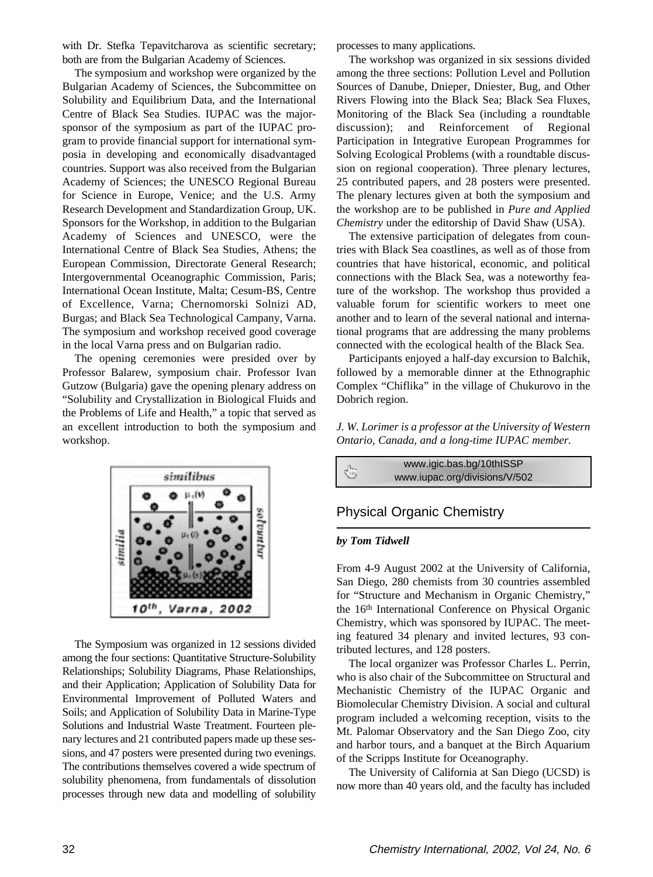with Dr. Stefka Tepavitcharova as scientific secretary; both are from the Bulgarian Academy of Sciences.

The symposium and workshop were organized by the Bulgarian Academy of Sciences, the Subcommittee on Solubility and Equilibrium Data, and the International Centre of Black Sea Studies. IUPAC was the major-sponsor of the symposium as part of the IUPAC program to provide financial support for international symposia in developing and economically disadvantaged countries. Support was also received from the Bulgarian Academy of Sciences; the UNESCO Regional Bureau for Science in Europe, Venice; and the U.S. Army Research Development and Standardization Group, UK. Sponsors for the Workshop, in addition to the Bulgarian Academy of Sciences and UNESCO, were the International Centre of Black Sea Studies, Athens; the European Commission, Directorate General Research; Intergovernmental Oceanographic Commission, Paris; International Ocean Institute, Malta; Cesum-BS, Centre of Excellence, Varna; Chernomorski Solnizi AD, Burgas; and Black Sea Technological Campany, Varna. The symposium and workshop received good coverage in the local Varna press and on Bulgarian radio.

The opening ceremonies were presided over by Professor Balarew, symposium chair. Professor Ivan Gutzow (Bulgaria) gave the opening plenary address on "Solubility and Crystallization in Biological Fluids and the Problems of Life and Health," a topic that served as an excellent introduction to both the symposium and workshop.

The Symposium was organized in 12 sessions divided among the four sections: Quantitative Structure-Solubility Relationships; Solubility Diagrams, Phase Relationships, and their Application; Application of Solubility Data for Environmental Improvement of Polluted Waters and Soils; and Application of Solubility Data in Marine-Type Solutions and Industrial Waste Treatment. Fourteen plenary lectures and 21 contributed papers made up these sessions, and 47 posters were presented during two evenings. The contributions themselves covered a wide spectrum of solubility phenomena, from fundamentals of dissolution processes through new data and modelling of solubility processes to many applications.

The workshop was organized in six sessions divided among the three sections: Pollution Level and Pollution Sources of Danube, Dnieper, Dniester, Bug, and Other Rivers Flowing into the Black Sea; Black Sea Fluxes, Monitoring of the Black Sea (including a roundtable discussion); and Reinforcement of Regional Participation in Integrative European Programmes for Solving Ecological Problems (with a roundtable discussion on regional cooperation). Three plenary lectures, 25 contributed papers, and 28 posters were presented. The plenary lectures given at both the symposium and the workshop are to be published in *Pure and Applied Chemistry* under the editorship of David Shaw (USA).

The extensive participation of delegates from countries with Black Sea coastlines, as well as of those from countries that have historical, economic, and political connections with the Black Sea, was a noteworthy feature of the workshop. The workshop thus provided a valuable forum for scientific workers to meet one another and to learn of the several national and international programs that are addressing the many problems connected with the ecological health of the Black Sea.

Participants enjoyed a half-day excursion to Balchik, followed by a memorable dinner at the Ethnographic Complex "Chiflika" in the village of Chukurovo in the Dobrich region.

*J. W. Lorimer is a professor at the University of Western Ontario, Canada, and a long-time IUPAC member.*

www.igic.bas.bg/10thISSP
www.iupac.org/divisions/V/502

## Physical Organic Chemistry

***by Tom Tidwell***

From 4-9 August 2002 at the University of California, San Diego, 280 chemists from 30 countries assembled for "Structure and Mechanism in Organic Chemistry," the 16th International Conference on Physical Organic Chemistry, which was sponsored by IUPAC. The meeting featured 34 plenary and invited lectures, 93 contributed lectures, and 128 posters.

The local organizer was Professor Charles L. Perrin, who is also chair of the Subcommittee on Structural and Mechanistic Chemistry of the IUPAC Organic and Biomolecular Chemistry Division. A social and cultural program included a welcoming reception, visits to the Mt. Palomar Observatory and the San Diego Zoo, city and harbor tours, and a banquet at the Birch Aquarium of the Scripps Institute for Oceanography.

The University of California at San Diego (UCSD) is now more than 40 years old, and the faculty has included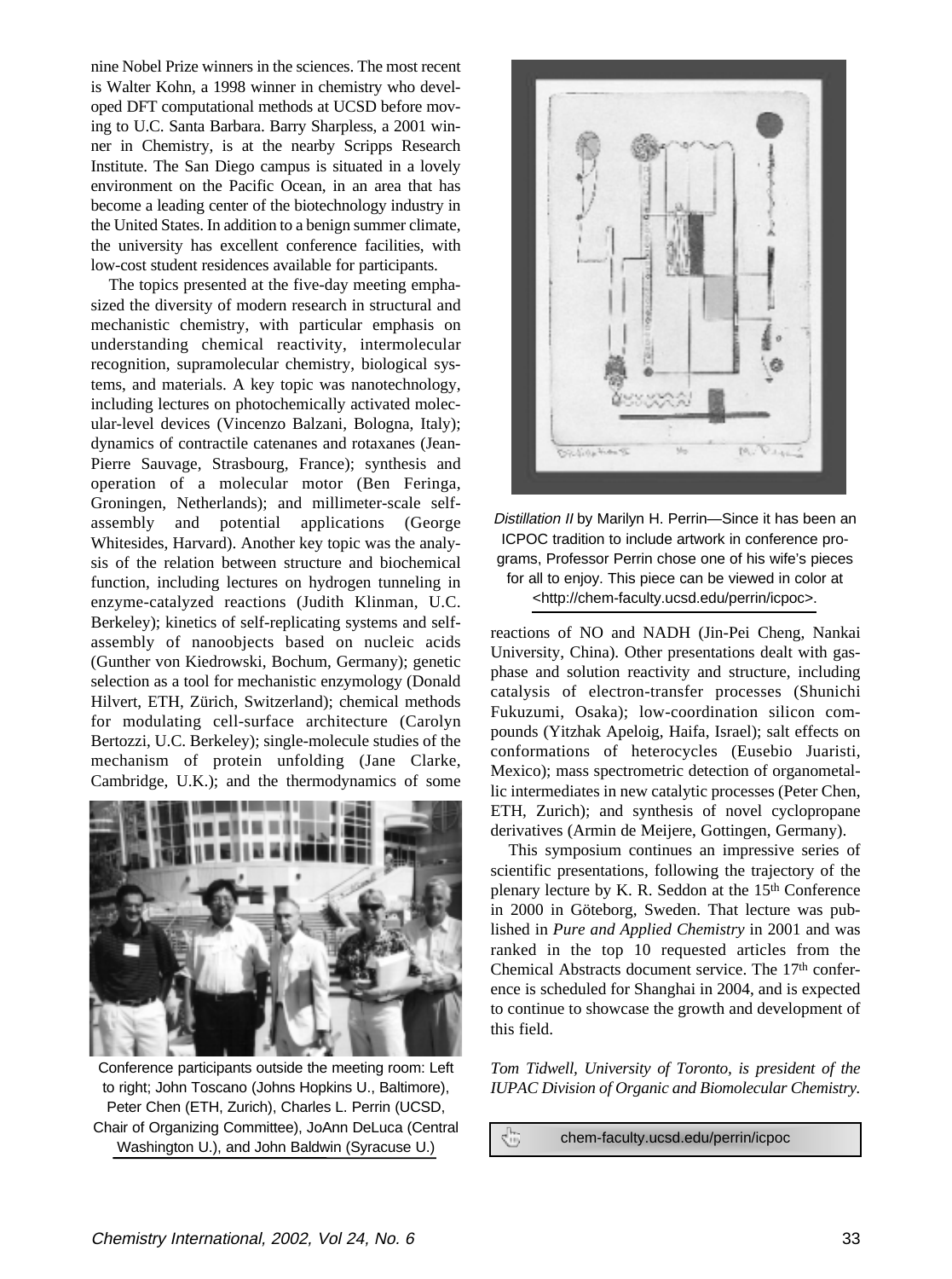nine Nobel Prize winners in the sciences. The most recent is Walter Kohn, a 1998 winner in chemistry who developed DFT computational methods at UCSD before moving to U.C. Santa Barbara. Barry Sharpless, a 2001 winner in Chemistry, is at the nearby Scripps Research Institute. The San Diego campus is situated in a lovely environment on the Pacific Ocean, in an area that has become a leading center of the biotechnology industry in the United States. In addition to a benign summer climate, the university has excellent conference facilities, with low-cost student residences available for participants.

The topics presented at the five-day meeting emphasized the diversity of modern research in structural and mechanistic chemistry, with particular emphasis on understanding chemical reactivity, intermolecular recognition, supramolecular chemistry, biological systems, and materials. A key topic was nanotechnology, including lectures on photochemically activated molecular-level devices (Vincenzo Balzani, Bologna, Italy); dynamics of contractile catenanes and rotaxanes (Jean-Pierre Sauvage, Strasbourg, France); synthesis and operation of a molecular motor (Ben Feringa, Groningen, Netherlands); and millimeter-scale self-assembly and potential applications (George Whitesides, Harvard). Another key topic was the analysis of the relation between structure and biochemical function, including lectures on hydrogen tunneling in enzyme-catalyzed reactions (Judith Klinman, U.C. Berkeley); kinetics of self-replicating systems and self-assembly of nanoobjects based on nucleic acids (Gunther von Kiedrowski, Bochum, Germany); genetic selection as a tool for mechanistic enzymology (Donald Hilvert, ETH, Zürich, Switzerland); chemical methods for modulating cell-surface architecture (Carolyn Bertozzi, U.C. Berkeley); single-molecule studies of the mechanism of protein unfolding (Jane Clarke, Cambridge, U.K.); and the thermodynamics of some reactions of NO and NADH (Jin-Pei Cheng, Nankai University, China). Other presentations dealt with gas-phase and solution reactivity and structure, including catalysis of electron-transfer processes (Shunichi Fukuzumi, Osaka); low-coordination silicon compounds (Yitzhak Apeloig, Haifa, Israel); salt effects on conformations of heterocycles (Eusebio Juaristi, Mexico); mass spectrometric detection of organometallic intermediates in new catalytic processes (Peter Chen, ETH, Zurich); and synthesis of novel cyclopropane derivatives (Armin de Meijere, Gottingen, Germany).

Conference participants outside the meeting room: Left to right; John Toscano (Johns Hopkins U., Baltimore), Peter Chen (ETH, Zurich), Charles L. Perrin (UCSD, Chair of Organizing Committee), JoAnn DeLuca (Central Washington U.), and John Baldwin (Syracuse U.)

*Distillation II* by Marilyn H. Perrin—Since it has been an ICPOC tradition to include artwork in conference programs, Professor Perrin chose one of his wife's pieces for all to enjoy. This piece can be viewed in color at <http://chem-faculty.ucsd.edu/perrin/icpoc>.

This symposium continues an impressive series of scientific presentations, following the trajectory of the plenary lecture by K. R. Seddon at the 15th Conference in 2000 in Göteborg, Sweden. That lecture was published in *Pure and Applied Chemistry* in 2001 and was ranked in the top 10 requested articles from the Chemical Abstracts document service. The 17th conference is scheduled for Shanghai in 2004, and is expected to continue to showcase the growth and development of this field.

*Tom Tidwell, University of Toronto, is president of the IUPAC Division of Organic and Biomolecular Chemistry.*

chem-faculty.ucsd.edu/perrin/icpoc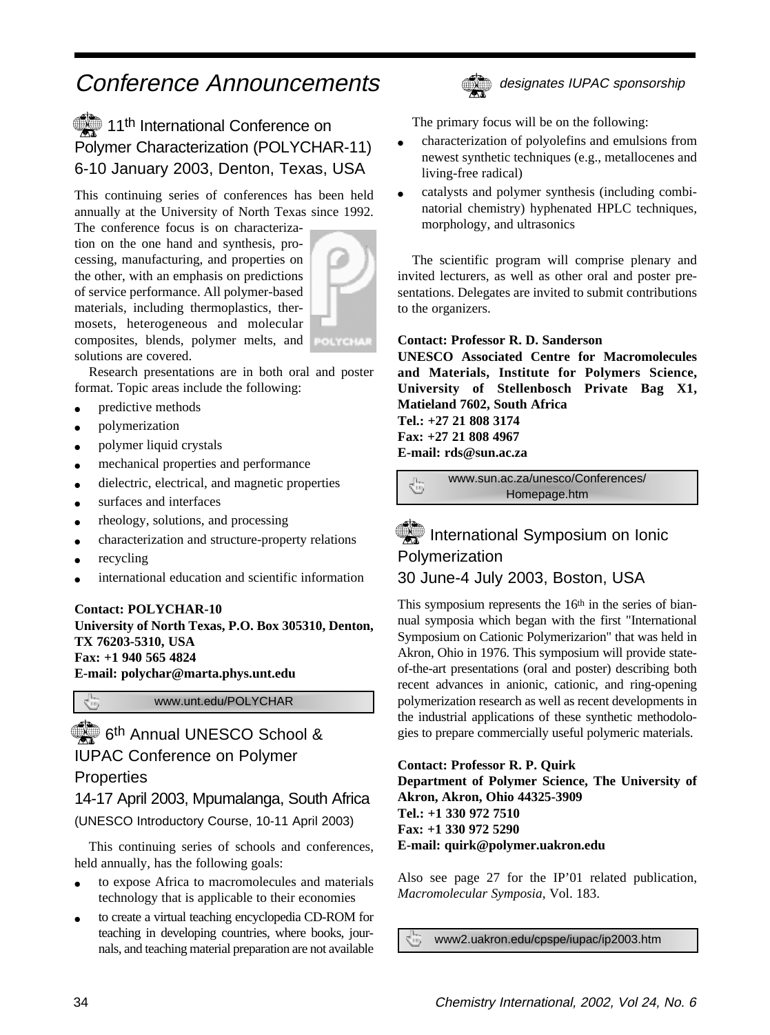# Conference Announcements

*designates IUPAC sponsorship*

## 11th International Conference on Polymer Characterization (POLYCHAR-11) 6-10 January 2003, Denton, Texas, USA

This continuing series of conferences has been held annually at the University of North Texas since 1992. The conference focus is on characterization on the one hand and synthesis, processing, manufacturing, and properties on the other, with an emphasis on predictions of service performance. All polymer-based materials, including thermoplastics, thermosets, heterogeneous and molecular composites, blends, polymer melts, and solutions are covered.

Research presentations are in both oral and poster format. Topic areas include the following:

- predictive methods
- polymerization
- polymer liquid crystals
- mechanical properties and performance
- dielectric, electrical, and magnetic properties
- surfaces and interfaces
- rheology, solutions, and processing
- characterization and structure-property relations
- recycling
- international education and scientific information

**Contact: POLYCHAR-10**
**University of North Texas, P.O. Box 305310, Denton, TX 76203-5310, USA**
**Fax: +1 940 565 4824**
**E-mail: polychar@marta.phys.unt.edu**

www.unt.edu/POLYCHAR

## 6th Annual UNESCO School & IUPAC Conference on Polymer Properties 14-17 April 2003, Mpumalanga, South Africa

(UNESCO Introductory Course, 10-11 April 2003)

This continuing series of schools and conferences, held annually, has the following goals:

- to expose Africa to macromolecules and materials technology that is applicable to their economies
- to create a virtual teaching encyclopedia CD-ROM for teaching in developing countries, where books, journals, and teaching material preparation are not available

The primary focus will be on the following:

- characterization of polyolefins and emulsions from newest synthetic techniques (e.g., metallocenes and living-free radical)
- catalysts and polymer synthesis (including combinatorial chemistry) hyphenated HPLC techniques, morphology, and ultrasonics

The scientific program will comprise plenary and invited lecturers, as well as other oral and poster presentations. Delegates are invited to submit contributions to the organizers.

**Contact: Professor R. D. Sanderson**
**UNESCO Associated Centre for Macromolecules and Materials, Institute for Polymers Science, University of Stellenbosch Private Bag X1, Matieland 7602, South Africa**
**Tel.: +27 21 808 3174**
**Fax: +27 21 808 4967**
**E-mail: rds@sun.ac.za**

www.sun.ac.za/unesco/Conferences/Homepage.htm

## International Symposium on Ionic Polymerization 30 June-4 July 2003, Boston, USA

This symposium represents the 16th in the series of biannual symposia which began with the first "International Symposium on Cationic Polymerizarion" that was held in Akron, Ohio in 1976. This symposium will provide state-of-the-art presentations (oral and poster) describing both recent advances in anionic, cationic, and ring-opening polymerization research as well as recent developments in the industrial applications of these synthetic methodologies to prepare commercially useful polymeric materials.

**Contact: Professor R. P. Quirk**
**Department of Polymer Science, The University of Akron, Akron, Ohio 44325-3909**
**Tel.: +1 330 972 7510**
**Fax: +1 330 972 5290**
**E-mail: quirk@polymer.uakron.edu**

Also see page 27 for the IP'01 related publication, *Macromolecular Symposia*, Vol. 183.

www2.uakron.edu/cpspe/iupac/ip2003.htm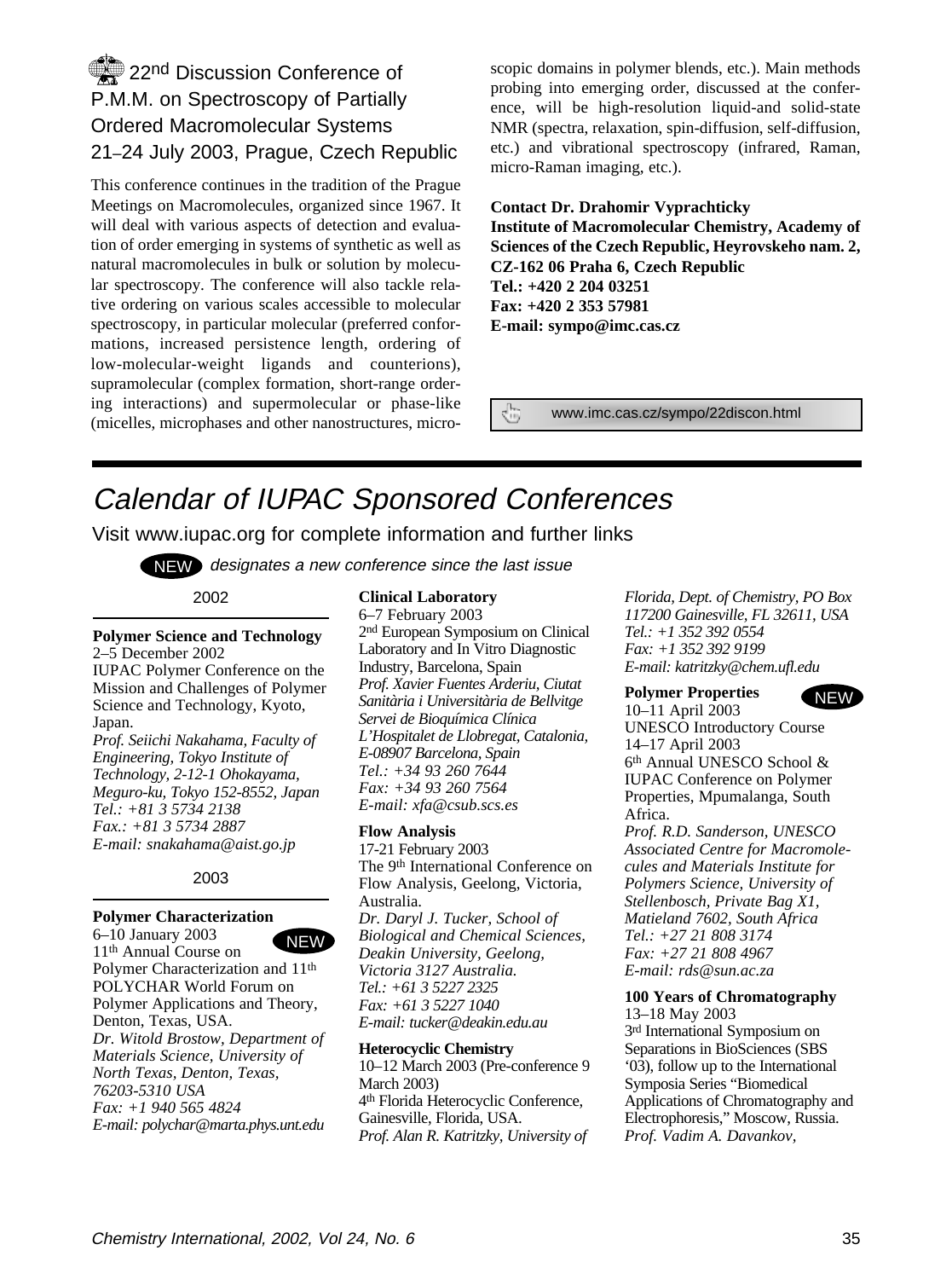## 22nd Discussion Conference of P.M.M. on Spectroscopy of Partially Ordered Macromolecular Systems 21–24 July 2003, Prague, Czech Republic

This conference continues in the tradition of the Prague Meetings on Macromolecules, organized since 1967. It will deal with various aspects of detection and evaluation of order emerging in systems of synthetic as well as natural macromolecules in bulk or solution by molecular spectroscopy. The conference will also tackle relative ordering on various scales accessible to molecular spectroscopy, in particular molecular (preferred conformations, increased persistence length, ordering of low-molecular-weight ligands and counterions), supramolecular (complex formation, short-range ordering interactions) and supermolecular or phase-like (micelles, microphases and other nanostructures, microscopic domains in polymer blends, etc.). Main methods probing into emerging order, discussed at the conference, will be high-resolution liquid-and solid-state NMR (spectra, relaxation, spin-diffusion, self-diffusion, etc.) and vibrational spectroscopy (infrared, Raman, micro-Raman imaging, etc.).

**Contact Dr. Drahomir Vyprachticky**
**Institute of Macromolecular Chemistry, Academy of Sciences of the Czech Republic, Heyrovskeho nam. 2, CZ-162 06 Praha 6, Czech Republic**
**Tel.: +420 2 204 03251**
**Fax: +420 2 353 57981**
**E-mail: sympo@imc.cas.cz**

www.imc.cas.cz/sympo/22discon.html

# *Calendar of IUPAC Sponsored Conferences*

Visit www.iupac.org for complete information and further links

NEW *designates a new conference since the last issue*

### 2002

**Polymer Science and Technology**
2–5 December 2002
IUPAC Polymer Conference on the Mission and Challenges of Polymer Science and Technology, Kyoto, Japan.
*Prof. Seiichi Nakahama, Faculty of Engineering, Tokyo Institute of Technology, 2-12-1 Ohokayama, Meguro-ku, Tokyo 152-8552, Japan*
*Tel.: +81 3 5734 2138*
*Fax.: +81 3 5734 2887*
*E-mail: snakahama@aist.go.jp*

### 2003

**Polymer Characterization** NEW
6–10 January 2003
11th Annual Course on Polymer Characterization and 11th POLYCHAR World Forum on Polymer Applications and Theory, Denton, Texas, USA.
*Dr. Witold Brostow, Department of Materials Science, University of North Texas, Denton, Texas, 76203-5310 USA*
*Fax: +1 940 565 4824*
*E-mail: polychar@marta.phys.unt.edu*

**Clinical Laboratory**
6–7 February 2003
2nd European Symposium on Clinical Laboratory and In Vitro Diagnostic Industry, Barcelona, Spain
*Prof. Xavier Fuentes Arderiu, Ciutat Sanitària i Universitària de Bellvitge Servei de Bioquímica Clínica L'Hospitalet de Llobregat, Catalonia, E-08907 Barcelona, Spain*
*Tel.: +34 93 260 7644*
*Fax: +34 93 260 7564*
*E-mail: xfa@csub.scs.es*

**Flow Analysis**
17-21 February 2003
The 9th International Conference on Flow Analysis, Geelong, Victoria, Australia.
*Dr. Daryl J. Tucker, School of Biological and Chemical Sciences, Deakin University, Geelong, Victoria 3127 Australia.*
*Tel.: +61 3 5227 2325*
*Fax: +61 3 5227 1040*
*E-mail: tucker@deakin.edu.au*

**Heterocyclic Chemistry**
10–12 March 2003 (Pre-conference 9 March 2003)
4th Florida Heterocyclic Conference, Gainesville, Florida, USA.
*Prof. Alan R. Katritzky, University of Florida, Dept. of Chemistry, PO Box 117200 Gainesville, FL 32611, USA*
*Tel.: +1 352 392 0554*
*Fax: +1 352 392 9199*
*E-mail: katritzky@chem.ufl.edu*

**Polymer Properties** NEW
10–11 April 2003
UNESCO Introductory Course
14–17 April 2003
6th Annual UNESCO School & IUPAC Conference on Polymer Properties, Mpumalanga, South Africa.
*Prof. R.D. Sanderson, UNESCO Associated Centre for Macromolecules and Materials Institute for Polymers Science, University of Stellenbosch, Private Bag X1, Matieland 7602, South Africa*
*Tel.: +27 21 808 3174*
*Fax: +27 21 808 4967*
*E-mail: rds@sun.ac.za*

**100 Years of Chromatography**
13–18 May 2003
3rd International Symposium on Separations in BioSciences (SBS '03), follow up to the International Symposia Series "Biomedical Applications of Chromatography and Electrophoresis," Moscow, Russia.
*Prof. Vadim A. Davankov,*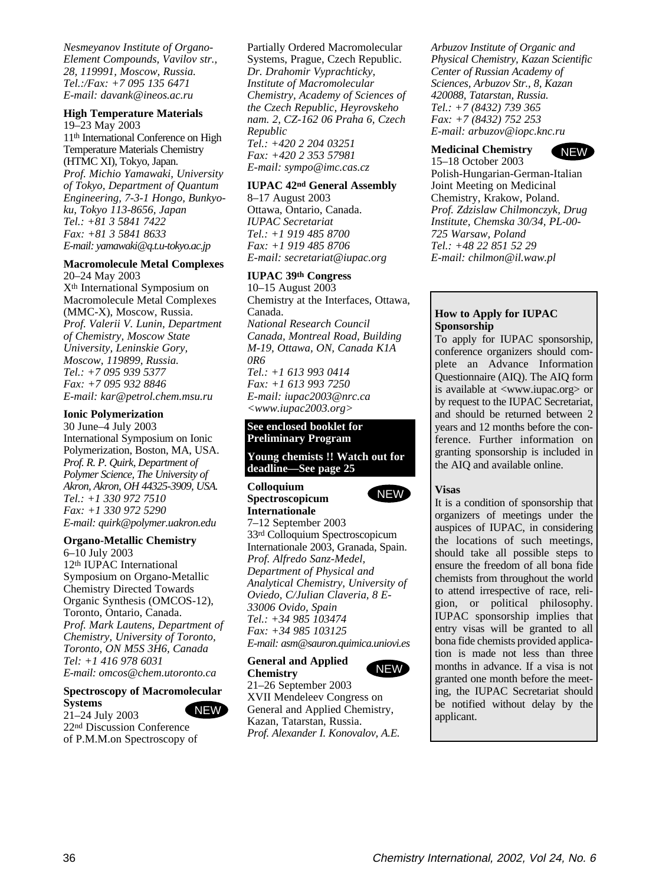*Nesmeyanov Institute of Organo-Element Compounds, Vavilov str., 28, 119991, Moscow, Russia.*
*Tel.:/Fax: +7 095 135 6471*
*E-mail: davank@ineos.ac.ru*

**High Temperature Materials**
19–23 May 2003
11th International Conference on High Temperature Materials Chemistry (HTMC XI), Tokyo, Japan.
*Prof. Michio Yamawaki, University of Tokyo, Department of Quantum Engineering, 7-3-1 Hongo, Bunkyo-ku, Tokyo 113-8656, Japan*
*Tel.: +81 3 5841 7422*
*Fax: +81 3 5841 8633*
*E-mail: yamawaki@q.t.u-tokyo.ac.jp*

**Macromolecule Metal Complexes**
20–24 May 2003
Xth International Symposium on Macromolecule Metal Complexes (MMC-X), Moscow, Russia.
*Prof. Valerii V. Lunin, Department of Chemistry, Moscow State University, Leninskie Gory, Moscow, 119899, Russia.*
*Tel.: +7 095 939 5377*
*Fax: +7 095 932 8846*
*E-mail: kar@petrol.chem.msu.ru*

**Ionic Polymerization**
30 June–4 July 2003
International Symposium on Ionic Polymerization, Boston, MA, USA.
*Prof. R. P. Quirk, Department of Polymer Science, The University of Akron, Akron, OH 44325-3909, USA.*
*Tel.: +1 330 972 7510*
*Fax: +1 330 972 5290*
*E-mail: quirk@polymer.uakron.edu*

**Organo-Metallic Chemistry**
6–10 July 2003
12th IUPAC International Symposium on Organo-Metallic Chemistry Directed Towards Organic Synthesis (OMCOS-12), Toronto, Ontario, Canada.
*Prof. Mark Lautens, Department of Chemistry, University of Toronto, Toronto, ON M5S 3H6, Canada*
*Tel: +1 416 978 6031*
*E-mail: omcos@chem.utoronto.ca*

**Spectroscopy of Macromolecular Systems** NEW
21–24 July 2003
22nd Discussion Conference of P.M.M.on Spectroscopy of Partially Ordered Macromolecular Systems, Prague, Czech Republic.
*Dr. Drahomir Vyprachticky, Institute of Macromolecular Chemistry, Academy of Sciences of the Czech Republic, Heyrovskeho nam. 2, CZ-162 06 Praha 6, Czech Republic*
*Tel.: +420 2 204 03251*
*Fax: +420 2 353 57981*
*E-mail: sympo@imc.cas.cz*

**IUPAC 42nd General Assembly**
8–17 August 2003
Ottawa, Ontario, Canada.
*IUPAC Secretariat*
*Tel.: +1 919 485 8700*
*Fax: +1 919 485 8706*
*E-mail: secretariat@iupac.org*

**IUPAC 39th Congress**
10–15 August 2003
Chemistry at the Interfaces, Ottawa, Canada.
*National Research Council Canada, Montreal Road, Building M-19, Ottawa, ON, Canada K1A 0R6*
*Tel.: +1 613 993 0414*
*Fax: +1 613 993 7250*
*E-mail: iupac2003@nrc.ca*
*<www.iupac2003.org>*

**See enclosed booklet for Preliminary Program**

**Young chemists !! Watch out for deadline—See page 25**

**Colloquium Spectroscopicum Internationale** NEW
7–12 September 2003
33rd Colloquium Spectroscopicum Internationale 2003, Granada, Spain.
*Prof. Alfredo Sanz-Medel, Department of Physical and Analytical Chemistry, University of Oviedo, C/Julian Claveria, 8 E-33006 Ovido, Spain*
*Tel.: +34 985 103474*
*Fax: +34 985 103125*
*E-mail: asm@sauron.quimica.uniovi.es*

**General and Applied Chemistry** NEW
21–26 September 2003
XVII Mendeleev Congress on General and Applied Chemistry, Kazan, Tatarstan, Russia.
*Prof. Alexander I. Konovalov, A.E. Arbuzov Institute of Organic and Physical Chemistry, Kazan Scientific Center of Russian Academy of Sciences, Arbuzov Str., 8, Kazan 420088, Tatarstan, Russia.*
*Tel.: +7 (8432) 739 365*
*Fax: +7 (8432) 752 253*
*E-mail: arbuzov@iopc.knc.ru*

**Medicinal Chemistry** NEW
15–18 October 2003
Polish-Hungarian-German-Italian Joint Meeting on Medicinal Chemistry, Krakow, Poland.
*Prof. Zdzislaw Chilmonczyk, Drug Institute, Chemska 30/34, PL-00-725 Warsaw, Poland*
*Tel.: +48 22 851 52 29*
*E-mail: chilmon@il.waw.pl*

**How to Apply for IUPAC Sponsorship**

To apply for IUPAC sponsorship, conference organizers should complete an Advance Information Questionnaire (AIQ). The AIQ form is available at <www.iupac.org> or by request to the IUPAC Secretariat, and should be returned between 2 years and 12 months before the conference. Further information on granting sponsorship is included in the AIQ and available online.

**Visas**

It is a condition of sponsorship that organizers of meetings under the auspices of IUPAC, in considering the locations of such meetings, should take all possible steps to ensure the freedom of all bona fide chemists from throughout the world to attend irrespective of race, religion, or political philosophy. IUPAC sponsorship implies that entry visas will be granted to all bona fide chemists provided application is made not less than three months in advance. If a visa is not granted one month before the meeting, the IUPAC Secretariat should be notified without delay by the applicant.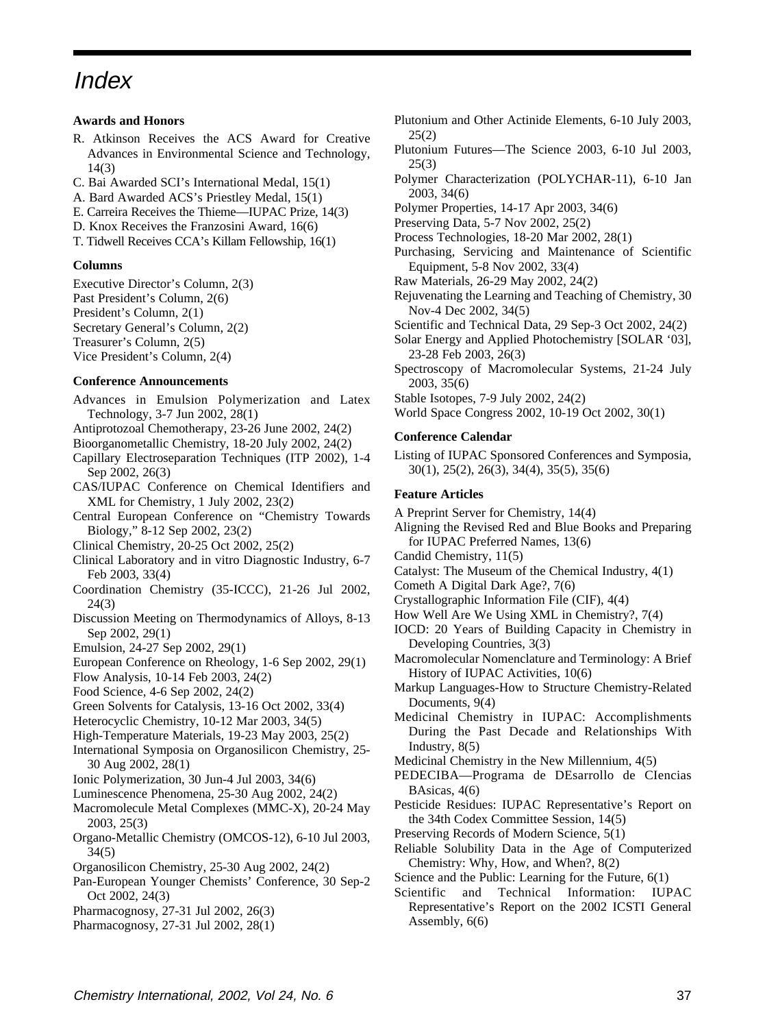# Index

### Awards and Honors

R. Atkinson Receives the ACS Award for Creative Advances in Environmental Science and Technology, 14(3)
C. Bai Awarded SCI's International Medal, 15(1)
A. Bard Awarded ACS's Priestley Medal, 15(1)
E. Carreira Receives the Thieme—IUPAC Prize, 14(3)
D. Knox Receives the Franzosini Award, 16(6)
T. Tidwell Receives CCA's Killam Fellowship, 16(1)

### Columns

Executive Director's Column, 2(3)
Past President's Column, 2(6)
President's Column, 2(1)
Secretary General's Column, 2(2)
Treasurer's Column, 2(5)
Vice President's Column, 2(4)

### Conference Announcements

Advances in Emulsion Polymerization and Latex Technology, 3-7 Jun 2002, 28(1)
Antiprotozoal Chemotherapy, 23-26 June 2002, 24(2)
Bioorganometallic Chemistry, 18-20 July 2002, 24(2)
Capillary Electroseparation Techniques (ITP 2002), 1-4 Sep 2002, 26(3)
CAS/IUPAC Conference on Chemical Identifiers and XML for Chemistry, 1 July 2002, 23(2)
Central European Conference on "Chemistry Towards Biology," 8-12 Sep 2002, 23(2)
Clinical Chemistry, 20-25 Oct 2002, 25(2)
Clinical Laboratory and in vitro Diagnostic Industry, 6-7 Feb 2003, 33(4)
Coordination Chemistry (35-ICCC), 21-26 Jul 2002, 24(3)
Discussion Meeting on Thermodynamics of Alloys, 8-13 Sep 2002, 29(1)
Emulsion, 24-27 Sep 2002, 29(1)
European Conference on Rheology, 1-6 Sep 2002, 29(1)
Flow Analysis, 10-14 Feb 2003, 24(2)
Food Science, 4-6 Sep 2002, 24(2)
Green Solvents for Catalysis, 13-16 Oct 2002, 33(4)
Heterocyclic Chemistry, 10-12 Mar 2003, 34(5)
High-Temperature Materials, 19-23 May 2003, 25(2)
International Symposia on Organosilicon Chemistry, 25-30 Aug 2002, 28(1)
Ionic Polymerization, 30 Jun-4 Jul 2003, 34(6)
Luminescence Phenomena, 25-30 Aug 2002, 24(2)
Macromolecule Metal Complexes (MMC-X), 20-24 May 2003, 25(3)
Organo-Metallic Chemistry (OMCOS-12), 6-10 Jul 2003, 34(5)
Organosilicon Chemistry, 25-30 Aug 2002, 24(2)
Pan-European Younger Chemists' Conference, 30 Sep-2 Oct 2002, 24(3)
Pharmacognosy, 27-31 Jul 2002, 26(3)
Pharmacognosy, 27-31 Jul 2002, 28(1)
Plutonium and Other Actinide Elements, 6-10 July 2003, 25(2)
Plutonium Futures—The Science 2003, 6-10 Jul 2003, 25(3)
Polymer Characterization (POLYCHAR-11), 6-10 Jan 2003, 34(6)
Polymer Properties, 14-17 Apr 2003, 34(6)
Preserving Data, 5-7 Nov 2002, 25(2)
Process Technologies, 18-20 Mar 2002, 28(1)
Purchasing, Servicing and Maintenance of Scientific Equipment, 5-8 Nov 2002, 33(4)
Raw Materials, 26-29 May 2002, 24(2)
Rejuvenating the Learning and Teaching of Chemistry, 30 Nov-4 Dec 2002, 34(5)
Scientific and Technical Data, 29 Sep-3 Oct 2002, 24(2)
Solar Energy and Applied Photochemistry [SOLAR '03], 23-28 Feb 2003, 26(3)
Spectroscopy of Macromolecular Systems, 21-24 July 2003, 35(6)
Stable Isotopes, 7-9 July 2002, 24(2)
World Space Congress 2002, 10-19 Oct 2002, 30(1)

### Conference Calendar

Listing of IUPAC Sponsored Conferences and Symposia, 30(1), 25(2), 26(3), 34(4), 35(5), 35(6)

### Feature Articles

A Preprint Server for Chemistry, 14(4)
Aligning the Revised Red and Blue Books and Preparing for IUPAC Preferred Names, 13(6)
Candid Chemistry, 11(5)
Catalyst: The Museum of the Chemical Industry, 4(1)
Cometh A Digital Dark Age?, 7(6)
Crystallographic Information File (CIF), 4(4)
How Well Are We Using XML in Chemistry?, 7(4)
IOCD: 20 Years of Building Capacity in Chemistry in Developing Countries, 3(3)
Macromolecular Nomenclature and Terminology: A Brief History of IUPAC Activities, 10(6)
Markup Languages-How to Structure Chemistry-Related Documents, 9(4)
Medicinal Chemistry in IUPAC: Accomplishments During the Past Decade and Relationships With Industry, 8(5)
Medicinal Chemistry in the New Millennium, 4(5)
PEDECIBA—Programa de DEsarrollo de CIencias BAsicas, 4(6)
Pesticide Residues: IUPAC Representative's Report on the 34th Codex Committee Session, 14(5)
Preserving Records of Modern Science, 5(1)
Reliable Solubility Data in the Age of Computerized Chemistry: Why, How, and When?, 8(2)
Science and the Public: Learning for the Future, 6(1)
Scientific and Technical Information: IUPAC Representative's Report on the 2002 ICSTI General Assembly, 6(6)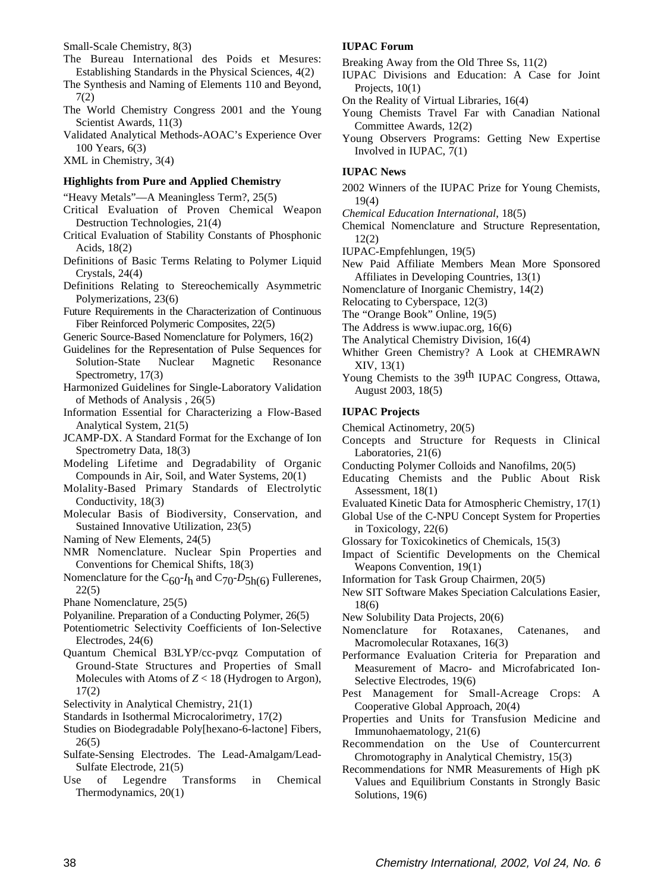Small-Scale Chemistry, 8(3)

The Bureau International des Poids et Mesures: Establishing Standards in the Physical Sciences, 4(2)

The Synthesis and Naming of Elements 110 and Beyond, 7(2)

The World Chemistry Congress 2001 and the Young Scientist Awards, 11(3)

Validated Analytical Methods-AOAC's Experience Over 100 Years, 6(3)

XML in Chemistry, 3(4)

**Highlights from Pure and Applied Chemistry**

"Heavy Metals"—A Meaningless Term?, 25(5)

Critical Evaluation of Proven Chemical Weapon Destruction Technologies, 21(4)

Critical Evaluation of Stability Constants of Phosphonic Acids, 18(2)

Definitions of Basic Terms Relating to Polymer Liquid Crystals, 24(4)

Definitions Relating to Stereochemically Asymmetric Polymerizations, 23(6)

Future Requirements in the Characterization of Continuous Fiber Reinforced Polymeric Composites, 22(5)

Generic Source-Based Nomenclature for Polymers, 16(2)

Guidelines for the Representation of Pulse Sequences for Solution-State Nuclear Magnetic Resonance Spectrometry, 17(3)

Harmonized Guidelines for Single-Laboratory Validation of Methods of Analysis , 26(5)

Information Essential for Characterizing a Flow-Based Analytical System, 21(5)

JCAMP-DX. A Standard Format for the Exchange of Ion Spectrometry Data, 18(3)

Modeling Lifetime and Degradability of Organic Compounds in Air, Soil, and Water Systems, 20(1)

Molality-Based Primary Standards of Electrolytic Conductivity, 18(3)

Molecular Basis of Biodiversity, Conservation, and Sustained Innovative Utilization, 23(5)

Naming of New Elements, 24(5)

NMR Nomenclature. Nuclear Spin Properties and Conventions for Chemical Shifts, 18(3)

Nomenclature for the $C_{60}$-$I_h$ and $C_{70}$-$D_{5h(6)}$ Fullerenes, 22(5)

Phane Nomenclature, 25(5)

Polyaniline. Preparation of a Conducting Polymer, 26(5)

Potentiometric Selectivity Coefficients of Ion-Selective Electrodes, 24(6)

Quantum Chemical B3LYP/cc-pvqz Computation of Ground-State Structures and Properties of Small Molecules with Atoms of $Z < 18$ (Hydrogen to Argon), 17(2)

Selectivity in Analytical Chemistry, 21(1)

Standards in Isothermal Microcalorimetry, 17(2)

Studies on Biodegradable Poly[hexano-6-lactone] Fibers, 26(5)

Sulfate-Sensing Electrodes. The Lead-Amalgam/Lead-Sulfate Electrode, 21(5)

Use of Legendre Transforms in Chemical Thermodynamics, 20(1)

**IUPAC Forum**

Breaking Away from the Old Three Ss, 11(2)

IUPAC Divisions and Education: A Case for Joint Projects, 10(1)

On the Reality of Virtual Libraries, 16(4)

Young Chemists Travel Far with Canadian National Committee Awards, 12(2)

Young Observers Programs: Getting New Expertise Involved in IUPAC, 7(1)

**IUPAC News**

2002 Winners of the IUPAC Prize for Young Chemists, 19(4)

*Chemical Education International*, 18(5)

Chemical Nomenclature and Structure Representation, 12(2)

IUPAC-Empfehlungen, 19(5)

New Paid Affiliate Members Mean More Sponsored Affiliates in Developing Countries, 13(1)

Nomenclature of Inorganic Chemistry, 14(2)

Relocating to Cyberspace, 12(3)

The "Orange Book" Online, 19(5)

The Address is www.iupac.org, 16(6)

The Analytical Chemistry Division, 16(4)

Whither Green Chemistry? A Look at CHEMRAWN XIV, 13(1)

Young Chemists to the 39th IUPAC Congress, Ottawa, August 2003, 18(5)

**IUPAC Projects**

Chemical Actinometry, 20(5)

Concepts and Structure for Requests in Clinical Laboratories, 21(6)

Conducting Polymer Colloids and Nanofilms, 20(5)

Educating Chemists and the Public About Risk Assessment, 18(1)

Evaluated Kinetic Data for Atmospheric Chemistry, 17(1)

Global Use of the C-NPU Concept System for Properties in Toxicology, 22(6)

Glossary for Toxicokinetics of Chemicals, 15(3)

Impact of Scientific Developments on the Chemical Weapons Convention, 19(1)

Information for Task Group Chairmen, 20(5)

New SIT Software Makes Speciation Calculations Easier, 18(6)

New Solubility Data Projects, 20(6)

Nomenclature for Rotaxanes, Catenanes, and Macromolecular Rotaxanes, 16(3)

Performance Evaluation Criteria for Preparation and Measurement of Macro- and Microfabricated Ion-Selective Electrodes, 19(6)

Pest Management for Small-Acreage Crops: A Cooperative Global Approach, 20(4)

Properties and Units for Transfusion Medicine and Immunohaematology, 21(6)

Recommendation on the Use of Countercurrent Chromotography in Analytical Chemistry, 15(3)

Recommendations for NMR Measurements of High pK Values and Equilibrium Constants in Strongly Basic Solutions, 19(6)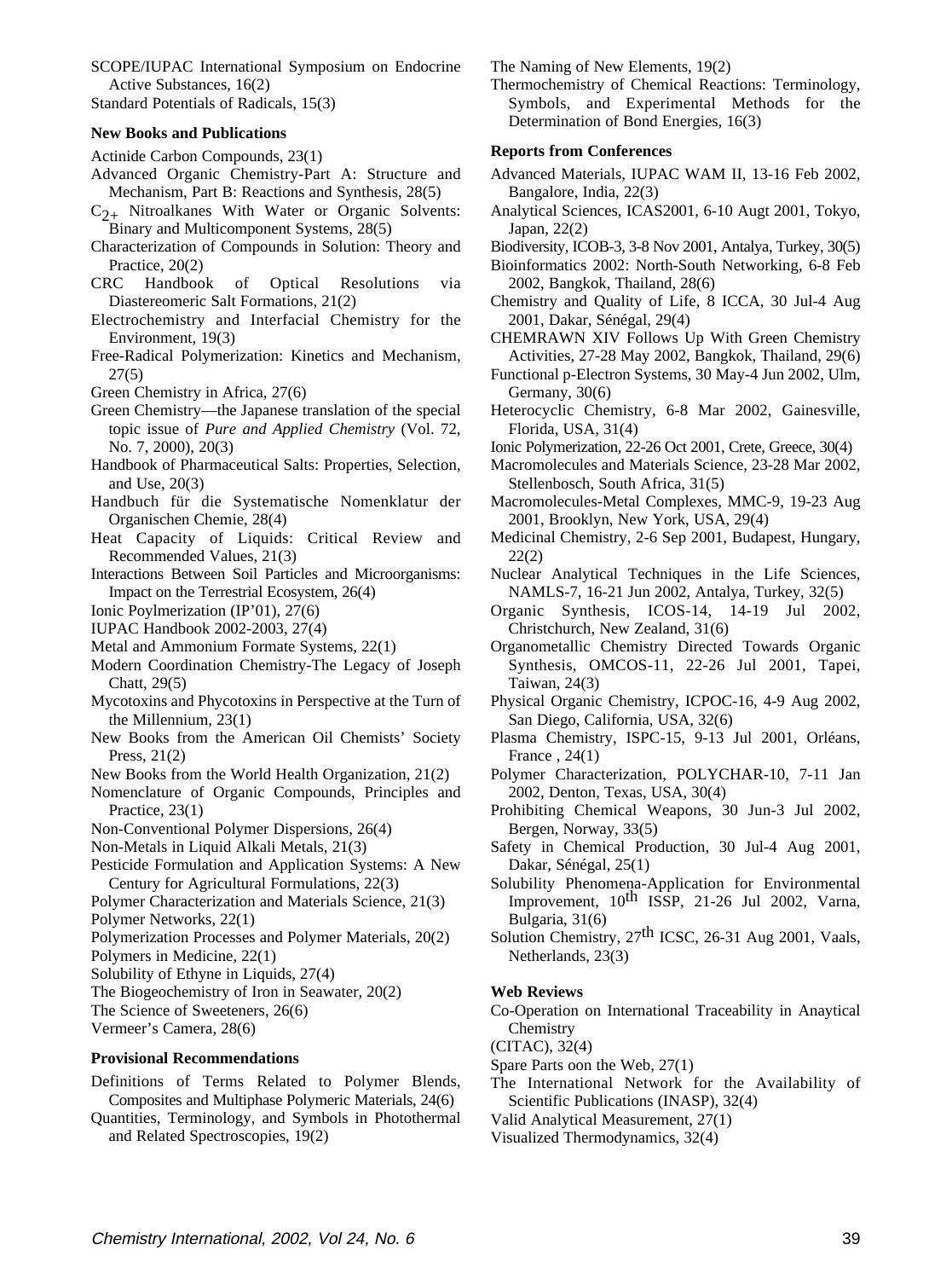SCOPE/IUPAC International Symposium on Endocrine Active Substances, 16(2)

Standard Potentials of Radicals, 15(3)

### New Books and Publications

Actinide Carbon Compounds, 23(1)

Advanced Organic Chemistry-Part A: Structure and Mechanism, Part B: Reactions and Synthesis, 28(5)

$C_{2+}$ Nitroalkanes With Water or Organic Solvents: Binary and Multicomponent Systems, 28(5)

Characterization of Compounds in Solution: Theory and Practice, 20(2)

CRC Handbook of Optical Resolutions via Diastereomeric Salt Formations, 21(2)

Electrochemistry and Interfacial Chemistry for the Environment, 19(3)

Free-Radical Polymerization: Kinetics and Mechanism, 27(5)

Green Chemistry in Africa, 27(6)

Green Chemistry—the Japanese translation of the special topic issue of *Pure and Applied Chemistry* (Vol. 72, No. 7, 2000), 20(3)

Handbook of Pharmaceutical Salts: Properties, Selection, and Use, 20(3)

Handbuch für die Systematische Nomenklatur der Organischen Chemie, 28(4)

Heat Capacity of Liquids: Critical Review and Recommended Values, 21(3)

Interactions Between Soil Particles and Microorganisms: Impact on the Terrestrial Ecosystem, 26(4)

Ionic Poylmerization (IP'01), 27(6)

IUPAC Handbook 2002-2003, 27(4)

Metal and Ammonium Formate Systems, 22(1)

Modern Coordination Chemistry-The Legacy of Joseph Chatt, 29(5)

Mycotoxins and Phycotoxins in Perspective at the Turn of the Millennium, 23(1)

New Books from the American Oil Chemists' Society Press, 21(2)

New Books from the World Health Organization, 21(2)

Nomenclature of Organic Compounds, Principles and Practice, 23(1)

Non-Conventional Polymer Dispersions, 26(4)

Non-Metals in Liquid Alkali Metals, 21(3)

Pesticide Formulation and Application Systems: A New Century for Agricultural Formulations, 22(3)

Polymer Characterization and Materials Science, 21(3)

Polymer Networks, 22(1)

Polymerization Processes and Polymer Materials, 20(2)

Polymers in Medicine, 22(1)

Solubility of Ethyne in Liquids, 27(4)

The Biogeochemistry of Iron in Seawater, 20(2)

The Science of Sweeteners, 26(6)

Vermeer's Camera, 28(6)

### Provisional Recommendations

Definitions of Terms Related to Polymer Blends, Composites and Multiphase Polymeric Materials, 24(6)

Quantities, Terminology, and Symbols in Photothermal and Related Spectroscopies, 19(2)

The Naming of New Elements, 19(2)

Thermochemistry of Chemical Reactions: Terminology, Symbols, and Experimental Methods for the Determination of Bond Energies, 16(3)

### Reports from Conferences

Advanced Materials, IUPAC WAM II, 13-16 Feb 2002, Bangalore, India, 22(3)

Analytical Sciences, ICAS2001, 6-10 Augt 2001, Tokyo, Japan, 22(2)

Biodiversity, ICOB-3, 3-8 Nov 2001, Antalya, Turkey, 30(5)

Bioinformatics 2002: North-South Networking, 6-8 Feb 2002, Bangkok, Thailand, 28(6)

Chemistry and Quality of Life, 8 ICCA, 30 Jul-4 Aug 2001, Dakar, Sénégal, 29(4)

CHEMRAWN XIV Follows Up With Green Chemistry Activities, 27-28 May 2002, Bangkok, Thailand, 29(6)

Functional p-Electron Systems, 30 May-4 Jun 2002, Ulm, Germany, 30(6)

Heterocyclic Chemistry, 6-8 Mar 2002, Gainesville, Florida, USA, 31(4)

Ionic Polymerization, 22-26 Oct 2001, Crete, Greece, 30(4)

Macromolecules and Materials Science, 23-28 Mar 2002, Stellenbosch, South Africa, 31(5)

Macromolecules-Metal Complexes, MMC-9, 19-23 Aug 2001, Brooklyn, New York, USA, 29(4)

Medicinal Chemistry, 2-6 Sep 2001, Budapest, Hungary, 22(2)

Nuclear Analytical Techniques in the Life Sciences, NAMLS-7, 16-21 Jun 2002, Antalya, Turkey, 32(5)

Organic Synthesis, ICOS-14, 14-19 Jul 2002, Christchurch, New Zealand, 31(6)

Organometallic Chemistry Directed Towards Organic Synthesis, OMCOS-11, 22-26 Jul 2001, Tapei, Taiwan, 24(3)

Physical Organic Chemistry, ICPOC-16, 4-9 Aug 2002, San Diego, California, USA, 32(6)

Plasma Chemistry, ISPC-15, 9-13 Jul 2001, Orléans, France , 24(1)

Polymer Characterization, POLYCHAR-10, 7-11 Jan 2002, Denton, Texas, USA, 30(4)

Prohibiting Chemical Weapons, 30 Jun-3 Jul 2002, Bergen, Norway, 33(5)

Safety in Chemical Production, 30 Jul-4 Aug 2001, Dakar, Sénégal, 25(1)

Solubility Phenomena-Application for Environmental Improvement, 10th ISSP, 21-26 Jul 2002, Varna, Bulgaria, 31(6)

Solution Chemistry, 27th ICSC, 26-31 Aug 2001, Vaals, Netherlands, 23(3)

### Web Reviews

Co-Operation on International Traceability in Anaytical Chemistry

(CITAC), 32(4)

Spare Parts oon the Web, 27(1)

The International Network for the Availability of Scientific Publications (INASP), 32(4)

Valid Analytical Measurement, 27(1)

Visualized Thermodynamics, 32(4)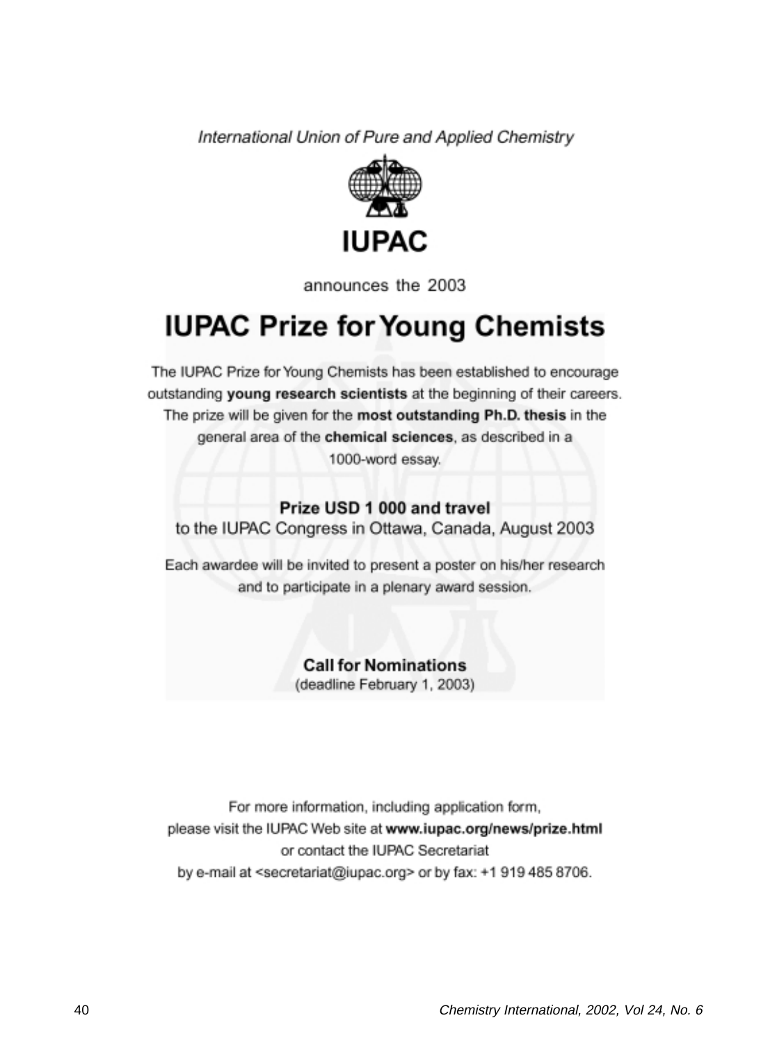*International Union of Pure and Applied Chemistry*

**IUPAC**

announces the 2003

# IUPAC Prize for Young Chemists

The IUPAC Prize for Young Chemists has been established to encourage outstanding **young research scientists** at the beginning of their careers. The prize will be given for the **most outstanding Ph.D. thesis** in the general area of the **chemical sciences**, as described in a 1000-word essay.

**Prize USD 1 000 and travel**
to the IUPAC Congress in Ottawa, Canada, August 2003

Each awardee will be invited to present a poster on his/her research and to participate in a plenary award session.

**Call for Nominations**
(deadline February 1, 2003)

For more information, including application form, please visit the IUPAC Web site at **www.iupac.org/news/prize.html** or contact the IUPAC Secretariat by e-mail at <secretariat@iupac.org> or by fax: +1 919 485 8706.